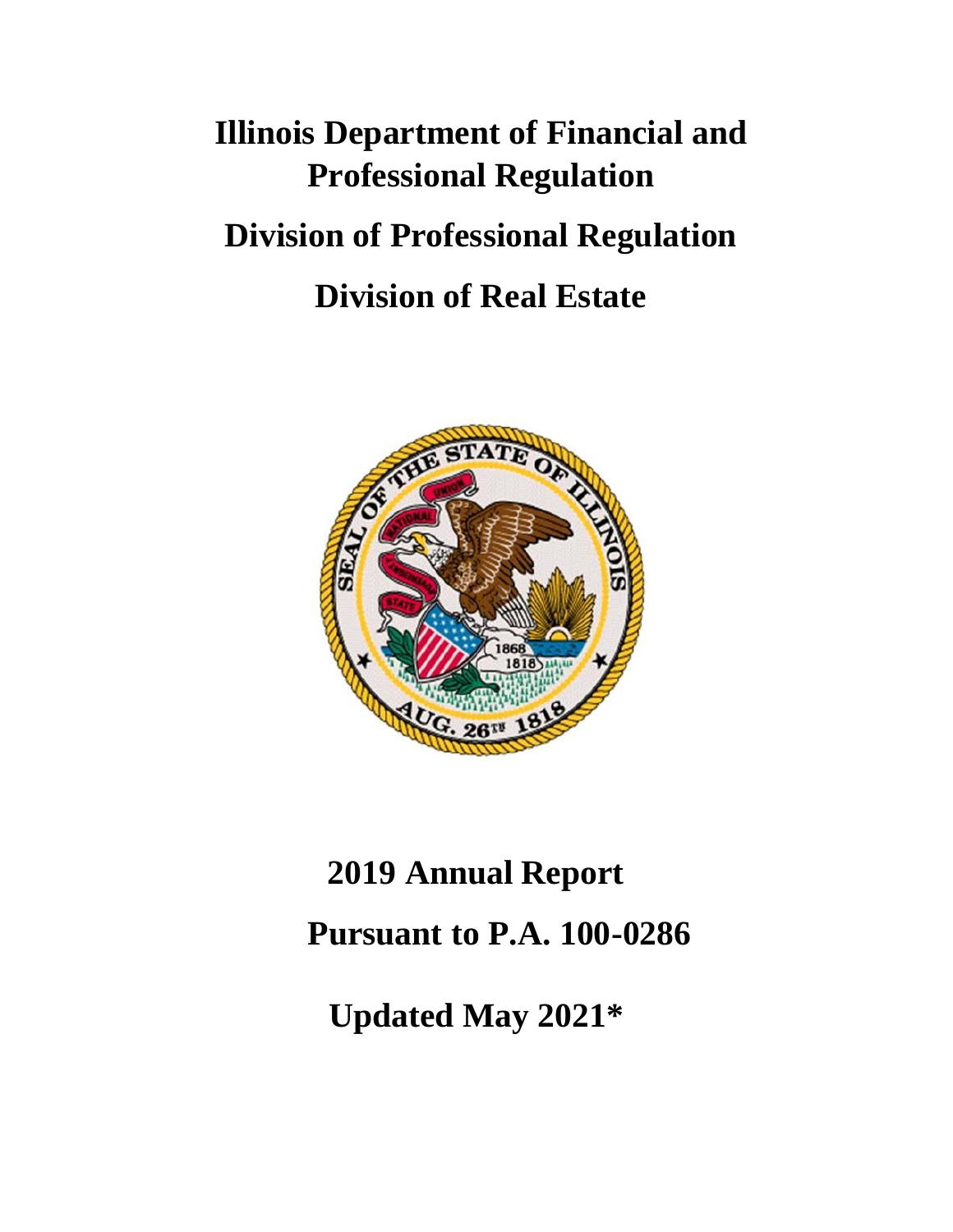# Illinois Department of Financial and Professional Regulation

## Division of Professional Regulation

## Division of Real Estate

# 2019 Annual Report

## Pursuant to P.A. 100-0286

## Updated May 2021*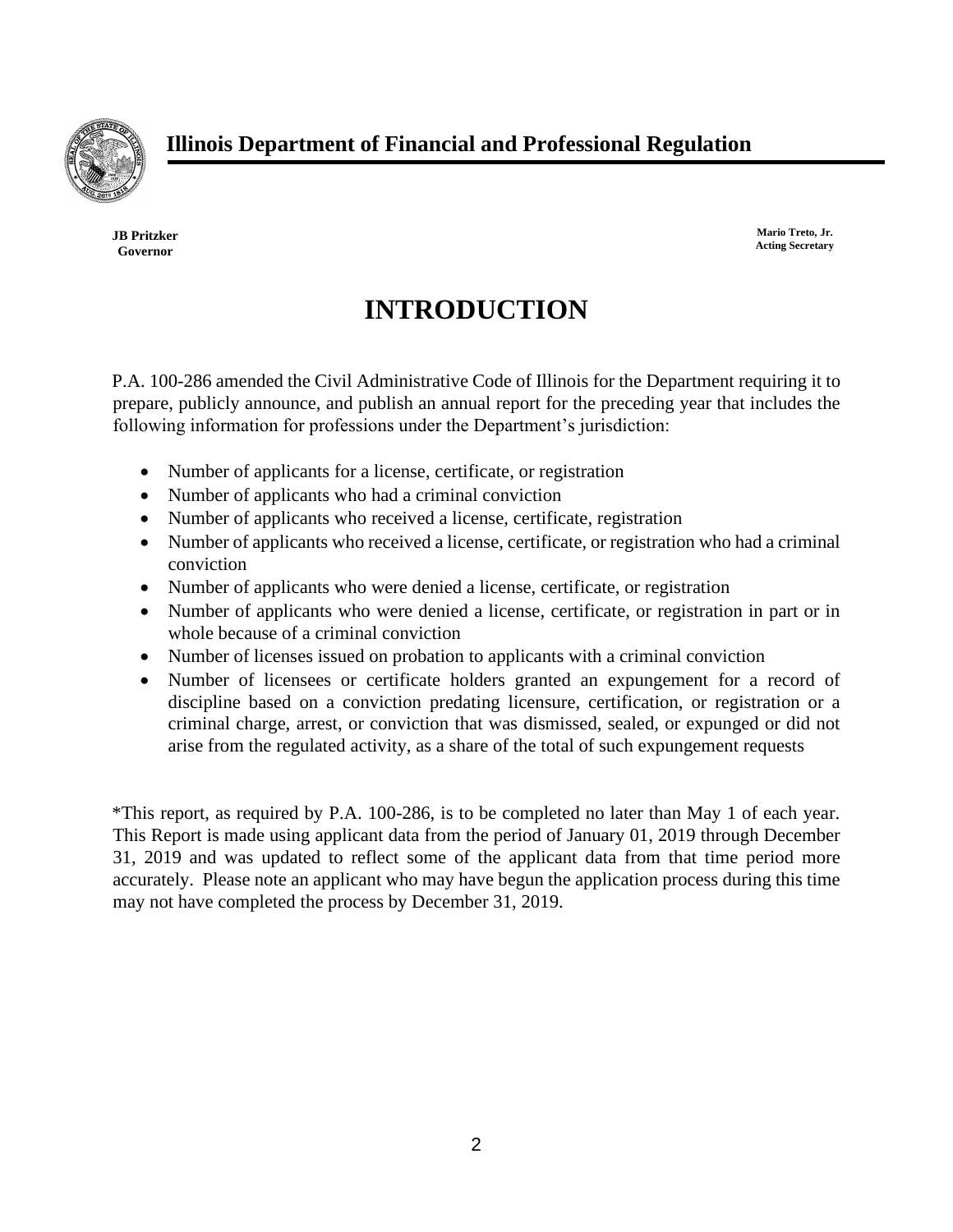**Illinois Department of Financial and Professional Regulation**

**JB Pritzker**
**Governor**

**Mario Treto, Jr.**
**Acting Secretary**

# INTRODUCTION

P.A. 100-286 amended the Civil Administrative Code of Illinois for the Department requiring it to prepare, publicly announce, and publish an annual report for the preceding year that includes the following information for professions under the Department's jurisdiction:

- Number of applicants for a license, certificate, or registration
- Number of applicants who had a criminal conviction
- Number of applicants who received a license, certificate, registration
- Number of applicants who received a license, certificate, or registration who had a criminal conviction
- Number of applicants who were denied a license, certificate, or registration
- Number of applicants who were denied a license, certificate, or registration in part or in whole because of a criminal conviction
- Number of licenses issued on probation to applicants with a criminal conviction
- Number of licensees or certificate holders granted an expungement for a record of discipline based on a conviction predating licensure, certification, or registration or a criminal charge, arrest, or conviction that was dismissed, sealed, or expunged or did not arise from the regulated activity, as a share of the total of such expungement requests

*This report, as required by P.A. 100-286, is to be completed no later than May 1 of each year. This Report is made using applicant data from the period of January 01, 2019 through December 31, 2019 and was updated to reflect some of the applicant data from that time period more accurately. Please note an applicant who may have begun the application process during this time may not have completed the process by December 31, 2019.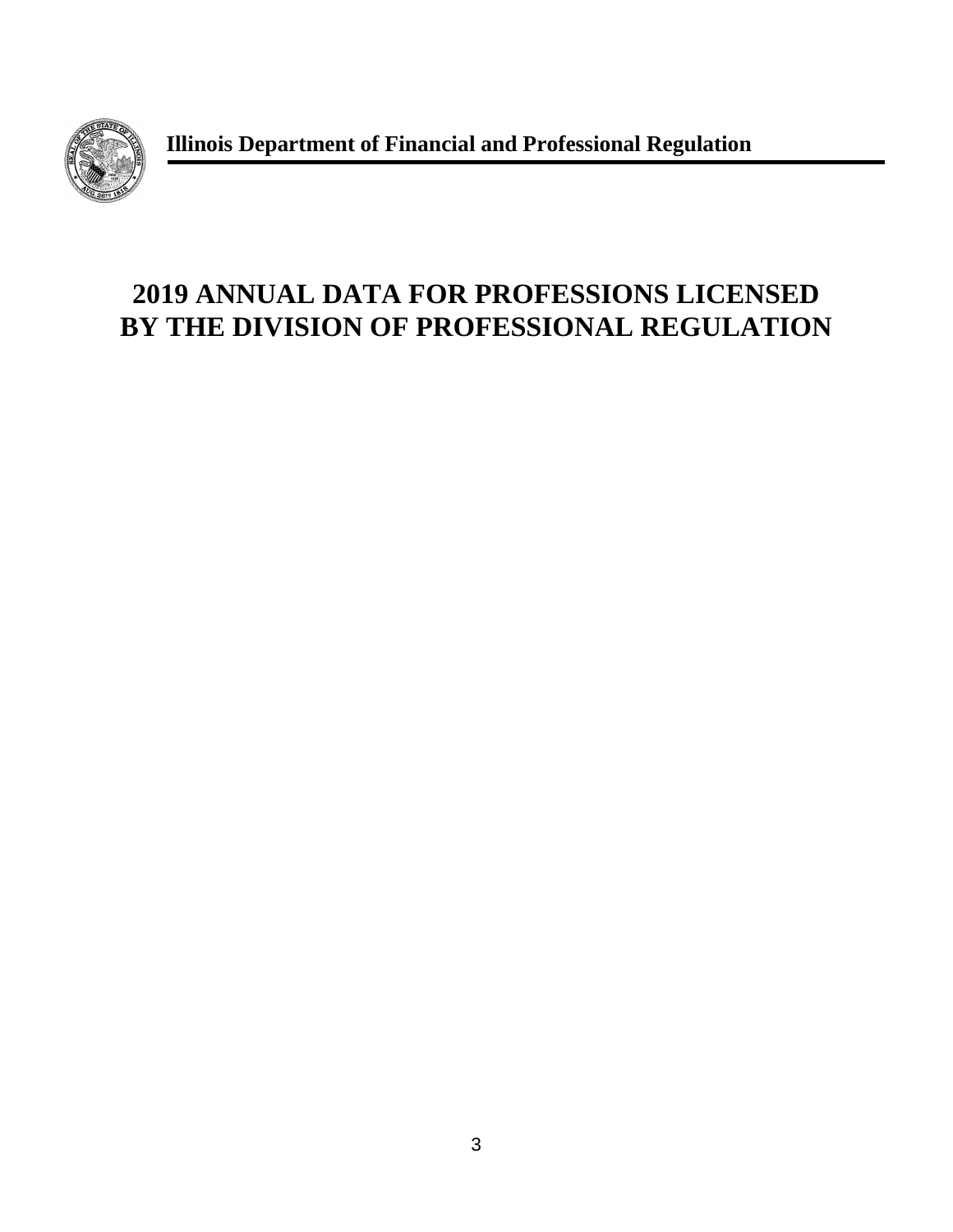**Illinois Department of Financial and Professional Regulation**

# 2019 ANNUAL DATA FOR PROFESSIONS LICENSED BY THE DIVISION OF PROFESSIONAL REGULATION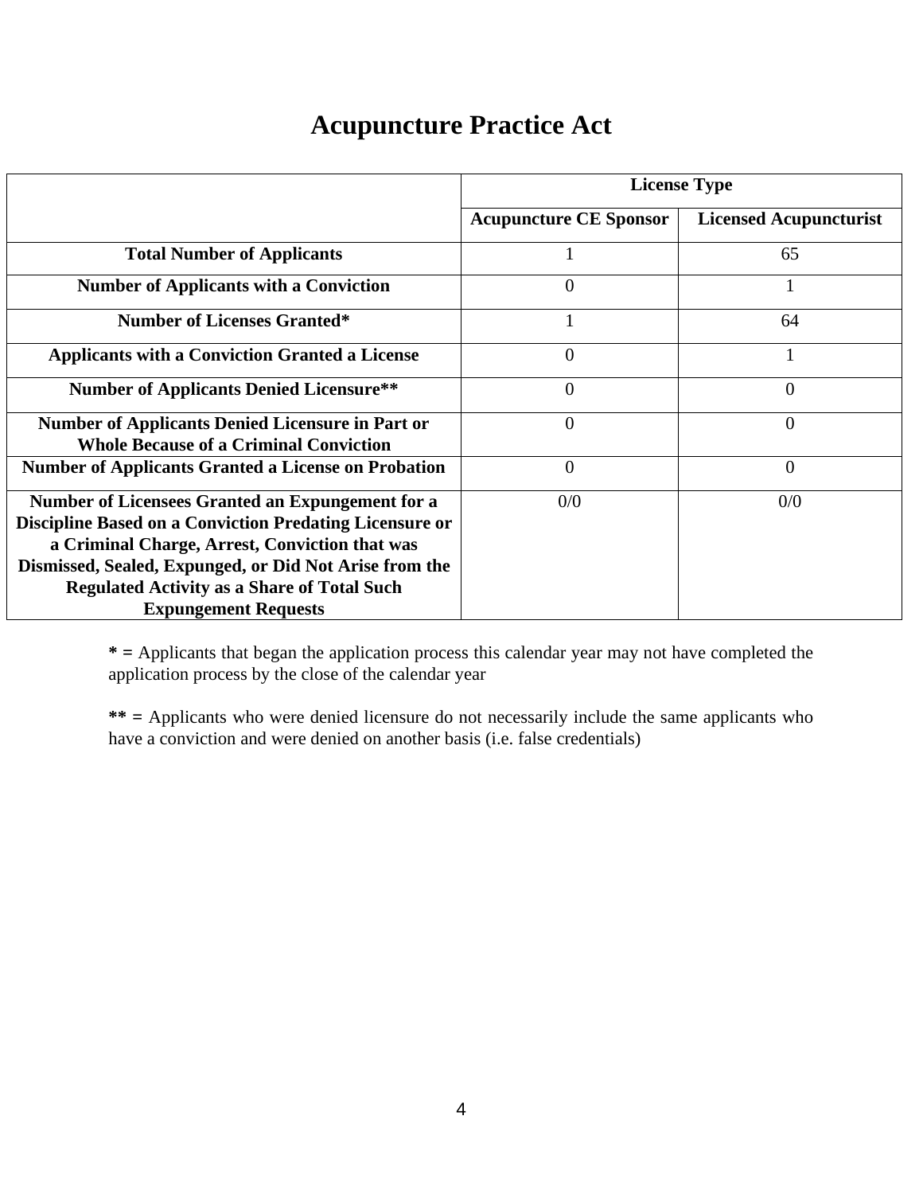# Acupuncture Practice Act

| | License Type | |
|---|---|---|
| | **Acupuncture CE Sponsor** | **Licensed Acupuncturist** |
| **Total Number of Applicants** | 1 | 65 |
| **Number of Applicants with a Conviction** | 0 | 1 |
| **Number of Licenses Granted*** | 1 | 64 |
| **Applicants with a Conviction Granted a License** | 0 | 1 |
| **Number of Applicants Denied Licensure**** | 0 | 0 |
| **Number of Applicants Denied Licensure in Part or Whole Because of a Criminal Conviction** | 0 | 0 |
| **Number of Applicants Granted a License on Probation** | 0 | 0 |
| **Number of Licensees Granted an Expungement for a Discipline Based on a Conviction Predating Licensure or a Criminal Charge, Arrest, Conviction that was Dismissed, Sealed, Expunged, or Did Not Arise from the Regulated Activity as a Share of Total Such Expungement Requests** | 0/0 | 0/0 |

**\* =** Applicants that began the application process this calendar year may not have completed the application process by the close of the calendar year

**\*\* =** Applicants who were denied licensure do not necessarily include the same applicants who have a conviction and were denied on another basis (i.e. false credentials)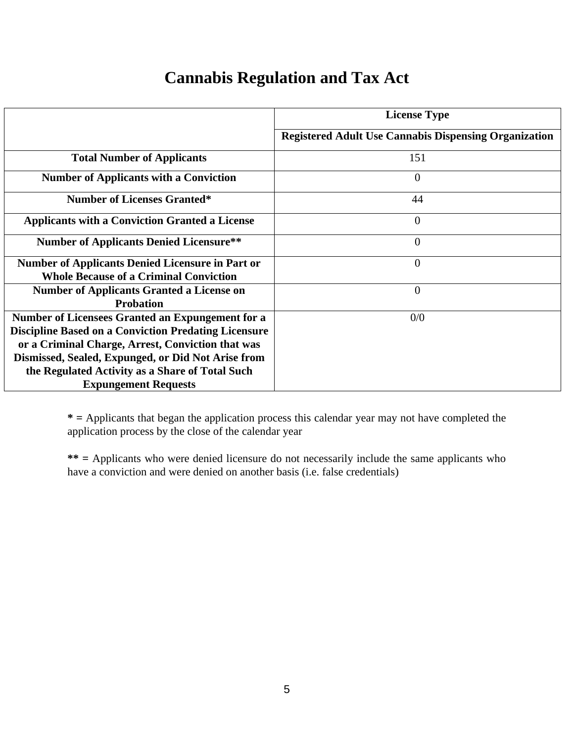# Cannabis Regulation and Tax Act

| | License Type |
|---|---|
| | **Registered Adult Use Cannabis Dispensing Organization** |
| **Total Number of Applicants** | 151 |
| **Number of Applicants with a Conviction** | 0 |
| **Number of Licenses Granted*** | 44 |
| **Applicants with a Conviction Granted a License** | 0 |
| **Number of Applicants Denied Licensure**** | 0 |
| **Number of Applicants Denied Licensure in Part or Whole Because of a Criminal Conviction** | 0 |
| **Number of Applicants Granted a License on Probation** | 0 |
| **Number of Licensees Granted an Expungement for a Discipline Based on a Conviction Predating Licensure or a Criminal Charge, Arrest, Conviction that was Dismissed, Sealed, Expunged, or Did Not Arise from the Regulated Activity as a Share of Total Such Expungement Requests** | 0/0 |

**\* =** Applicants that began the application process this calendar year may not have completed the application process by the close of the calendar year

**\*\* =** Applicants who were denied licensure do not necessarily include the same applicants who have a conviction and were denied on another basis (i.e. false credentials)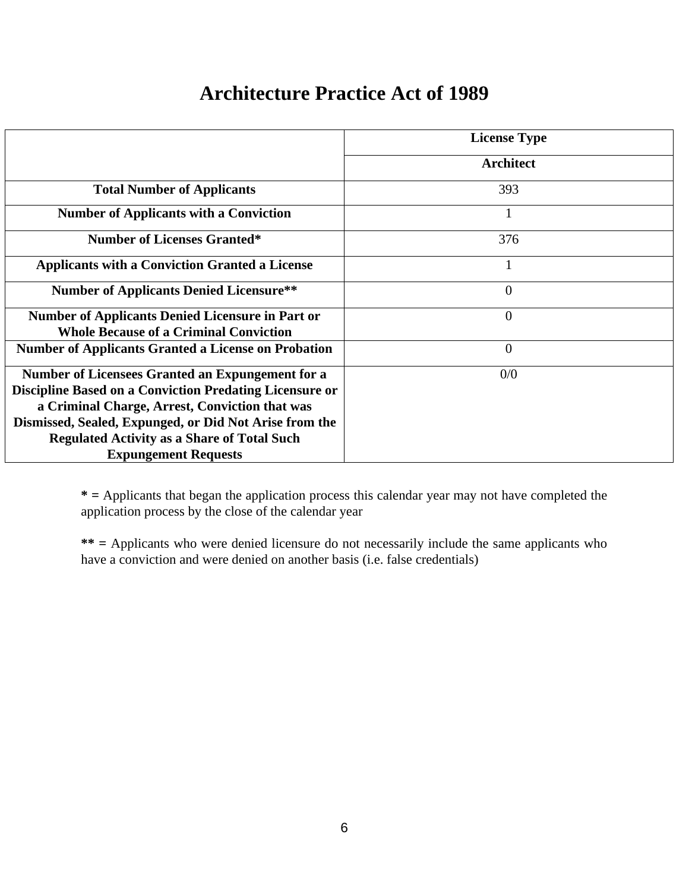# Architecture Practice Act of 1989

| | License Type |
|---|---|
| | Architect |
| Total Number of Applicants | 393 |
| Number of Applicants with a Conviction | 1 |
| Number of Licenses Granted* | 376 |
| Applicants with a Conviction Granted a License | 1 |
| Number of Applicants Denied Licensure** | 0 |
| Number of Applicants Denied Licensure in Part or Whole Because of a Criminal Conviction | 0 |
| Number of Applicants Granted a License on Probation | 0 |
| Number of Licensees Granted an Expungement for a Discipline Based on a Conviction Predating Licensure or a Criminal Charge, Arrest, Conviction that was Dismissed, Sealed, Expunged, or Did Not Arise from the Regulated Activity as a Share of Total Such Expungement Requests | 0/0 |

**\* =** Applicants that began the application process this calendar year may not have completed the application process by the close of the calendar year

**\*\* =** Applicants who were denied licensure do not necessarily include the same applicants who have a conviction and were denied on another basis (i.e. false credentials)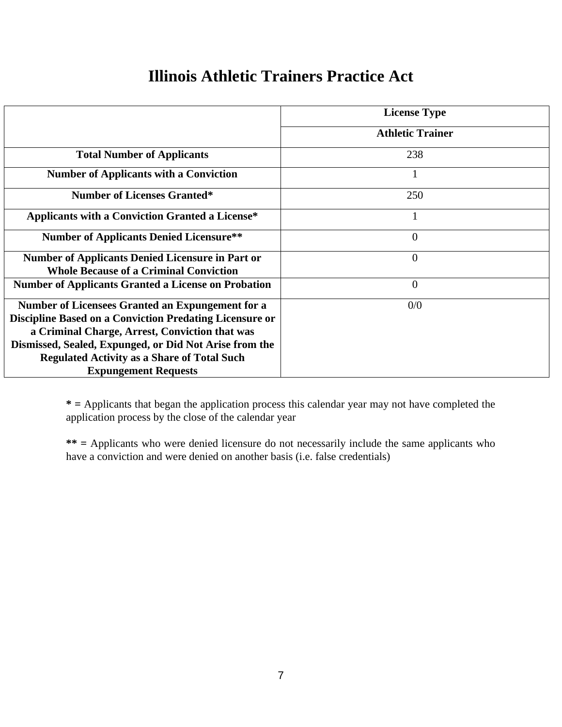# Illinois Athletic Trainers Practice Act

| | License Type |
|---|---|
| | **Athletic Trainer** |
| **Total Number of Applicants** | 238 |
| **Number of Applicants with a Conviction** | 1 |
| **Number of Licenses Granted*** | 250 |
| **Applicants with a Conviction Granted a License*** | 1 |
| **Number of Applicants Denied Licensure**** | 0 |
| **Number of Applicants Denied Licensure in Part or Whole Because of a Criminal Conviction** | 0 |
| **Number of Applicants Granted a License on Probation** | 0 |
| **Number of Licensees Granted an Expungement for a Discipline Based on a Conviction Predating Licensure or a Criminal Charge, Arrest, Conviction that was Dismissed, Sealed, Expunged, or Did Not Arise from the Regulated Activity as a Share of Total Such Expungement Requests** | 0/0 |

**\* =** Applicants that began the application process this calendar year may not have completed the application process by the close of the calendar year

**\*\* =** Applicants who were denied licensure do not necessarily include the same applicants who have a conviction and were denied on another basis (i.e. false credentials)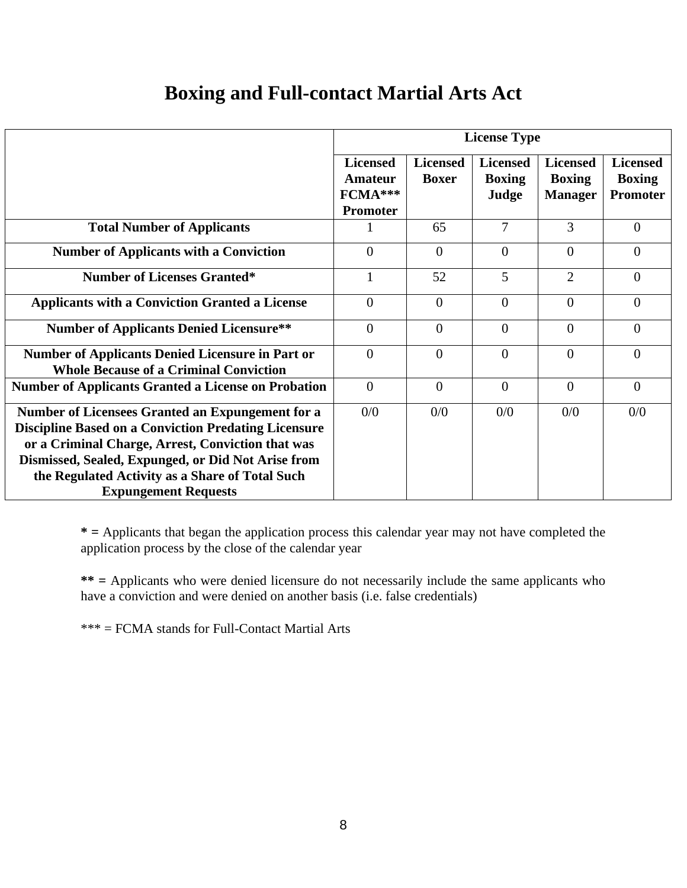# Boxing and Full-contact Martial Arts Act

| | License Type | | | | |
|---|---|---|---|---|---|
| | **Licensed Amateur FCMA*** Promoter** | **Licensed Boxer** | **Licensed Boxing Judge** | **Licensed Boxing Manager** | **Licensed Boxing Promoter** |
| **Total Number of Applicants** | 1 | 65 | 7 | 3 | 0 |
| **Number of Applicants with a Conviction** | 0 | 0 | 0 | 0 | 0 |
| **Number of Licenses Granted*** | 1 | 52 | 5 | 2 | 0 |
| **Applicants with a Conviction Granted a License** | 0 | 0 | 0 | 0 | 0 |
| **Number of Applicants Denied Licensure**** | 0 | 0 | 0 | 0 | 0 |
| **Number of Applicants Denied Licensure in Part or Whole Because of a Criminal Conviction** | 0 | 0 | 0 | 0 | 0 |
| **Number of Applicants Granted a License on Probation** | 0 | 0 | 0 | 0 | 0 |
| **Number of Licensees Granted an Expungement for a Discipline Based on a Conviction Predating Licensure or a Criminal Charge, Arrest, Conviction that was Dismissed, Sealed, Expunged, or Did Not Arise from the Regulated Activity as a Share of Total Such Expungement Requests** | 0/0 | 0/0 | 0/0 | 0/0 | 0/0 |

**\* =** Applicants that began the application process this calendar year may not have completed the application process by the close of the calendar year

**\*\* =** Applicants who were denied licensure do not necessarily include the same applicants who have a conviction and were denied on another basis (i.e. false credentials)

*** = FCMA stands for Full-Contact Martial Arts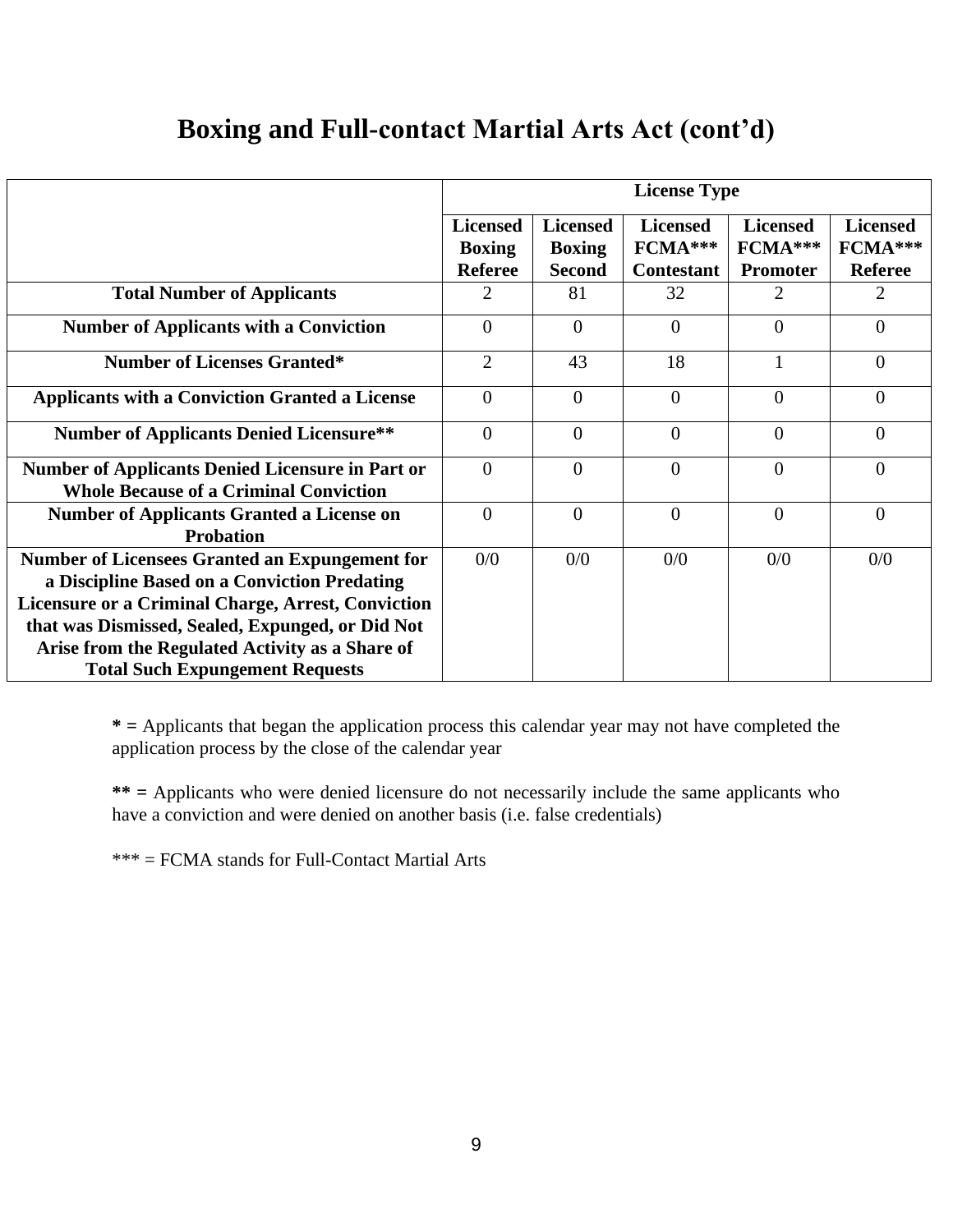# Boxing and Full-contact Martial Arts Act (cont'd)

| | License Type | | | | |
|---|---|---|---|---|---|
| | **Licensed Boxing Referee** | **Licensed Boxing Second** | **Licensed FCMA*** Contestant** | **Licensed FCMA*** Promoter** | **Licensed FCMA*** Referee** |
| **Total Number of Applicants** | 2 | 81 | 32 | 2 | 2 |
| **Number of Applicants with a Conviction** | 0 | 0 | 0 | 0 | 0 |
| **Number of Licenses Granted*** | 2 | 43 | 18 | 1 | 0 |
| **Applicants with a Conviction Granted a License** | 0 | 0 | 0 | 0 | 0 |
| **Number of Applicants Denied Licensure**** | 0 | 0 | 0 | 0 | 0 |
| **Number of Applicants Denied Licensure in Part or Whole Because of a Criminal Conviction** | 0 | 0 | 0 | 0 | 0 |
| **Number of Applicants Granted a License on Probation** | 0 | 0 | 0 | 0 | 0 |
| **Number of Licensees Granted an Expungement for a Discipline Based on a Conviction Predating Licensure or a Criminal Charge, Arrest, Conviction that was Dismissed, Sealed, Expunged, or Did Not Arise from the Regulated Activity as a Share of Total Such Expungement Requests** | 0/0 | 0/0 | 0/0 | 0/0 | 0/0 |

**\* =** Applicants that began the application process this calendar year may not have completed the application process by the close of the calendar year

**\*\* =** Applicants who were denied licensure do not necessarily include the same applicants who have a conviction and were denied on another basis (i.e. false credentials)

\*\*\* = FCMA stands for Full-Contact Martial Arts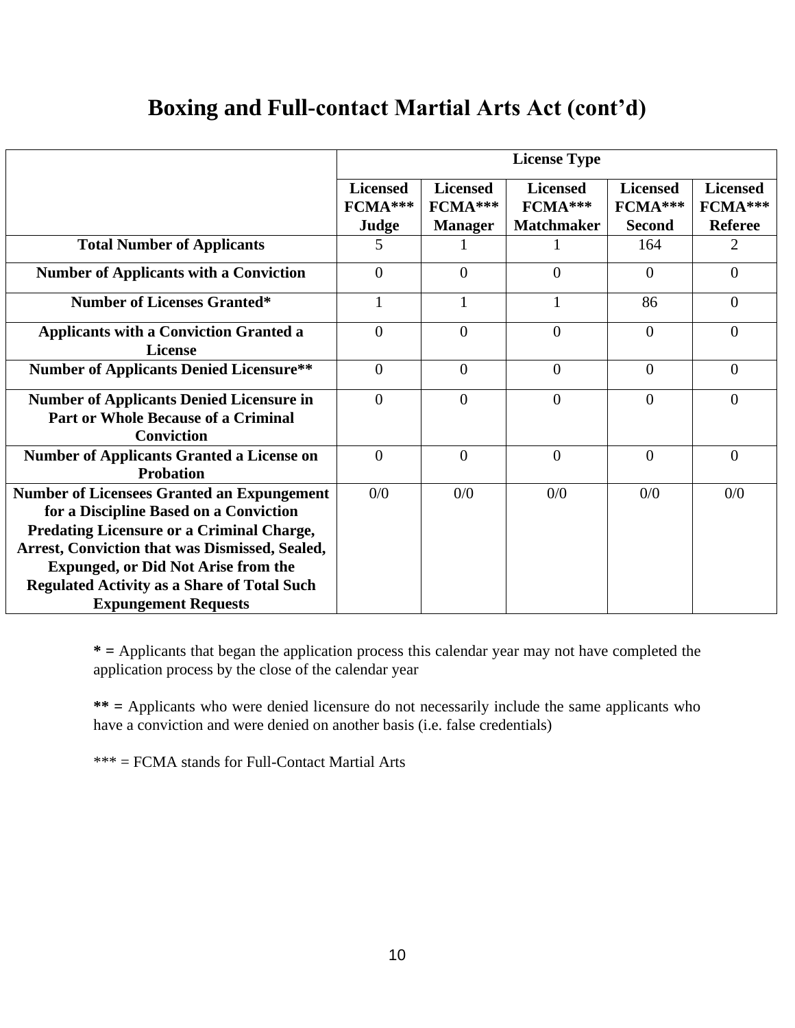# Boxing and Full-contact Martial Arts Act (cont'd)

| | License Type | | | | |
|---|---|---|---|---|---|
| | **Licensed FCMA*** Judge** | **Licensed FCMA*** Manager** | **Licensed FCMA*** Matchmaker** | **Licensed FCMA*** Second** | **Licensed FCMA*** Referee** |
| **Total Number of Applicants** | 5 | 1 | 1 | 164 | 2 |
| **Number of Applicants with a Conviction** | 0 | 0 | 0 | 0 | 0 |
| **Number of Licenses Granted*** | 1 | 1 | 1 | 86 | 0 |
| **Applicants with a Conviction Granted a License** | 0 | 0 | 0 | 0 | 0 |
| **Number of Applicants Denied Licensure**** | 0 | 0 | 0 | 0 | 0 |
| **Number of Applicants Denied Licensure in Part or Whole Because of a Criminal Conviction** | 0 | 0 | 0 | 0 | 0 |
| **Number of Applicants Granted a License on Probation** | 0 | 0 | 0 | 0 | 0 |
| **Number of Licensees Granted an Expungement for a Discipline Based on a Conviction Predating Licensure or a Criminal Charge, Arrest, Conviction that was Dismissed, Sealed, Expunged, or Did Not Arise from the Regulated Activity as a Share of Total Such Expungement Requests** | 0/0 | 0/0 | 0/0 | 0/0 | 0/0 |

**\* =** Applicants that began the application process this calendar year may not have completed the application process by the close of the calendar year

**\*\* =** Applicants who were denied licensure do not necessarily include the same applicants who have a conviction and were denied on another basis (i.e. false credentials)

\*\*\* = FCMA stands for Full-Contact Martial Arts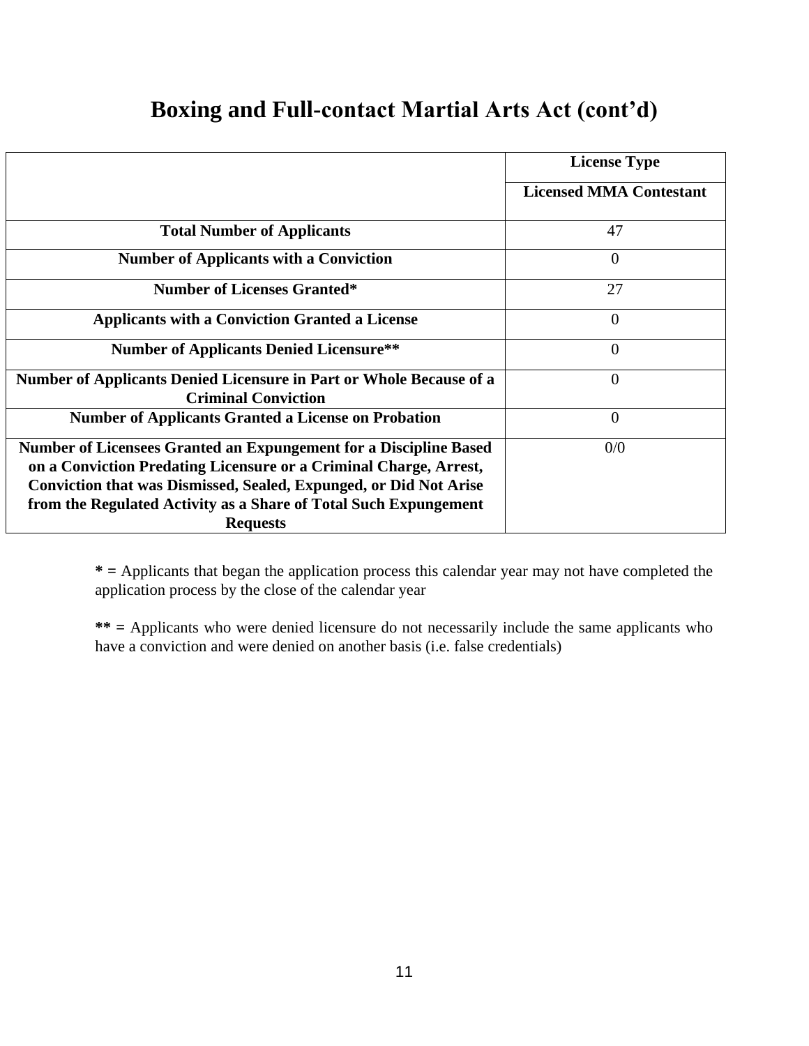# Boxing and Full-contact Martial Arts Act (cont'd)

| | License Type |
|---|---|
| | **Licensed MMA Contestant** |
| **Total Number of Applicants** | 47 |
| **Number of Applicants with a Conviction** | 0 |
| **Number of Licenses Granted*** | 27 |
| **Applicants with a Conviction Granted a License** | 0 |
| **Number of Applicants Denied Licensure**** | 0 |
| **Number of Applicants Denied Licensure in Part or Whole Because of a Criminal Conviction** | 0 |
| **Number of Applicants Granted a License on Probation** | 0 |
| **Number of Licensees Granted an Expungement for a Discipline Based on a Conviction Predating Licensure or a Criminal Charge, Arrest, Conviction that was Dismissed, Sealed, Expunged, or Did Not Arise from the Regulated Activity as a Share of Total Such Expungement Requests** | 0/0 |

**\* =** Applicants that began the application process this calendar year may not have completed the application process by the close of the calendar year

**\*\* =** Applicants who were denied licensure do not necessarily include the same applicants who have a conviction and were denied on another basis (i.e. false credentials)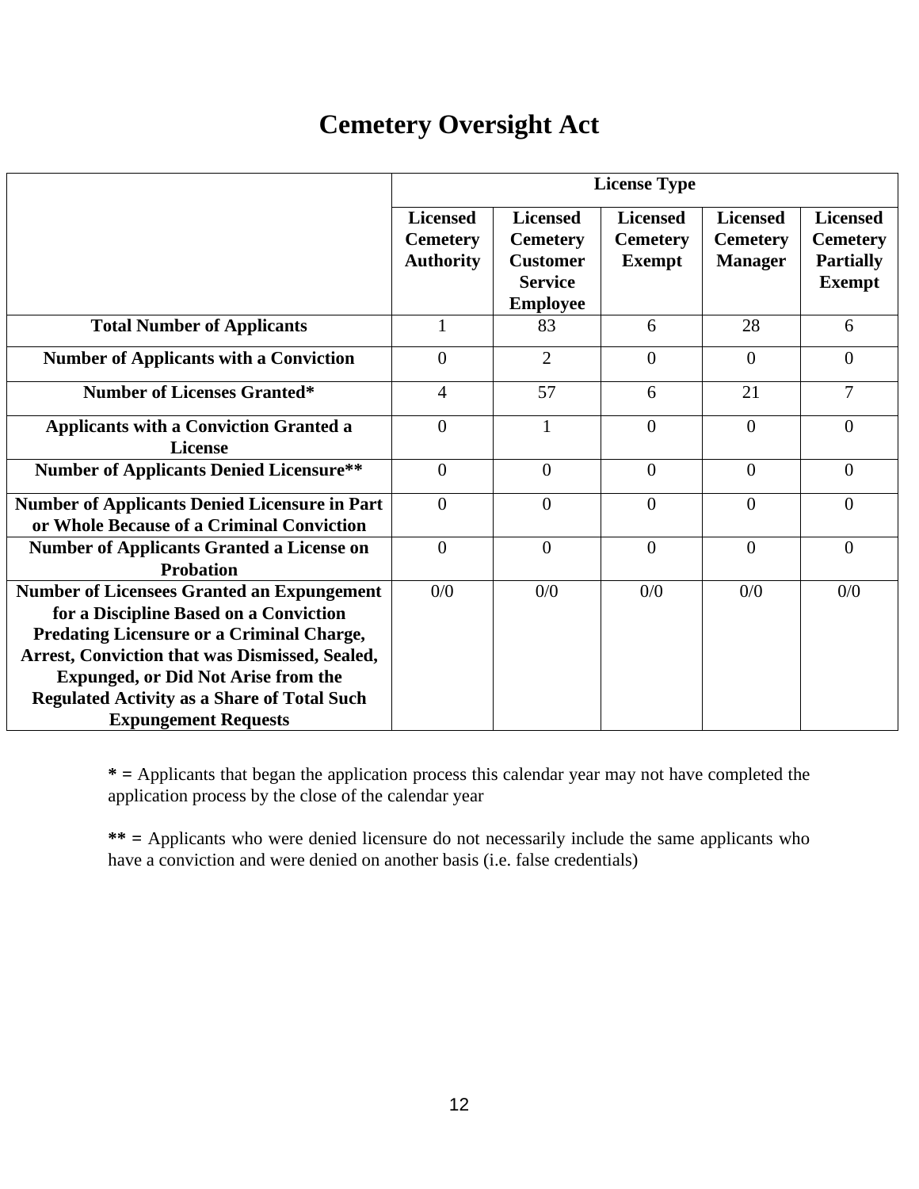# Cemetery Oversight Act

| | License Type | | | | |
|---|---|---|---|---|---|
| | **Licensed Cemetery Authority** | **Licensed Cemetery Customer Service Employee** | **Licensed Cemetery Exempt** | **Licensed Cemetery Manager** | **Licensed Cemetery Partially Exempt** |
| **Total Number of Applicants** | 1 | 83 | 6 | 28 | 6 |
| **Number of Applicants with a Conviction** | 0 | 2 | 0 | 0 | 0 |
| **Number of Licenses Granted*** | 4 | 57 | 6 | 21 | 7 |
| **Applicants with a Conviction Granted a License** | 0 | 1 | 0 | 0 | 0 |
| **Number of Applicants Denied Licensure**** | 0 | 0 | 0 | 0 | 0 |
| **Number of Applicants Denied Licensure in Part or Whole Because of a Criminal Conviction** | 0 | 0 | 0 | 0 | 0 |
| **Number of Applicants Granted a License on Probation** | 0 | 0 | 0 | 0 | 0 |
| **Number of Licensees Granted an Expungement for a Discipline Based on a Conviction Predating Licensure or a Criminal Charge, Arrest, Conviction that was Dismissed, Sealed, Expunged, or Did Not Arise from the Regulated Activity as a Share of Total Such Expungement Requests** | 0/0 | 0/0 | 0/0 | 0/0 | 0/0 |

**\* =** Applicants that began the application process this calendar year may not have completed the application process by the close of the calendar year

**\*\* =** Applicants who were denied licensure do not necessarily include the same applicants who have a conviction and were denied on another basis (i.e. false credentials)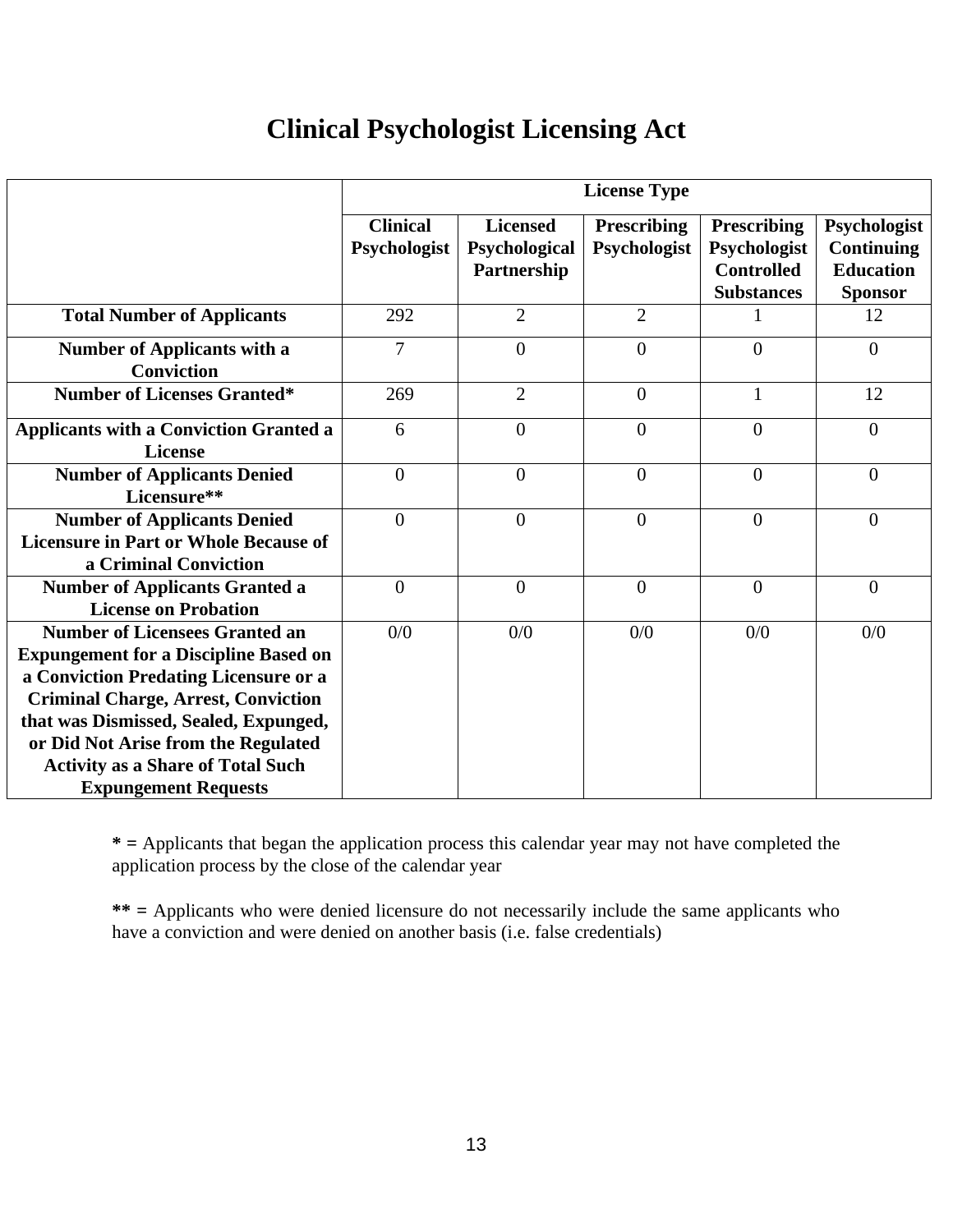# Clinical Psychologist Licensing Act

| | License Type | | | | |
|---|---|---|---|---|---|
| | **Clinical Psychologist** | **Licensed Psychological Partnership** | **Prescribing Psychologist** | **Prescribing Psychologist Controlled Substances** | **Psychologist Continuing Education Sponsor** |
| **Total Number of Applicants** | 292 | 2 | 2 | 1 | 12 |
| **Number of Applicants with a Conviction** | 7 | 0 | 0 | 0 | 0 |
| **Number of Licenses Granted*** | 269 | 2 | 0 | 1 | 12 |
| **Applicants with a Conviction Granted a License** | 6 | 0 | 0 | 0 | 0 |
| **Number of Applicants Denied Licensure**** | 0 | 0 | 0 | 0 | 0 |
| **Number of Applicants Denied Licensure in Part or Whole Because of a Criminal Conviction** | 0 | 0 | 0 | 0 | 0 |
| **Number of Applicants Granted a License on Probation** | 0 | 0 | 0 | 0 | 0 |
| **Number of Licensees Granted an Expungement for a Discipline Based on a Conviction Predating Licensure or a Criminal Charge, Arrest, Conviction that was Dismissed, Sealed, Expunged, or Did Not Arise from the Regulated Activity as a Share of Total Such Expungement Requests** | 0/0 | 0/0 | 0/0 | 0/0 | 0/0 |

**\* =** Applicants that began the application process this calendar year may not have completed the application process by the close of the calendar year

**\*\* =** Applicants who were denied licensure do not necessarily include the same applicants who have a conviction and were denied on another basis (i.e. false credentials)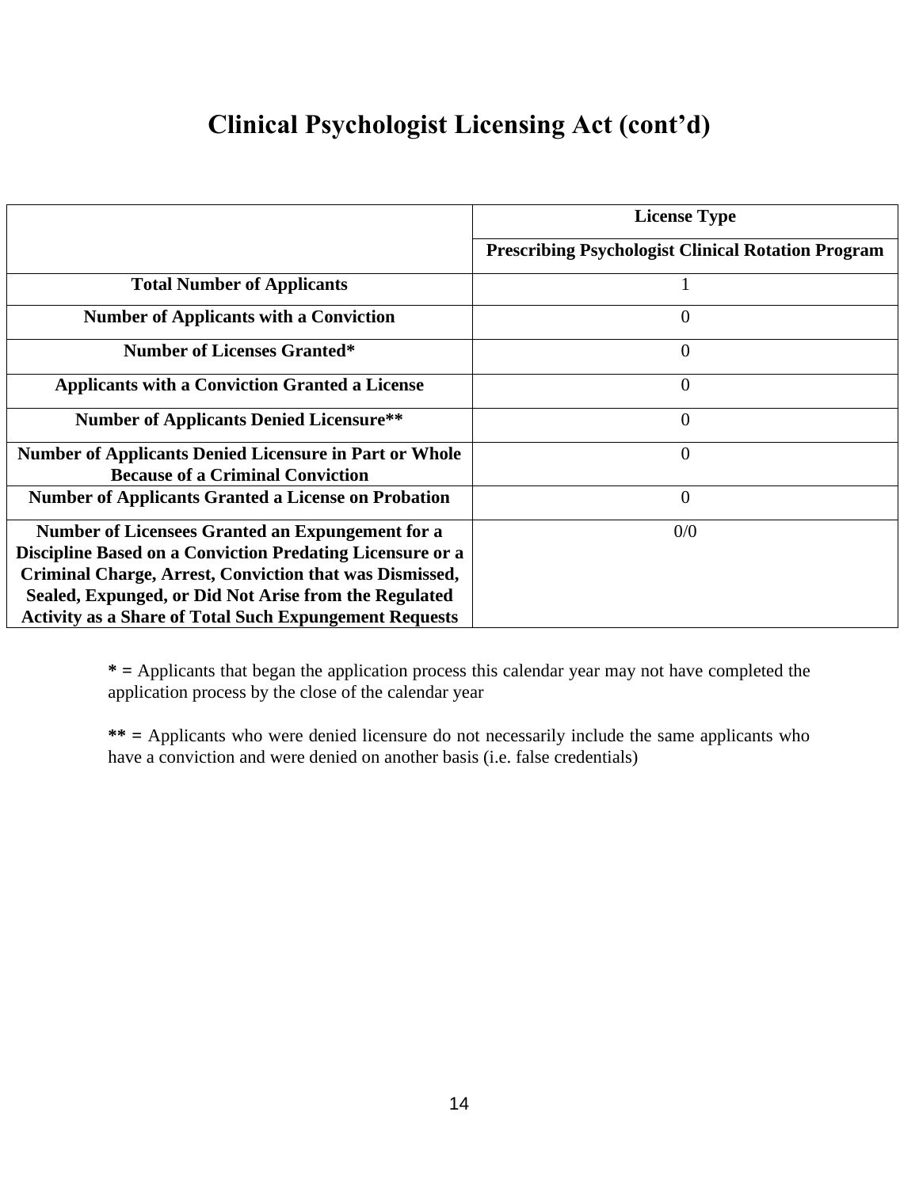# Clinical Psychologist Licensing Act (cont'd)

| | License Type |
|---|---|
| | Prescribing Psychologist Clinical Rotation Program |
| Total Number of Applicants | 1 |
| Number of Applicants with a Conviction | 0 |
| Number of Licenses Granted* | 0 |
| Applicants with a Conviction Granted a License | 0 |
| Number of Applicants Denied Licensure** | 0 |
| Number of Applicants Denied Licensure in Part or Whole Because of a Criminal Conviction | 0 |
| Number of Applicants Granted a License on Probation | 0 |
| Number of Licensees Granted an Expungement for a Discipline Based on a Conviction Predating Licensure or a Criminal Charge, Arrest, Conviction that was Dismissed, Sealed, Expunged, or Did Not Arise from the Regulated Activity as a Share of Total Such Expungement Requests | 0/0 |

**\* =** Applicants that began the application process this calendar year may not have completed the application process by the close of the calendar year

**\*\* =** Applicants who were denied licensure do not necessarily include the same applicants who have a conviction and were denied on another basis (i.e. false credentials)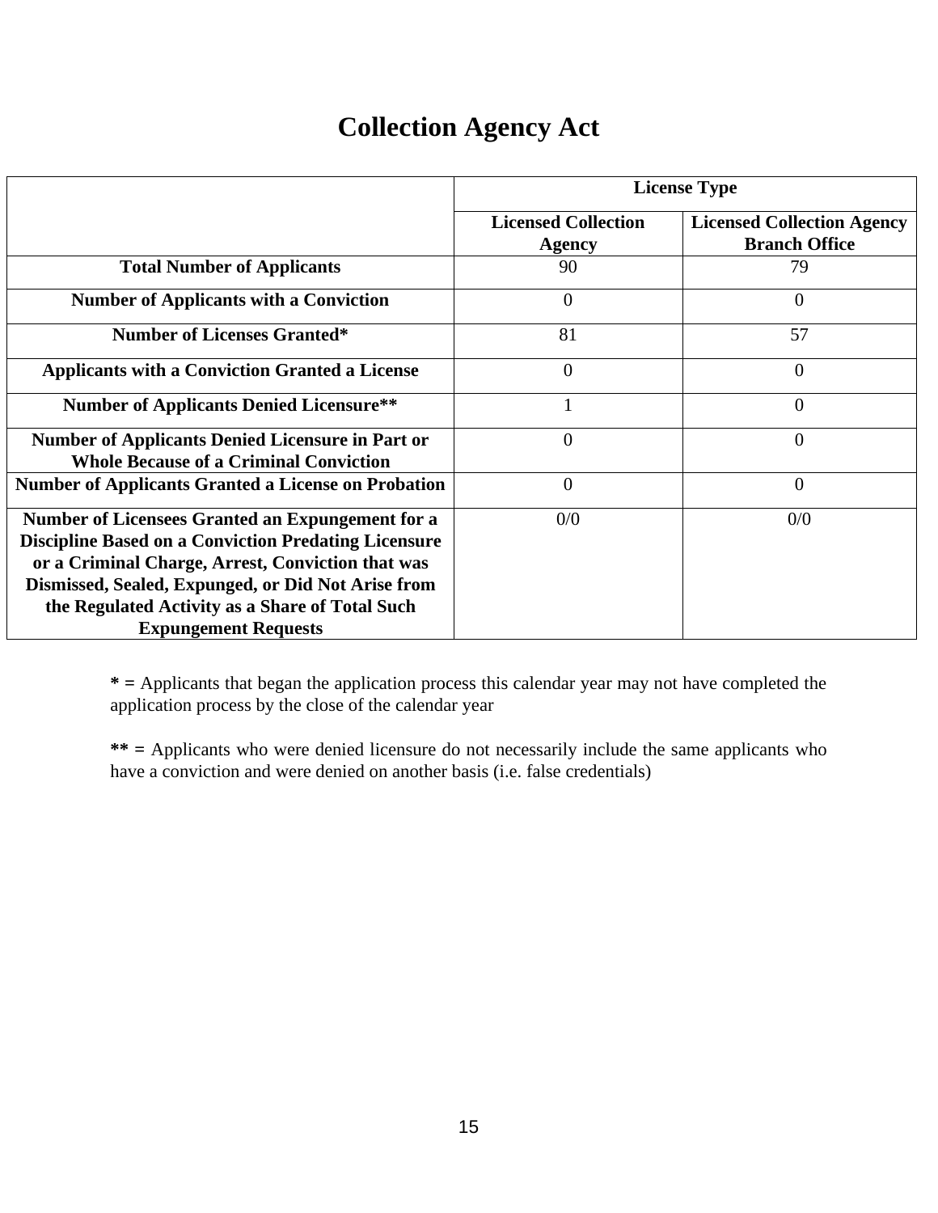# Collection Agency Act

| | License Type | |
|---|---|---|
| | **Licensed Collection Agency** | **Licensed Collection Agency Branch Office** |
| **Total Number of Applicants** | 90 | 79 |
| **Number of Applicants with a Conviction** | 0 | 0 |
| **Number of Licenses Granted*** | 81 | 57 |
| **Applicants with a Conviction Granted a License** | 0 | 0 |
| **Number of Applicants Denied Licensure**** | 1 | 0 |
| **Number of Applicants Denied Licensure in Part or Whole Because of a Criminal Conviction** | 0 | 0 |
| **Number of Applicants Granted a License on Probation** | 0 | 0 |
| **Number of Licensees Granted an Expungement for a Discipline Based on a Conviction Predating Licensure or a Criminal Charge, Arrest, Conviction that was Dismissed, Sealed, Expunged, or Did Not Arise from the Regulated Activity as a Share of Total Such Expungement Requests** | 0/0 | 0/0 |

**\* =** Applicants that began the application process this calendar year may not have completed the application process by the close of the calendar year

**\*\* =** Applicants who were denied licensure do not necessarily include the same applicants who have a conviction and were denied on another basis (i.e. false credentials)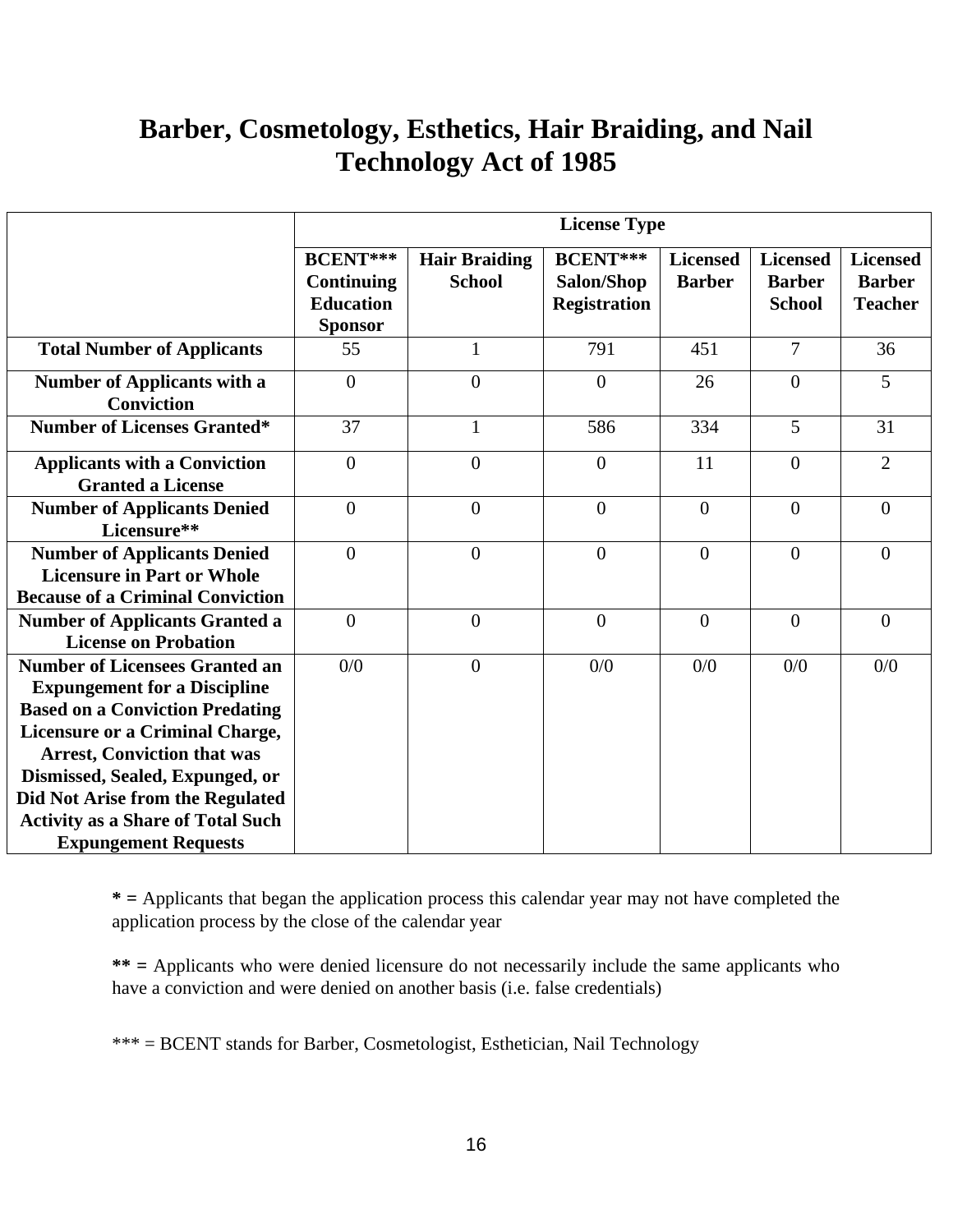# Barber, Cosmetology, Esthetics, Hair Braiding, and Nail Technology Act of 1985

| | License Type | | | | | |
|---|---|---|---|---|---|---|
| | BCENT*** Continuing Education Sponsor | Hair Braiding School | BCENT*** Salon/Shop Registration | Licensed Barber | Licensed Barber School | Licensed Barber Teacher |
| **Total Number of Applicants** | 55 | 1 | 791 | 451 | 7 | 36 |
| **Number of Applicants with a Conviction** | 0 | 0 | 0 | 26 | 0 | 5 |
| **Number of Licenses Granted*** | 37 | 1 | 586 | 334 | 5 | 31 |
| **Applicants with a Conviction Granted a License** | 0 | 0 | 0 | 11 | 0 | 2 |
| **Number of Applicants Denied Licensure**** | 0 | 0 | 0 | 0 | 0 | 0 |
| **Number of Applicants Denied Licensure in Part or Whole Because of a Criminal Conviction** | 0 | 0 | 0 | 0 | 0 | 0 |
| **Number of Applicants Granted a License on Probation** | 0 | 0 | 0 | 0 | 0 | 0 |
| **Number of Licensees Granted an Expungement for a Discipline Based on a Conviction Predating Licensure or a Criminal Charge, Arrest, Conviction that was Dismissed, Sealed, Expunged, or Did Not Arise from the Regulated Activity as a Share of Total Such Expungement Requests** | 0/0 | 0 | 0/0 | 0/0 | 0/0 | 0/0 |

**\* =** Applicants that began the application process this calendar year may not have completed the application process by the close of the calendar year

**\*\* =** Applicants who were denied licensure do not necessarily include the same applicants who have a conviction and were denied on another basis (i.e. false credentials)

\*\*\* = BCENT stands for Barber, Cosmetologist, Esthetician, Nail Technology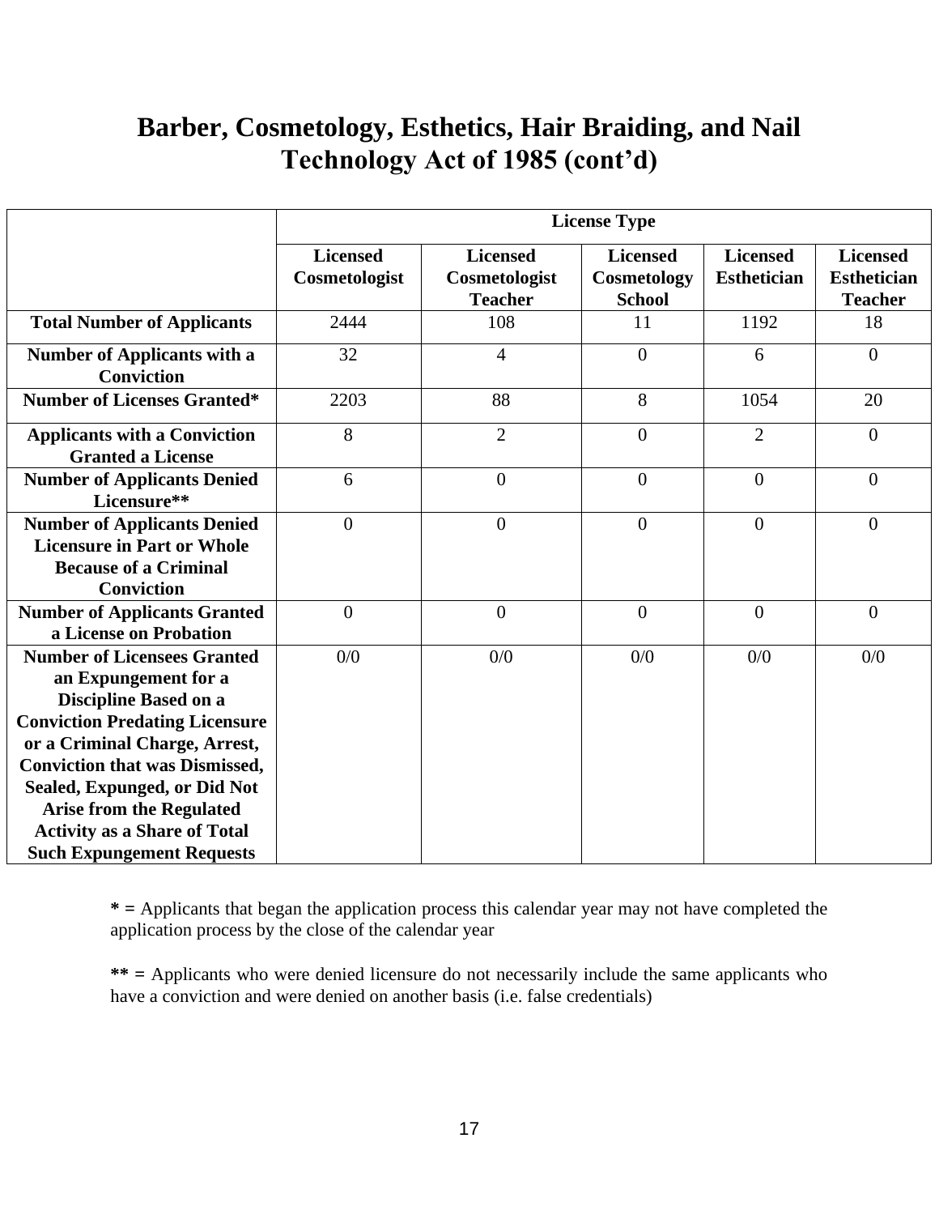# Barber, Cosmetology, Esthetics, Hair Braiding, and Nail Technology Act of 1985 (cont'd)

| | License Type | | | | |
|---|---|---|---|---|---|
| | **Licensed Cosmetologist** | **Licensed Cosmetologist Teacher** | **Licensed Cosmetology School** | **Licensed Esthetician** | **Licensed Esthetician Teacher** |
| **Total Number of Applicants** | 2444 | 108 | 11 | 1192 | 18 |
| **Number of Applicants with a Conviction** | 32 | 4 | 0 | 6 | 0 |
| **Number of Licenses Granted*** | 2203 | 88 | 8 | 1054 | 20 |
| **Applicants with a Conviction Granted a License** | 8 | 2 | 0 | 2 | 0 |
| **Number of Applicants Denied Licensure**** | 6 | 0 | 0 | 0 | 0 |
| **Number of Applicants Denied Licensure in Part or Whole Because of a Criminal Conviction** | 0 | 0 | 0 | 0 | 0 |
| **Number of Applicants Granted a License on Probation** | 0 | 0 | 0 | 0 | 0 |
| **Number of Licensees Granted an Expungement for a Discipline Based on a Conviction Predating Licensure or a Criminal Charge, Arrest, Conviction that was Dismissed, Sealed, Expunged, or Did Not Arise from the Regulated Activity as a Share of Total Such Expungement Requests** | 0/0 | 0/0 | 0/0 | 0/0 | 0/0 |

**\* =** Applicants that began the application process this calendar year may not have completed the application process by the close of the calendar year

**\*\* =** Applicants who were denied licensure do not necessarily include the same applicants who have a conviction and were denied on another basis (i.e. false credentials)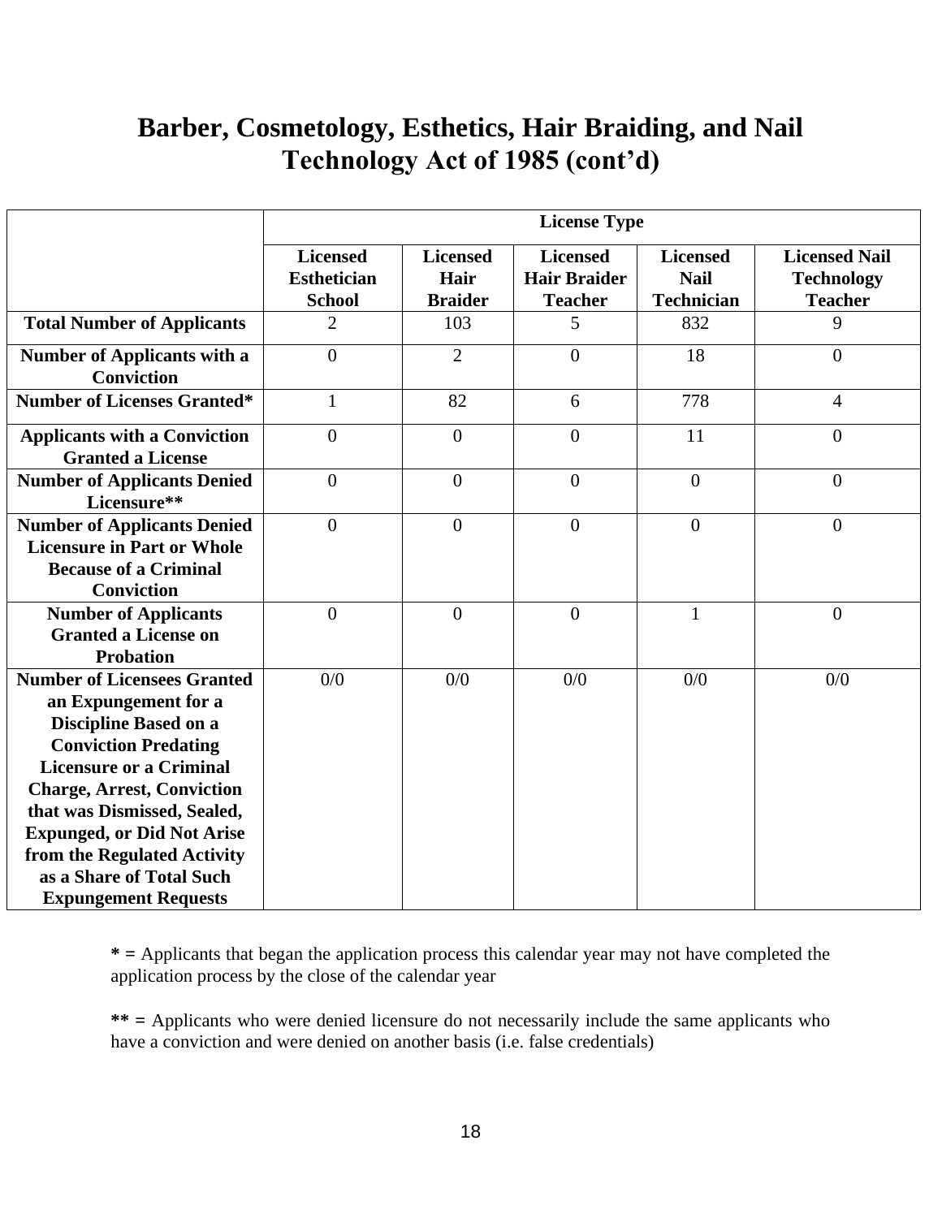# Barber, Cosmetology, Esthetics, Hair Braiding, and Nail Technology Act of 1985 (cont'd)

| | License Type | | | | |
|---|---|---|---|---|---|
| | **Licensed Esthetician School** | **Licensed Hair Braider** | **Licensed Hair Braider Teacher** | **Licensed Nail Technician** | **Licensed Nail Technology Teacher** |
| **Total Number of Applicants** | 2 | 103 | 5 | 832 | 9 |
| **Number of Applicants with a Conviction** | 0 | 2 | 0 | 18 | 0 |
| **Number of Licenses Granted*** | 1 | 82 | 6 | 778 | 4 |
| **Applicants with a Conviction Granted a License** | 0 | 0 | 0 | 11 | 0 |
| **Number of Applicants Denied Licensure**** | 0 | 0 | 0 | 0 | 0 |
| **Number of Applicants Denied Licensure in Part or Whole Because of a Criminal Conviction** | 0 | 0 | 0 | 0 | 0 |
| **Number of Applicants Granted a License on Probation** | 0 | 0 | 0 | 1 | 0 |
| **Number of Licensees Granted an Expungement for a Discipline Based on a Conviction Predating Licensure or a Criminal Charge, Arrest, Conviction that was Dismissed, Sealed, Expunged, or Did Not Arise from the Regulated Activity as a Share of Total Such Expungement Requests** | 0/0 | 0/0 | 0/0 | 0/0 | 0/0 |

**\* =** Applicants that began the application process this calendar year may not have completed the application process by the close of the calendar year

**\*\* =** Applicants who were denied licensure do not necessarily include the same applicants who have a conviction and were denied on another basis (i.e. false credentials)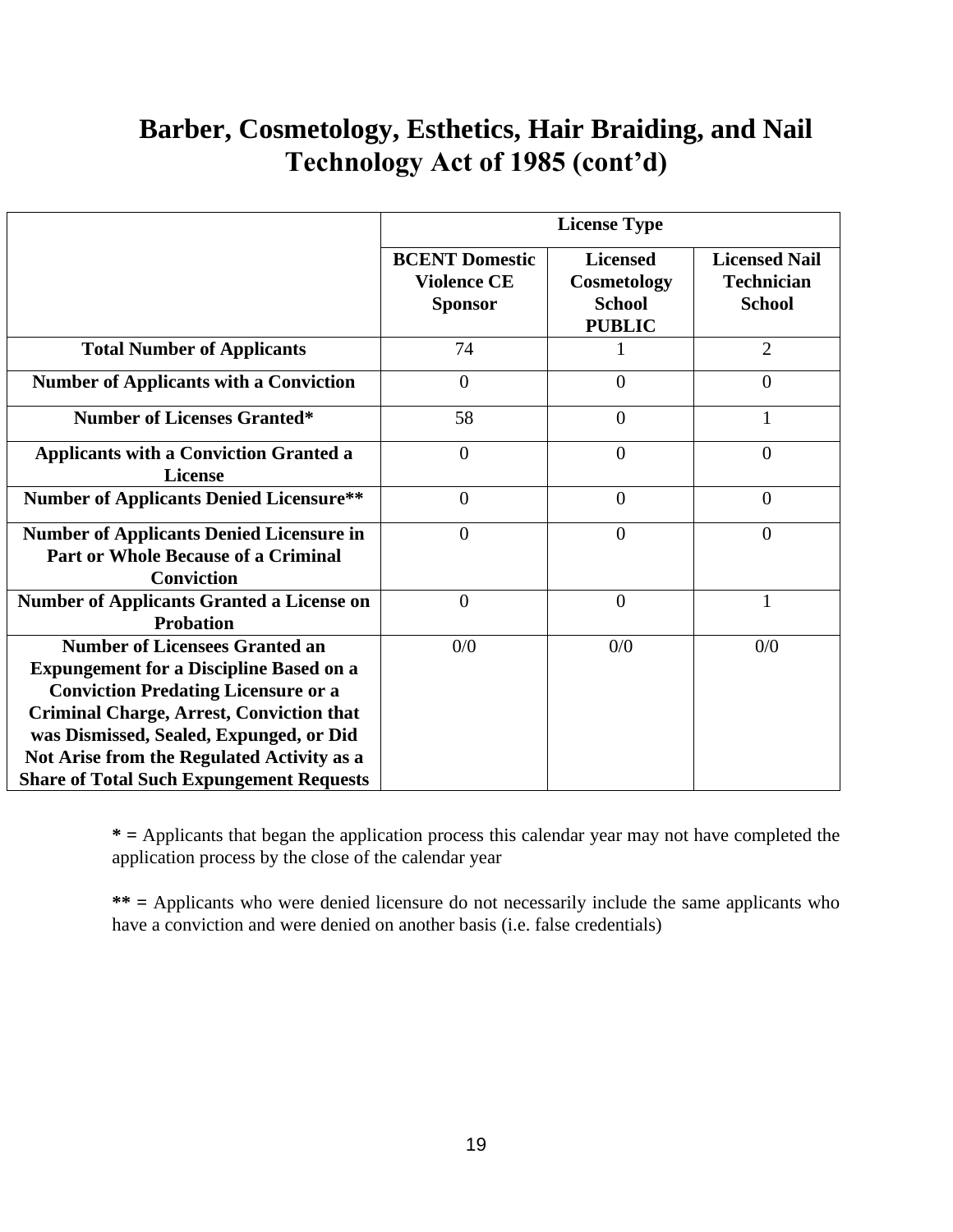# Barber, Cosmetology, Esthetics, Hair Braiding, and Nail Technology Act of 1985 (cont'd)

| | License Type | | |
|---|---|---|---|
| | **BCENT Domestic Violence CE Sponsor** | **Licensed Cosmetology School PUBLIC** | **Licensed Nail Technician School** |
| **Total Number of Applicants** | 74 | 1 | 2 |
| **Number of Applicants with a Conviction** | 0 | 0 | 0 |
| **Number of Licenses Granted*** | 58 | 0 | 1 |
| **Applicants with a Conviction Granted a License** | 0 | 0 | 0 |
| **Number of Applicants Denied Licensure**** | 0 | 0 | 0 |
| **Number of Applicants Denied Licensure in Part or Whole Because of a Criminal Conviction** | 0 | 0 | 0 |
| **Number of Applicants Granted a License on Probation** | 0 | 0 | 1 |
| **Number of Licensees Granted an Expungement for a Discipline Based on a Conviction Predating Licensure or a Criminal Charge, Arrest, Conviction that was Dismissed, Sealed, Expunged, or Did Not Arise from the Regulated Activity as a Share of Total Such Expungement Requests** | 0/0 | 0/0 | 0/0 |

**\* =** Applicants that began the application process this calendar year may not have completed the application process by the close of the calendar year

**\*\* =** Applicants who were denied licensure do not necessarily include the same applicants who have a conviction and were denied on another basis (i.e. false credentials)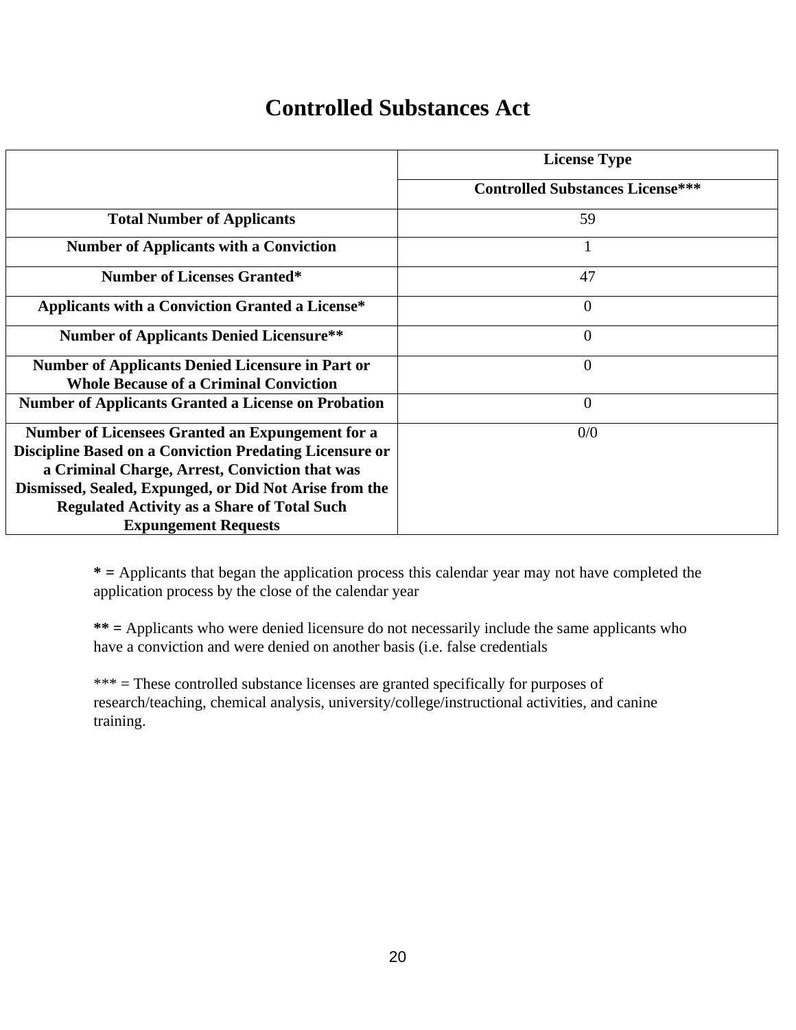# Controlled Substances Act

| | License Type |
|---|---|
| | **Controlled Substances License*** |
| **Total Number of Applicants** | 59 |
| **Number of Applicants with a Conviction** | 1 |
| **Number of Licenses Granted*** | 47 |
| **Applicants with a Conviction Granted a License*** | 0 |
| **Number of Applicants Denied Licensure**** | 0 |
| **Number of Applicants Denied Licensure in Part or Whole Because of a Criminal Conviction** | 0 |
| **Number of Applicants Granted a License on Probation** | 0 |
| **Number of Licensees Granted an Expungement for a Discipline Based on a Conviction Predating Licensure or a Criminal Charge, Arrest, Conviction that was Dismissed, Sealed, Expunged, or Did Not Arise from the Regulated Activity as a Share of Total Such Expungement Requests** | 0/0 |

**\* =** Applicants that began the application process this calendar year may not have completed the application process by the close of the calendar year

**\*\* =** Applicants who were denied licensure do not necessarily include the same applicants who have a conviction and were denied on another basis (i.e. false credentials

\*\*\* = These controlled substance licenses are granted specifically for purposes of research/teaching, chemical analysis, university/college/instructional activities, and canine training.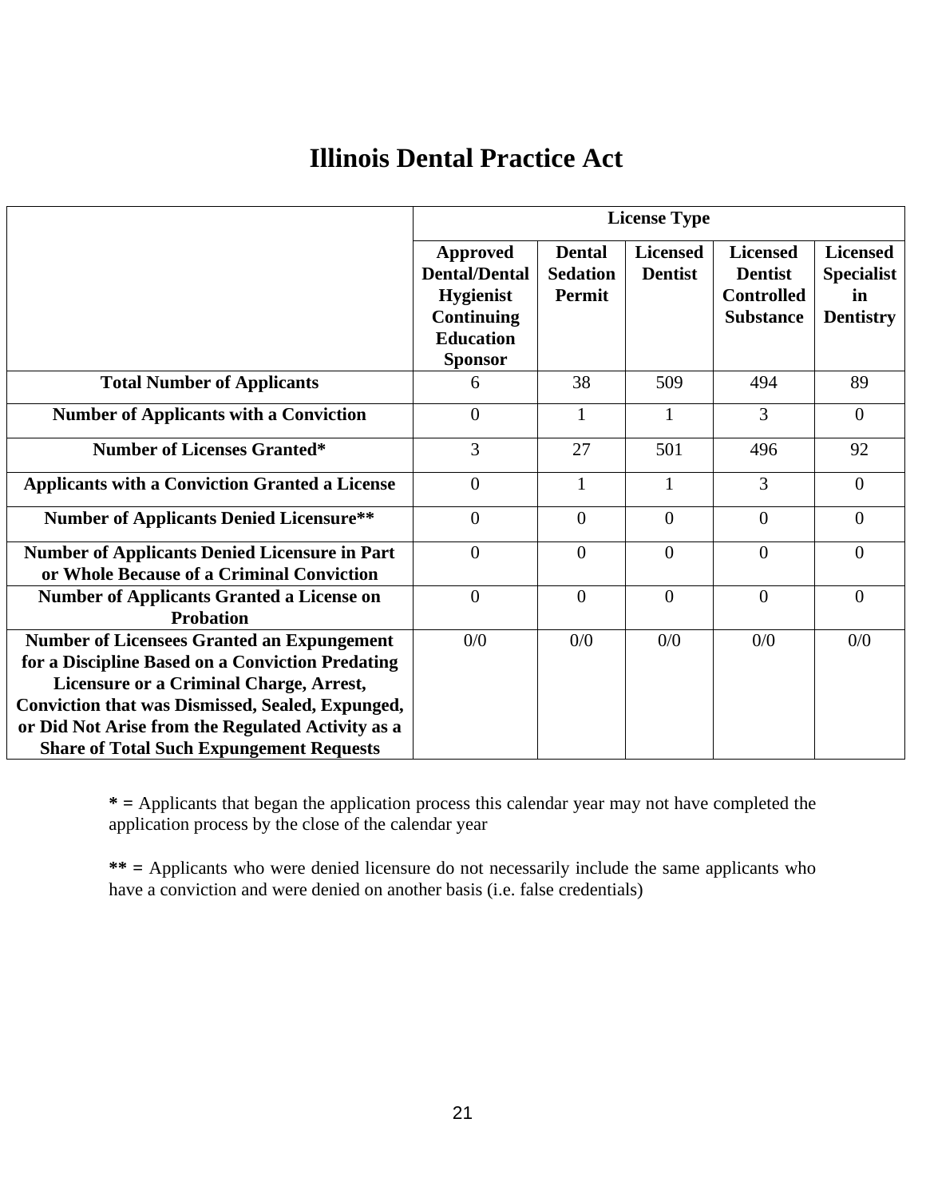# Illinois Dental Practice Act

| | License Type | | | | |
|---|---|---|---|---|---|
| | **Approved Dental/Dental Hygienist Continuing Education Sponsor** | **Dental Sedation Permit** | **Licensed Dentist** | **Licensed Dentist Controlled Substance** | **Licensed Specialist in Dentistry** |
| **Total Number of Applicants** | 6 | 38 | 509 | 494 | 89 |
| **Number of Applicants with a Conviction** | 0 | 1 | 1 | 3 | 0 |
| **Number of Licenses Granted*** | 3 | 27 | 501 | 496 | 92 |
| **Applicants with a Conviction Granted a License** | 0 | 1 | 1 | 3 | 0 |
| **Number of Applicants Denied Licensure**** | 0 | 0 | 0 | 0 | 0 |
| **Number of Applicants Denied Licensure in Part or Whole Because of a Criminal Conviction** | 0 | 0 | 0 | 0 | 0 |
| **Number of Applicants Granted a License on Probation** | 0 | 0 | 0 | 0 | 0 |
| **Number of Licensees Granted an Expungement for a Discipline Based on a Conviction Predating Licensure or a Criminal Charge, Arrest, Conviction that was Dismissed, Sealed, Expunged, or Did Not Arise from the Regulated Activity as a Share of Total Such Expungement Requests** | 0/0 | 0/0 | 0/0 | 0/0 | 0/0 |

**\* =** Applicants that began the application process this calendar year may not have completed the application process by the close of the calendar year

**\*\* =** Applicants who were denied licensure do not necessarily include the same applicants who have a conviction and were denied on another basis (i.e. false credentials)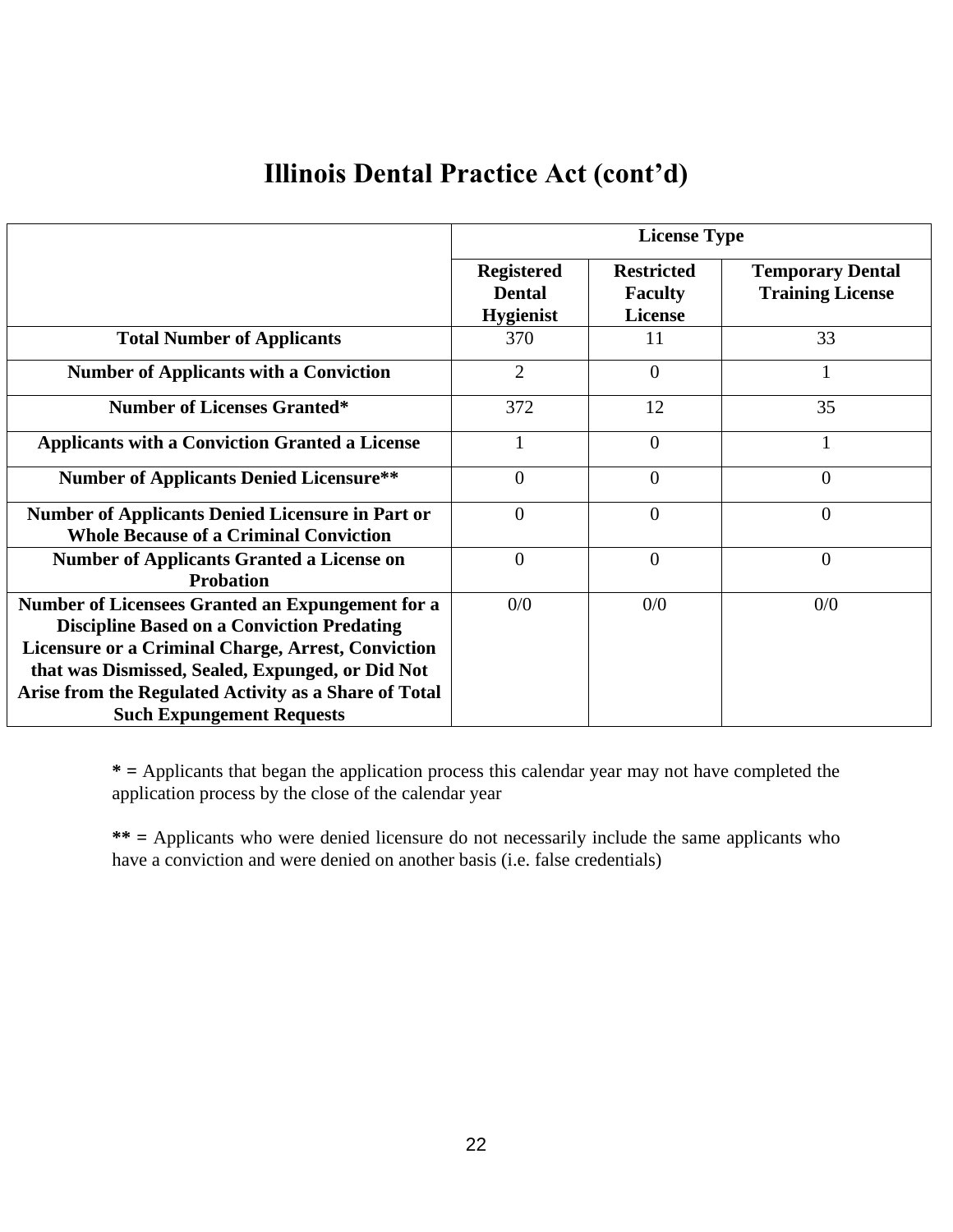# Illinois Dental Practice Act (cont'd)

| | License Type | | |
|---|---|---|---|
| | **Registered Dental Hygienist** | **Restricted Faculty License** | **Temporary Dental Training License** |
| **Total Number of Applicants** | 370 | 11 | 33 |
| **Number of Applicants with a Conviction** | 2 | 0 | 1 |
| **Number of Licenses Granted*** | 372 | 12 | 35 |
| **Applicants with a Conviction Granted a License** | 1 | 0 | 1 |
| **Number of Applicants Denied Licensure**** | 0 | 0 | 0 |
| **Number of Applicants Denied Licensure in Part or Whole Because of a Criminal Conviction** | 0 | 0 | 0 |
| **Number of Applicants Granted a License on Probation** | 0 | 0 | 0 |
| **Number of Licensees Granted an Expungement for a Discipline Based on a Conviction Predating Licensure or a Criminal Charge, Arrest, Conviction that was Dismissed, Sealed, Expunged, or Did Not Arise from the Regulated Activity as a Share of Total Such Expungement Requests** | 0/0 | 0/0 | 0/0 |

**\* =** Applicants that began the application process this calendar year may not have completed the application process by the close of the calendar year

**\*\* =** Applicants who were denied licensure do not necessarily include the same applicants who have a conviction and were denied on another basis (i.e. false credentials)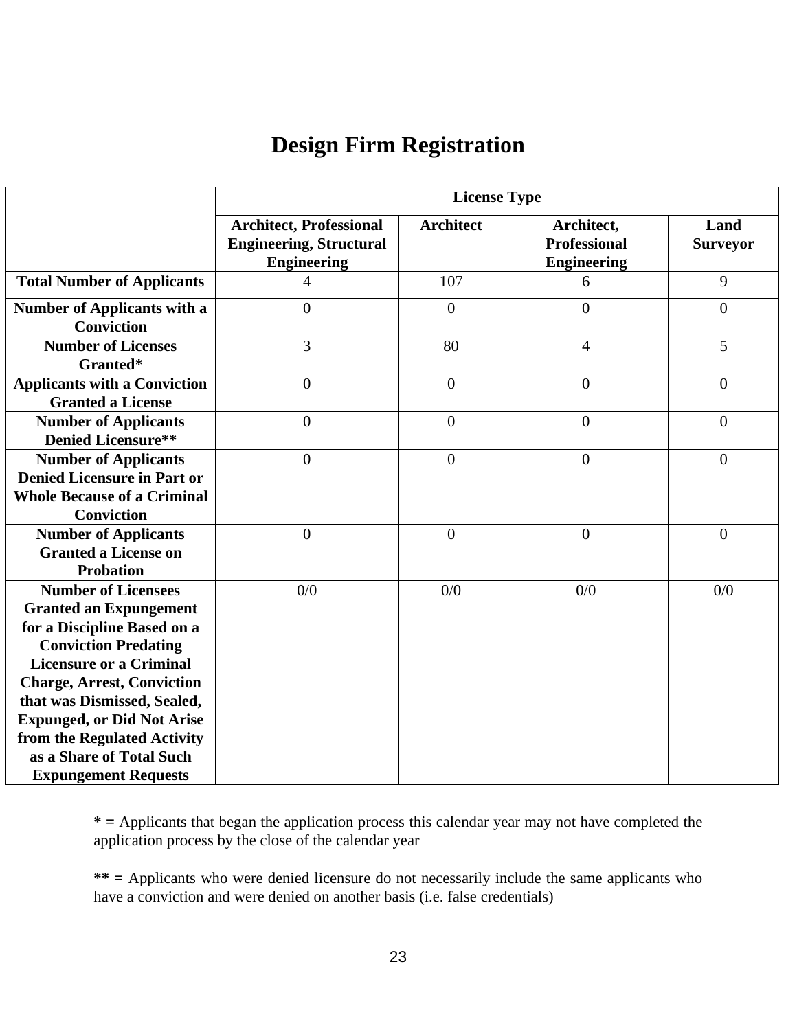# Design Firm Registration

| | License Type | | | |
|---|---|---|---|---|
| | **Architect, Professional Engineering, Structural Engineering** | **Architect** | **Architect, Professional Engineering** | **Land Surveyor** |
| **Total Number of Applicants** | 4 | 107 | 6 | 9 |
| **Number of Applicants with a Conviction** | 0 | 0 | 0 | 0 |
| **Number of Licenses Granted*** | 3 | 80 | 4 | 5 |
| **Applicants with a Conviction Granted a License** | 0 | 0 | 0 | 0 |
| **Number of Applicants Denied Licensure**** | 0 | 0 | 0 | 0 |
| **Number of Applicants Denied Licensure in Part or Whole Because of a Criminal Conviction** | 0 | 0 | 0 | 0 |
| **Number of Applicants Granted a License on Probation** | 0 | 0 | 0 | 0 |
| **Number of Licensees Granted an Expungement for a Discipline Based on a Conviction Predating Licensure or a Criminal Charge, Arrest, Conviction that was Dismissed, Sealed, Expunged, or Did Not Arise from the Regulated Activity as a Share of Total Such Expungement Requests** | 0/0 | 0/0 | 0/0 | 0/0 |

**\* =** Applicants that began the application process this calendar year may not have completed the application process by the close of the calendar year

**\*\* =** Applicants who were denied licensure do not necessarily include the same applicants who have a conviction and were denied on another basis (i.e. false credentials)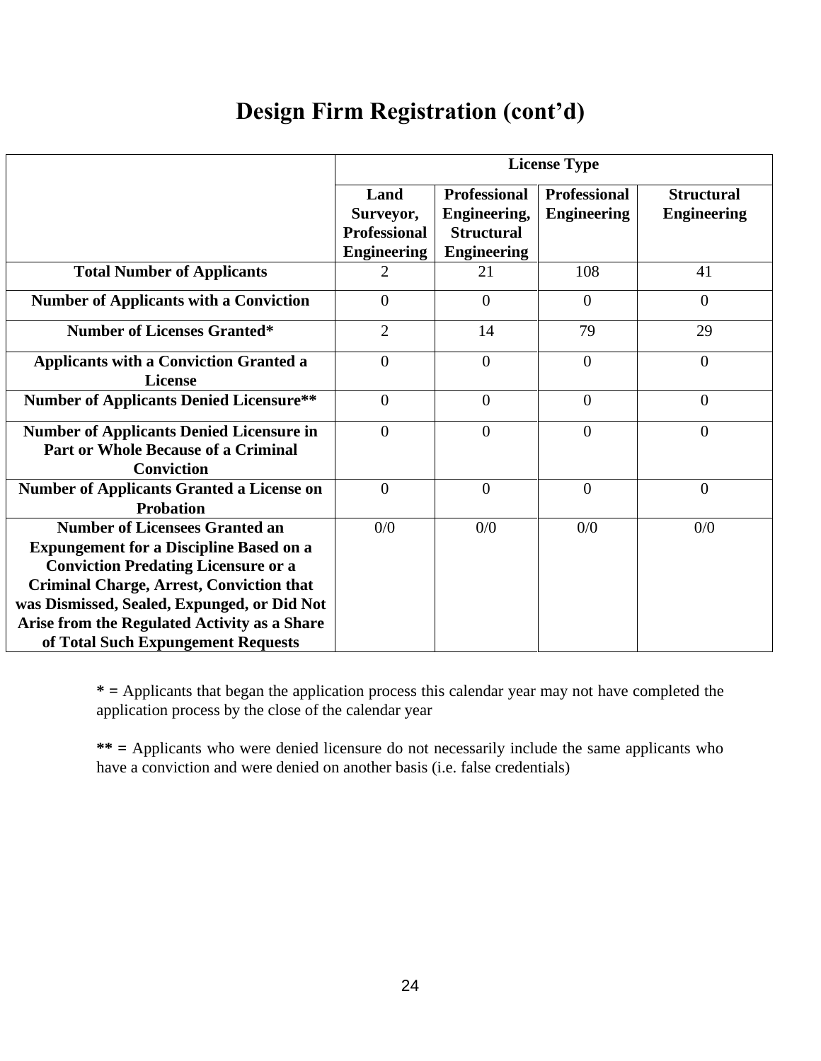# Design Firm Registration (cont'd)

| | License Type | | | |
|---|---|---|---|---|
| | **Land Surveyor, Professional Engineering** | **Professional Engineering, Structural Engineering** | **Professional Engineering** | **Structural Engineering** |
| **Total Number of Applicants** | 2 | 21 | 108 | 41 |
| **Number of Applicants with a Conviction** | 0 | 0 | 0 | 0 |
| **Number of Licenses Granted*** | 2 | 14 | 79 | 29 |
| **Applicants with a Conviction Granted a License** | 0 | 0 | 0 | 0 |
| **Number of Applicants Denied Licensure**** | 0 | 0 | 0 | 0 |
| **Number of Applicants Denied Licensure in Part or Whole Because of a Criminal Conviction** | 0 | 0 | 0 | 0 |
| **Number of Applicants Granted a License on Probation** | 0 | 0 | 0 | 0 |
| **Number of Licensees Granted an Expungement for a Discipline Based on a Conviction Predating Licensure or a Criminal Charge, Arrest, Conviction that was Dismissed, Sealed, Expunged, or Did Not Arise from the Regulated Activity as a Share of Total Such Expungement Requests** | 0/0 | 0/0 | 0/0 | 0/0 |

**\* =** Applicants that began the application process this calendar year may not have completed the application process by the close of the calendar year

**\*\* =** Applicants who were denied licensure do not necessarily include the same applicants who have a conviction and were denied on another basis (i.e. false credentials)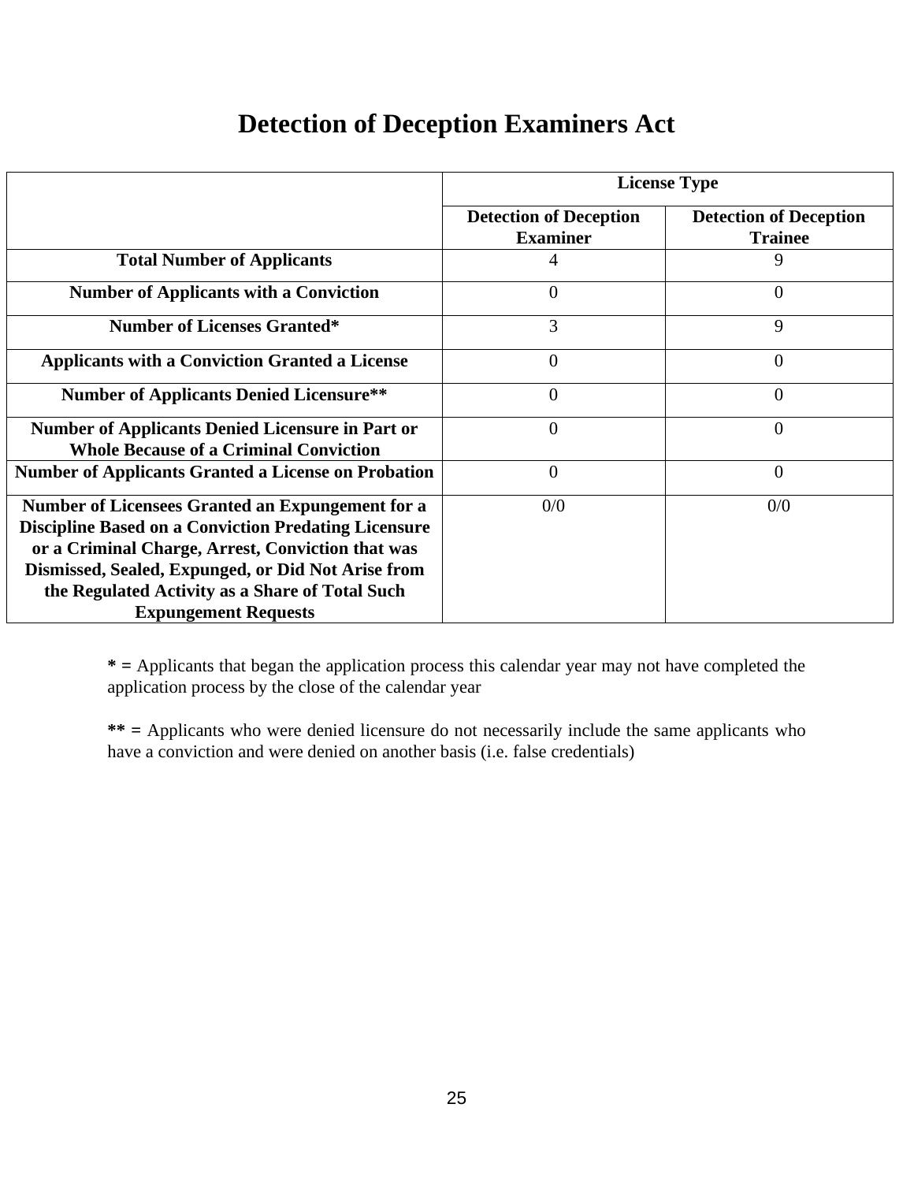# Detection of Deception Examiners Act

| | License Type | |
|---|---|---|
| | **Detection of Deception Examiner** | **Detection of Deception Trainee** |
| **Total Number of Applicants** | 4 | 9 |
| **Number of Applicants with a Conviction** | 0 | 0 |
| **Number of Licenses Granted*** | 3 | 9 |
| **Applicants with a Conviction Granted a License** | 0 | 0 |
| **Number of Applicants Denied Licensure**** | 0 | 0 |
| **Number of Applicants Denied Licensure in Part or Whole Because of a Criminal Conviction** | 0 | 0 |
| **Number of Applicants Granted a License on Probation** | 0 | 0 |
| **Number of Licensees Granted an Expungement for a Discipline Based on a Conviction Predating Licensure or a Criminal Charge, Arrest, Conviction that was Dismissed, Sealed, Expunged, or Did Not Arise from the Regulated Activity as a Share of Total Such Expungement Requests** | 0/0 | 0/0 |

**\* =** Applicants that began the application process this calendar year may not have completed the application process by the close of the calendar year

**\*\* =** Applicants who were denied licensure do not necessarily include the same applicants who have a conviction and were denied on another basis (i.e. false credentials)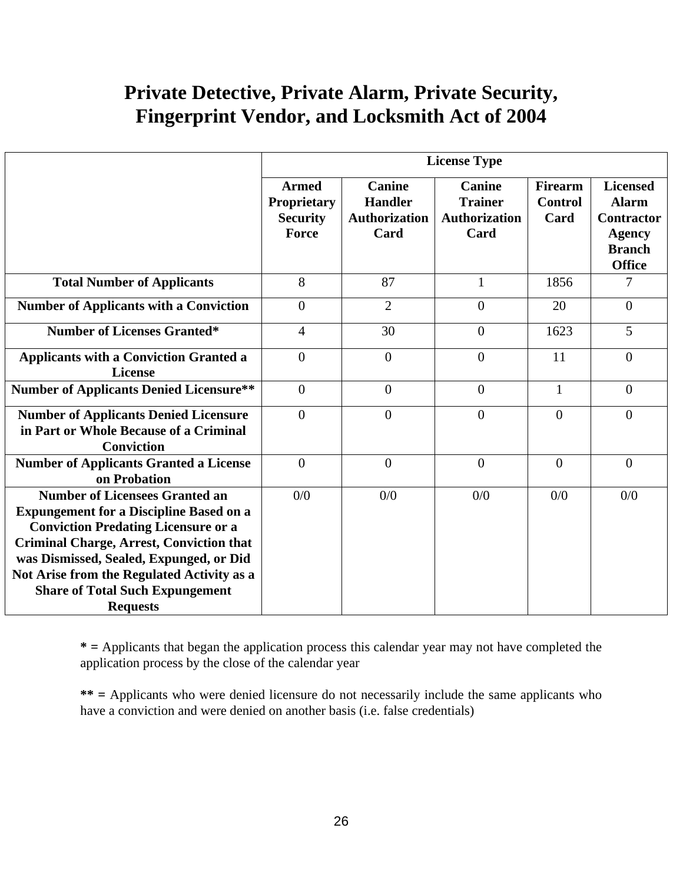# Private Detective, Private Alarm, Private Security, Fingerprint Vendor, and Locksmith Act of 2004

| | License Type | | | | |
|---|---|---|---|---|---|
| | **Armed Proprietary Security Force** | **Canine Handler Authorization Card** | **Canine Trainer Authorization Card** | **Firearm Control Card** | **Licensed Alarm Contractor Agency Branch Office** |
| **Total Number of Applicants** | 8 | 87 | 1 | 1856 | 7 |
| **Number of Applicants with a Conviction** | 0 | 2 | 0 | 20 | 0 |
| **Number of Licenses Granted*** | 4 | 30 | 0 | 1623 | 5 |
| **Applicants with a Conviction Granted a License** | 0 | 0 | 0 | 11 | 0 |
| **Number of Applicants Denied Licensure**** | 0 | 0 | 0 | 1 | 0 |
| **Number of Applicants Denied Licensure in Part or Whole Because of a Criminal Conviction** | 0 | 0 | 0 | 0 | 0 |
| **Number of Applicants Granted a License on Probation** | 0 | 0 | 0 | 0 | 0 |
| **Number of Licensees Granted an Expungement for a Discipline Based on a Conviction Predating Licensure or a Criminal Charge, Arrest, Conviction that was Dismissed, Sealed, Expunged, or Did Not Arise from the Regulated Activity as a Share of Total Such Expungement Requests** | 0/0 | 0/0 | 0/0 | 0/0 | 0/0 |

**\* =** Applicants that began the application process this calendar year may not have completed the application process by the close of the calendar year

**\*\* =** Applicants who were denied licensure do not necessarily include the same applicants who have a conviction and were denied on another basis (i.e. false credentials)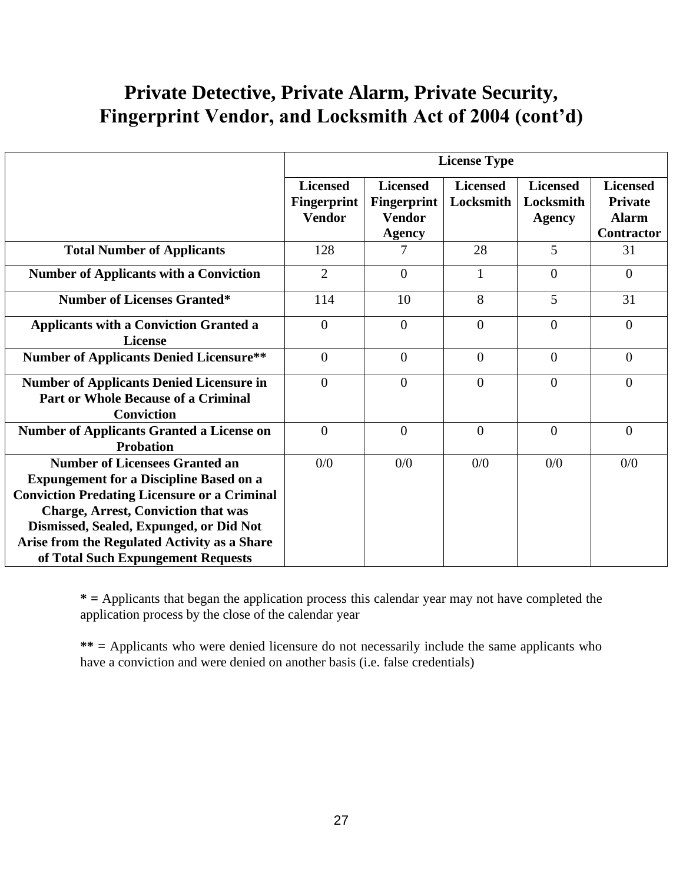# Private Detective, Private Alarm, Private Security, Fingerprint Vendor, and Locksmith Act of 2004 (cont'd)

| | License Type | | | | |
|---|---|---|---|---|---|
| | **Licensed Fingerprint Vendor** | **Licensed Fingerprint Vendor Agency** | **Licensed Locksmith** | **Licensed Locksmith Agency** | **Licensed Private Alarm Contractor** |
| **Total Number of Applicants** | 128 | 7 | 28 | 5 | 31 |
| **Number of Applicants with a Conviction** | 2 | 0 | 1 | 0 | 0 |
| **Number of Licenses Granted*** | 114 | 10 | 8 | 5 | 31 |
| **Applicants with a Conviction Granted a License** | 0 | 0 | 0 | 0 | 0 |
| **Number of Applicants Denied Licensure**** | 0 | 0 | 0 | 0 | 0 |
| **Number of Applicants Denied Licensure in Part or Whole Because of a Criminal Conviction** | 0 | 0 | 0 | 0 | 0 |
| **Number of Applicants Granted a License on Probation** | 0 | 0 | 0 | 0 | 0 |
| **Number of Licensees Granted an Expungement for a Discipline Based on a Conviction Predating Licensure or a Criminal Charge, Arrest, Conviction that was Dismissed, Sealed, Expunged, or Did Not Arise from the Regulated Activity as a Share of Total Such Expungement Requests** | 0/0 | 0/0 | 0/0 | 0/0 | 0/0 |

**\* =** Applicants that began the application process this calendar year may not have completed the application process by the close of the calendar year

**\*\* =** Applicants who were denied licensure do not necessarily include the same applicants who have a conviction and were denied on another basis (i.e. false credentials)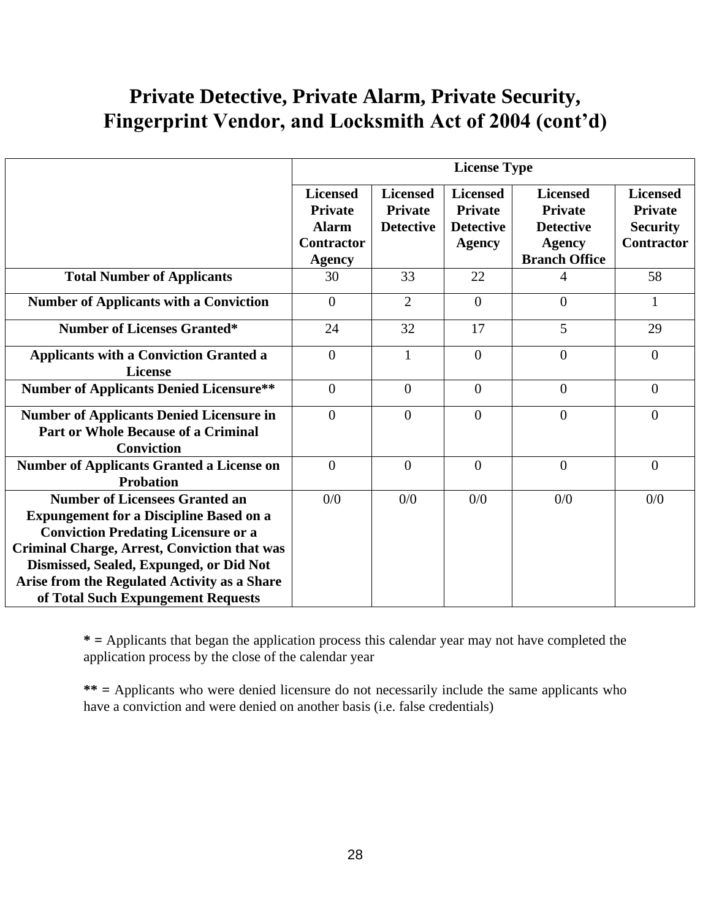# Private Detective, Private Alarm, Private Security, Fingerprint Vendor, and Locksmith Act of 2004 (cont'd)

| | **License Type** | | | | |
|---|---|---|---|---|---|
| | **Licensed Private Alarm Contractor Agency** | **Licensed Private Detective** | **Licensed Private Detective Agency** | **Licensed Private Detective Agency Branch Office** | **Licensed Private Security Contractor** |
| **Total Number of Applicants** | 30 | 33 | 22 | 4 | 58 |
| **Number of Applicants with a Conviction** | 0 | 2 | 0 | 0 | 1 |
| **Number of Licenses Granted*** | 24 | 32 | 17 | 5 | 29 |
| **Applicants with a Conviction Granted a License** | 0 | 1 | 0 | 0 | 0 |
| **Number of Applicants Denied Licensure**** | 0 | 0 | 0 | 0 | 0 |
| **Number of Applicants Denied Licensure in Part or Whole Because of a Criminal Conviction** | 0 | 0 | 0 | 0 | 0 |
| **Number of Applicants Granted a License on Probation** | 0 | 0 | 0 | 0 | 0 |
| **Number of Licensees Granted an Expungement for a Discipline Based on a Conviction Predating Licensure or a Criminal Charge, Arrest, Conviction that was Dismissed, Sealed, Expunged, or Did Not Arise from the Regulated Activity as a Share of Total Such Expungement Requests** | 0/0 | 0/0 | 0/0 | 0/0 | 0/0 |

**\* =** Applicants that began the application process this calendar year may not have completed the application process by the close of the calendar year

**\*\* =** Applicants who were denied licensure do not necessarily include the same applicants who have a conviction and were denied on another basis (i.e. false credentials)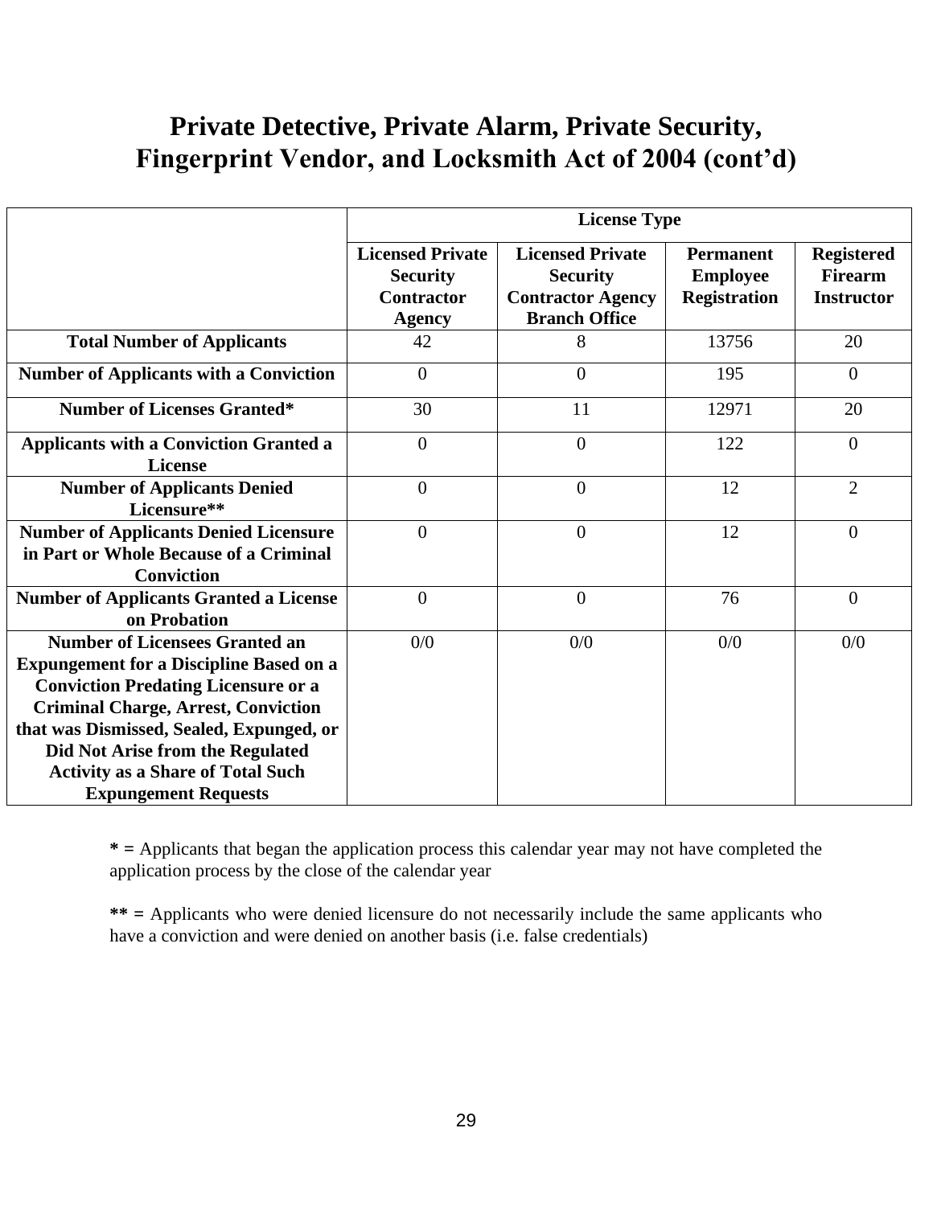# Private Detective, Private Alarm, Private Security, Fingerprint Vendor, and Locksmith Act of 2004 (cont'd)

| | License Type | | | |
|---|---|---|---|---|
| | **Licensed Private Security Contractor Agency** | **Licensed Private Security Contractor Agency Branch Office** | **Permanent Employee Registration** | **Registered Firearm Instructor** |
| **Total Number of Applicants** | 42 | 8 | 13756 | 20 |
| **Number of Applicants with a Conviction** | 0 | 0 | 195 | 0 |
| **Number of Licenses Granted*** | 30 | 11 | 12971 | 20 |
| **Applicants with a Conviction Granted a License** | 0 | 0 | 122 | 0 |
| **Number of Applicants Denied Licensure**** | 0 | 0 | 12 | 2 |
| **Number of Applicants Denied Licensure in Part or Whole Because of a Criminal Conviction** | 0 | 0 | 12 | 0 |
| **Number of Applicants Granted a License on Probation** | 0 | 0 | 76 | 0 |
| **Number of Licensees Granted an Expungement for a Discipline Based on a Conviction Predating Licensure or a Criminal Charge, Arrest, Conviction that was Dismissed, Sealed, Expunged, or Did Not Arise from the Regulated Activity as a Share of Total Such Expungement Requests** | 0/0 | 0/0 | 0/0 | 0/0 |

**\* =** Applicants that began the application process this calendar year may not have completed the application process by the close of the calendar year

**\*\* =** Applicants who were denied licensure do not necessarily include the same applicants who have a conviction and were denied on another basis (i.e. false credentials)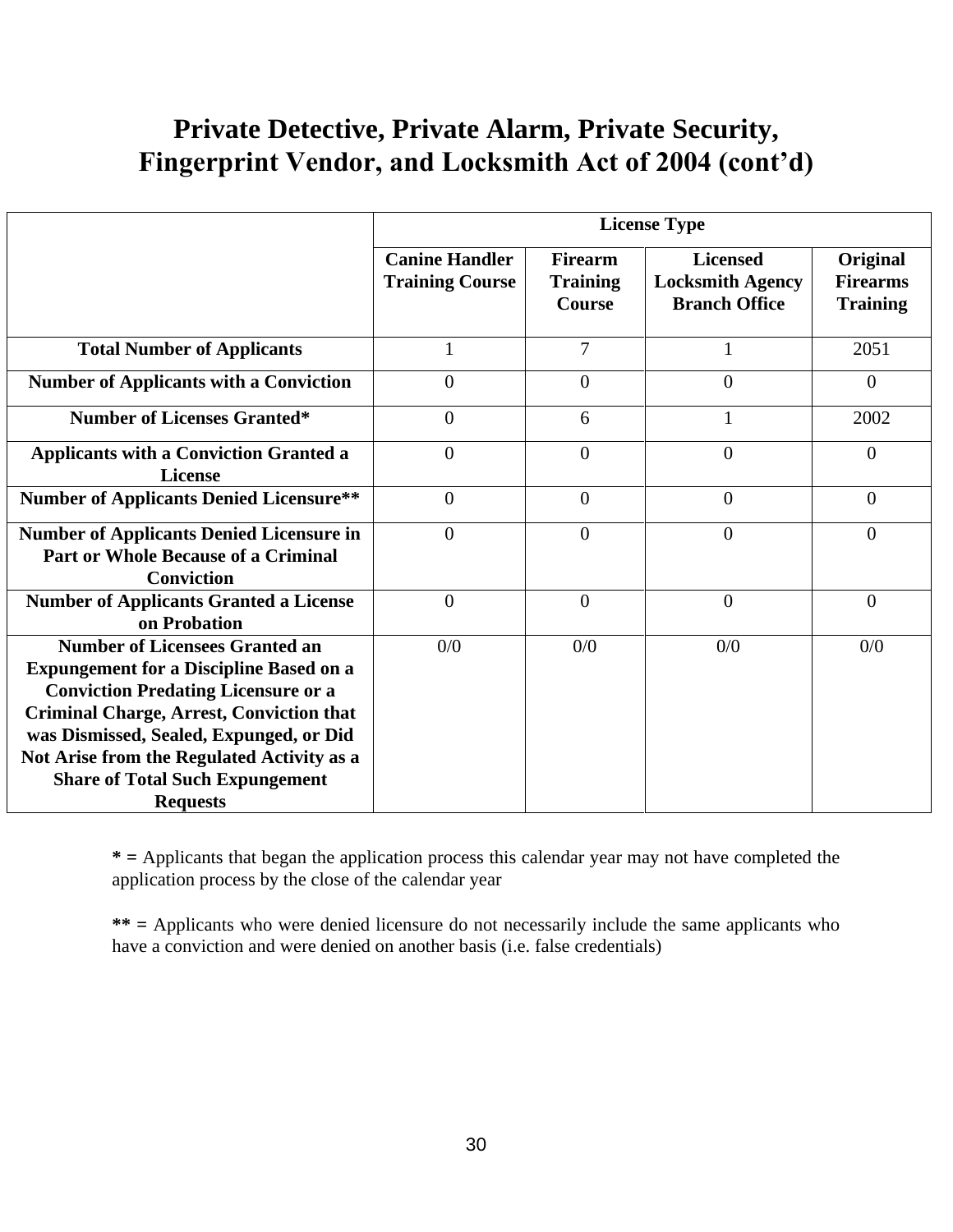# Private Detective, Private Alarm, Private Security, Fingerprint Vendor, and Locksmith Act of 2004 (cont'd)

| | License Type | | | |
|---|---|---|---|---|
| | **Canine Handler Training Course** | **Firearm Training Course** | **Licensed Locksmith Agency Branch Office** | **Original Firearms Training** |
| **Total Number of Applicants** | 1 | 7 | 1 | 2051 |
| **Number of Applicants with a Conviction** | 0 | 0 | 0 | 0 |
| **Number of Licenses Granted*** | 0 | 6 | 1 | 2002 |
| **Applicants with a Conviction Granted a License** | 0 | 0 | 0 | 0 |
| **Number of Applicants Denied Licensure**** | 0 | 0 | 0 | 0 |
| **Number of Applicants Denied Licensure in Part or Whole Because of a Criminal Conviction** | 0 | 0 | 0 | 0 |
| **Number of Applicants Granted a License on Probation** | 0 | 0 | 0 | 0 |
| **Number of Licensees Granted an Expungement for a Discipline Based on a Conviction Predating Licensure or a Criminal Charge, Arrest, Conviction that was Dismissed, Sealed, Expunged, or Did Not Arise from the Regulated Activity as a Share of Total Such Expungement Requests** | 0/0 | 0/0 | 0/0 | 0/0 |

**\* =** Applicants that began the application process this calendar year may not have completed the application process by the close of the calendar year

**\*\* =** Applicants who were denied licensure do not necessarily include the same applicants who have a conviction and were denied on another basis (i.e. false credentials)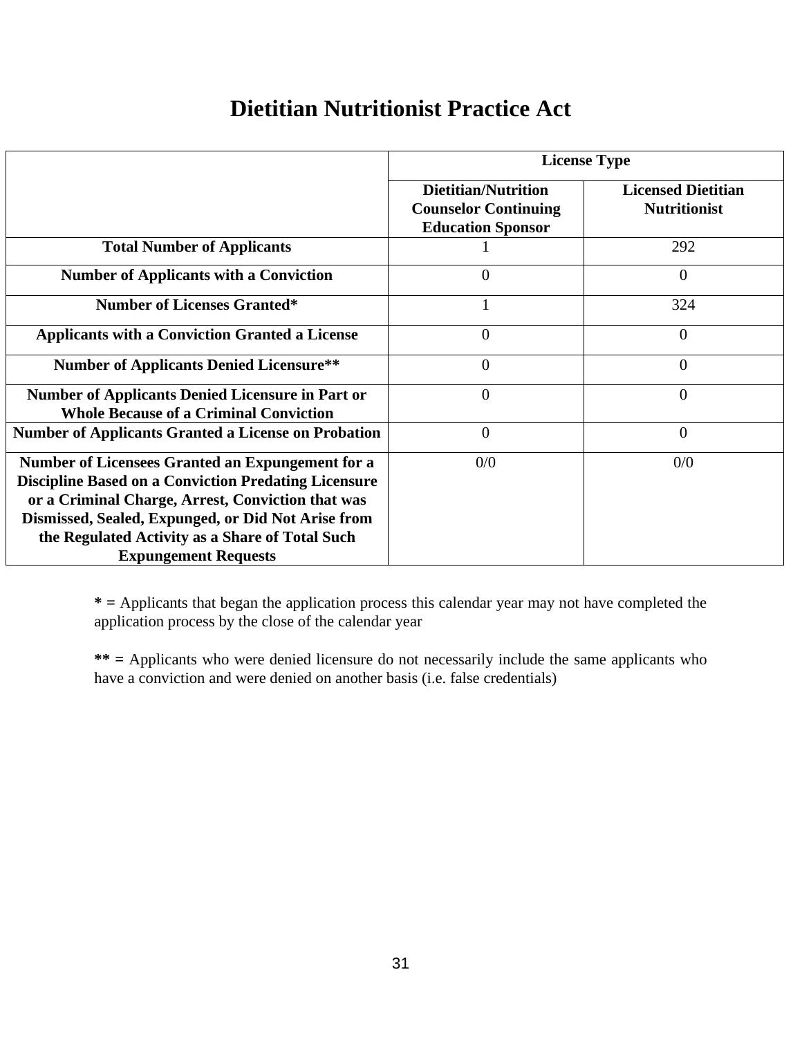# Dietitian Nutritionist Practice Act

| | License Type | |
|---|---|---|
| | **Dietitian/Nutrition Counselor Continuing Education Sponsor** | **Licensed Dietitian Nutritionist** |
| **Total Number of Applicants** | 1 | 292 |
| **Number of Applicants with a Conviction** | 0 | 0 |
| **Number of Licenses Granted*** | 1 | 324 |
| **Applicants with a Conviction Granted a License** | 0 | 0 |
| **Number of Applicants Denied Licensure**** | 0 | 0 |
| **Number of Applicants Denied Licensure in Part or Whole Because of a Criminal Conviction** | 0 | 0 |
| **Number of Applicants Granted a License on Probation** | 0 | 0 |
| **Number of Licensees Granted an Expungement for a Discipline Based on a Conviction Predating Licensure or a Criminal Charge, Arrest, Conviction that was Dismissed, Sealed, Expunged, or Did Not Arise from the Regulated Activity as a Share of Total Such Expungement Requests** | 0/0 | 0/0 |

**\* =** Applicants that began the application process this calendar year may not have completed the application process by the close of the calendar year

**\*\* =** Applicants who were denied licensure do not necessarily include the same applicants who have a conviction and were denied on another basis (i.e. false credentials)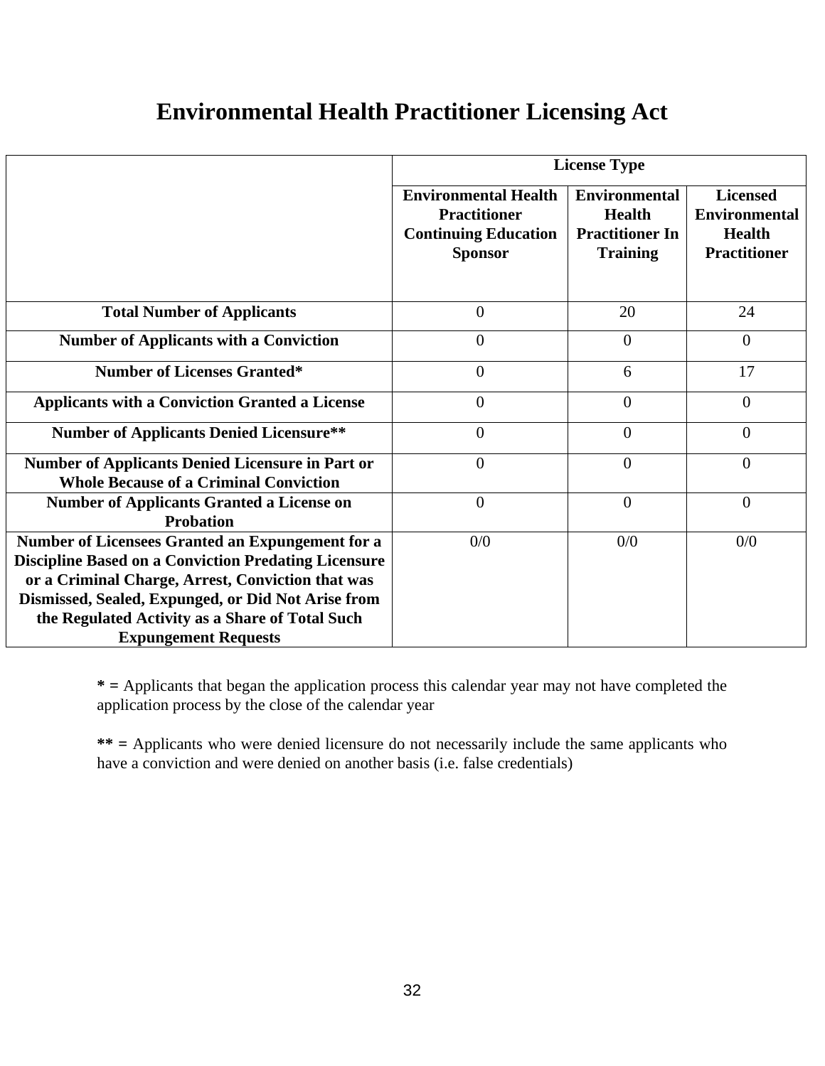# Environmental Health Practitioner Licensing Act

| | License Type | | |
|---|---|---|---|
| | **Environmental Health Practitioner Continuing Education Sponsor** | **Environmental Health Practitioner In Training** | **Licensed Environmental Health Practitioner** |
| **Total Number of Applicants** | 0 | 20 | 24 |
| **Number of Applicants with a Conviction** | 0 | 0 | 0 |
| **Number of Licenses Granted*** | 0 | 6 | 17 |
| **Applicants with a Conviction Granted a License** | 0 | 0 | 0 |
| **Number of Applicants Denied Licensure**** | 0 | 0 | 0 |
| **Number of Applicants Denied Licensure in Part or Whole Because of a Criminal Conviction** | 0 | 0 | 0 |
| **Number of Applicants Granted a License on Probation** | 0 | 0 | 0 |
| **Number of Licensees Granted an Expungement for a Discipline Based on a Conviction Predating Licensure or a Criminal Charge, Arrest, Conviction that was Dismissed, Sealed, Expunged, or Did Not Arise from the Regulated Activity as a Share of Total Such Expungement Requests** | 0/0 | 0/0 | 0/0 |

**\* =** Applicants that began the application process this calendar year may not have completed the application process by the close of the calendar year

**\*\* =** Applicants who were denied licensure do not necessarily include the same applicants who have a conviction and were denied on another basis (i.e. false credentials)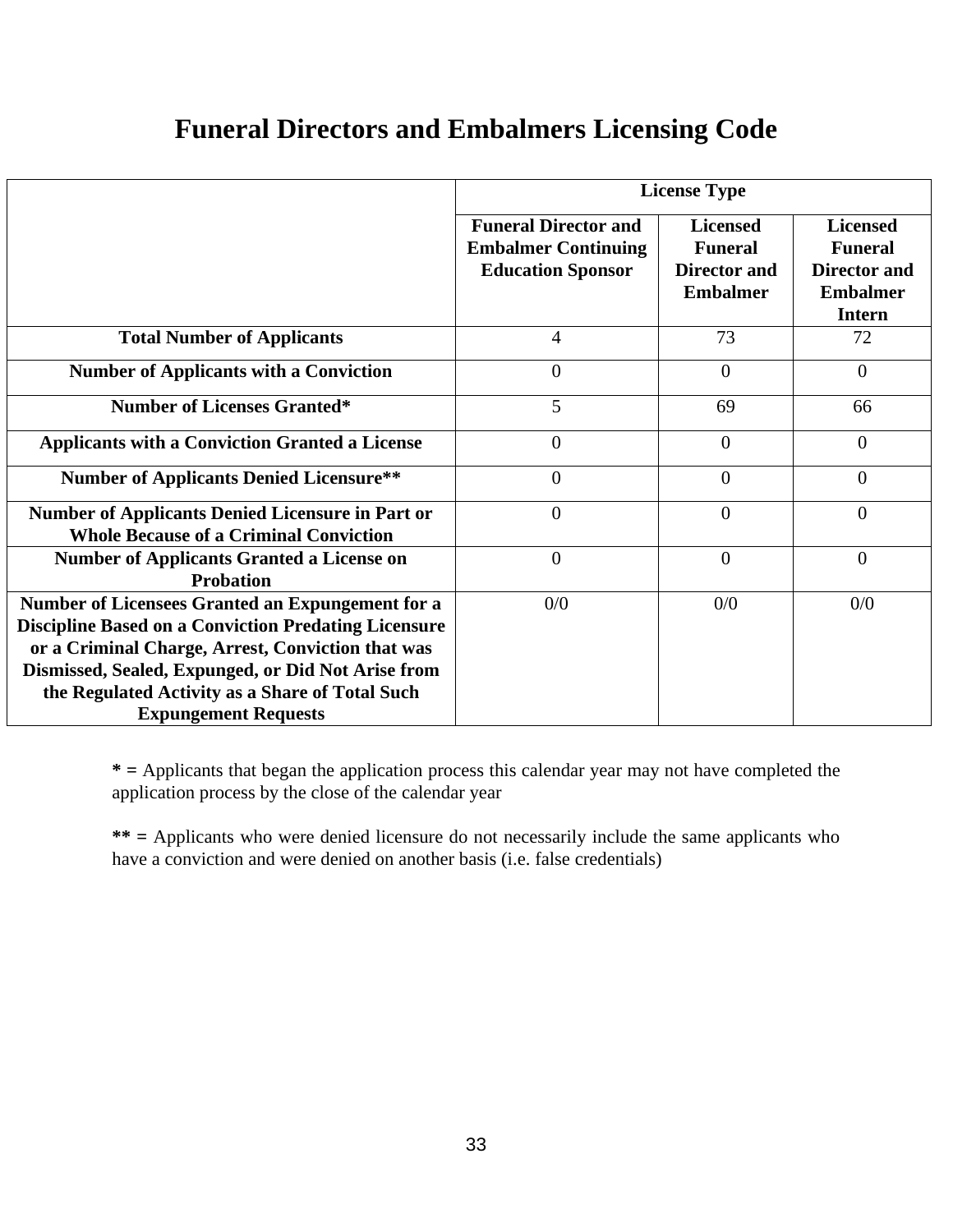# Funeral Directors and Embalmers Licensing Code

| | License Type | | |
|---|---|---|---|
| | **Funeral Director and Embalmer Continuing Education Sponsor** | **Licensed Funeral Director and Embalmer** | **Licensed Funeral Director and Embalmer Intern** |
| **Total Number of Applicants** | 4 | 73 | 72 |
| **Number of Applicants with a Conviction** | 0 | 0 | 0 |
| **Number of Licenses Granted*** | 5 | 69 | 66 |
| **Applicants with a Conviction Granted a License** | 0 | 0 | 0 |
| **Number of Applicants Denied Licensure**** | 0 | 0 | 0 |
| **Number of Applicants Denied Licensure in Part or Whole Because of a Criminal Conviction** | 0 | 0 | 0 |
| **Number of Applicants Granted a License on Probation** | 0 | 0 | 0 |
| **Number of Licensees Granted an Expungement for a Discipline Based on a Conviction Predating Licensure or a Criminal Charge, Arrest, Conviction that was Dismissed, Sealed, Expunged, or Did Not Arise from the Regulated Activity as a Share of Total Such Expungement Requests** | 0/0 | 0/0 | 0/0 |

**\* =** Applicants that began the application process this calendar year may not have completed the application process by the close of the calendar year

**\*\* =** Applicants who were denied licensure do not necessarily include the same applicants who have a conviction and were denied on another basis (i.e. false credentials)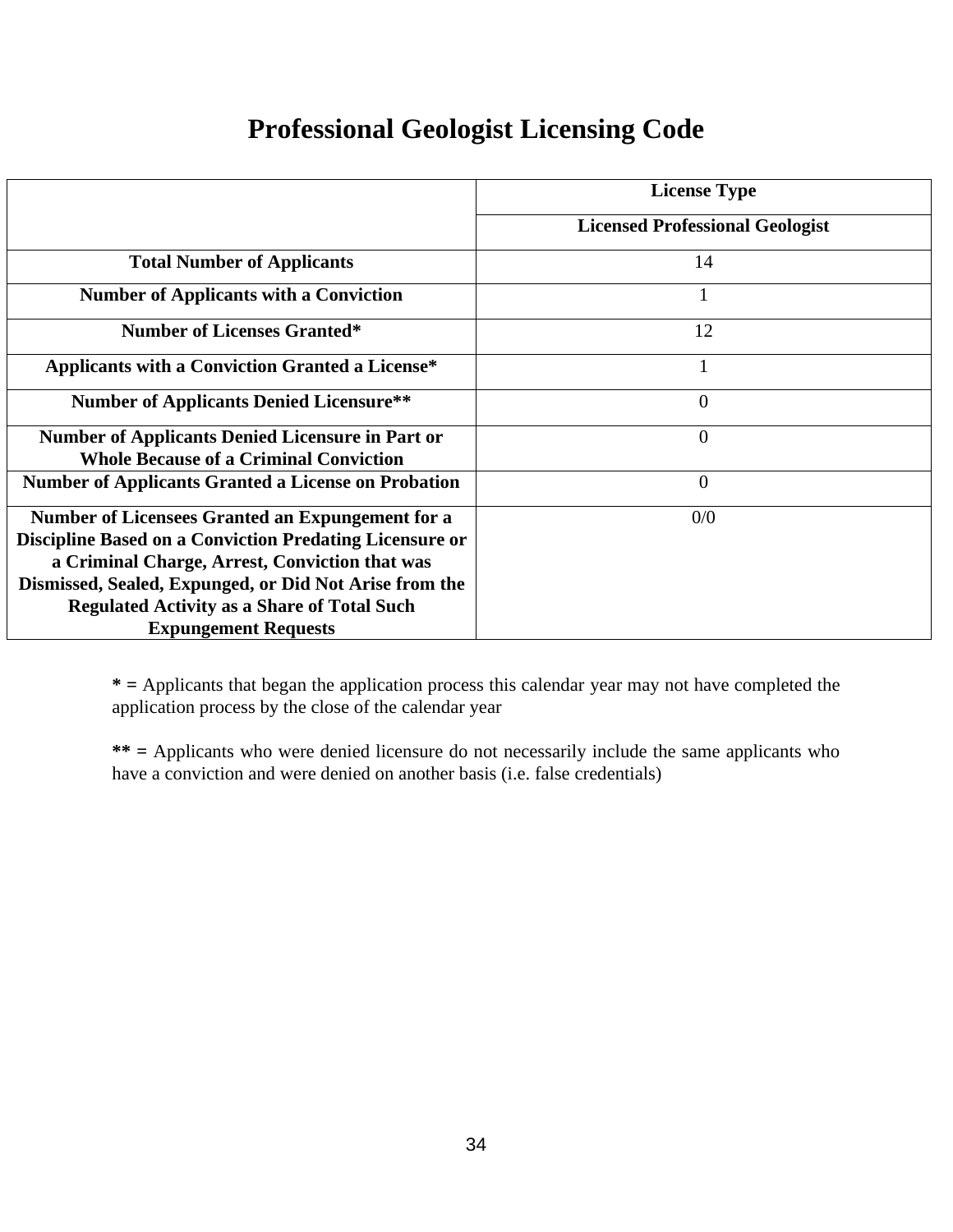# Professional Geologist Licensing Code

| | License Type |
|---|---|
| | **Licensed Professional Geologist** |
| **Total Number of Applicants** | 14 |
| **Number of Applicants with a Conviction** | 1 |
| **Number of Licenses Granted*** | 12 |
| **Applicants with a Conviction Granted a License*** | 1 |
| **Number of Applicants Denied Licensure**** | 0 |
| **Number of Applicants Denied Licensure in Part or Whole Because of a Criminal Conviction** | 0 |
| **Number of Applicants Granted a License on Probation** | 0 |
| **Number of Licensees Granted an Expungement for a Discipline Based on a Conviction Predating Licensure or a Criminal Charge, Arrest, Conviction that was Dismissed, Sealed, Expunged, or Did Not Arise from the Regulated Activity as a Share of Total Such Expungement Requests** | 0/0 |

**\* =** Applicants that began the application process this calendar year may not have completed the application process by the close of the calendar year

**\*\* =** Applicants who were denied licensure do not necessarily include the same applicants who have a conviction and were denied on another basis (i.e. false credentials)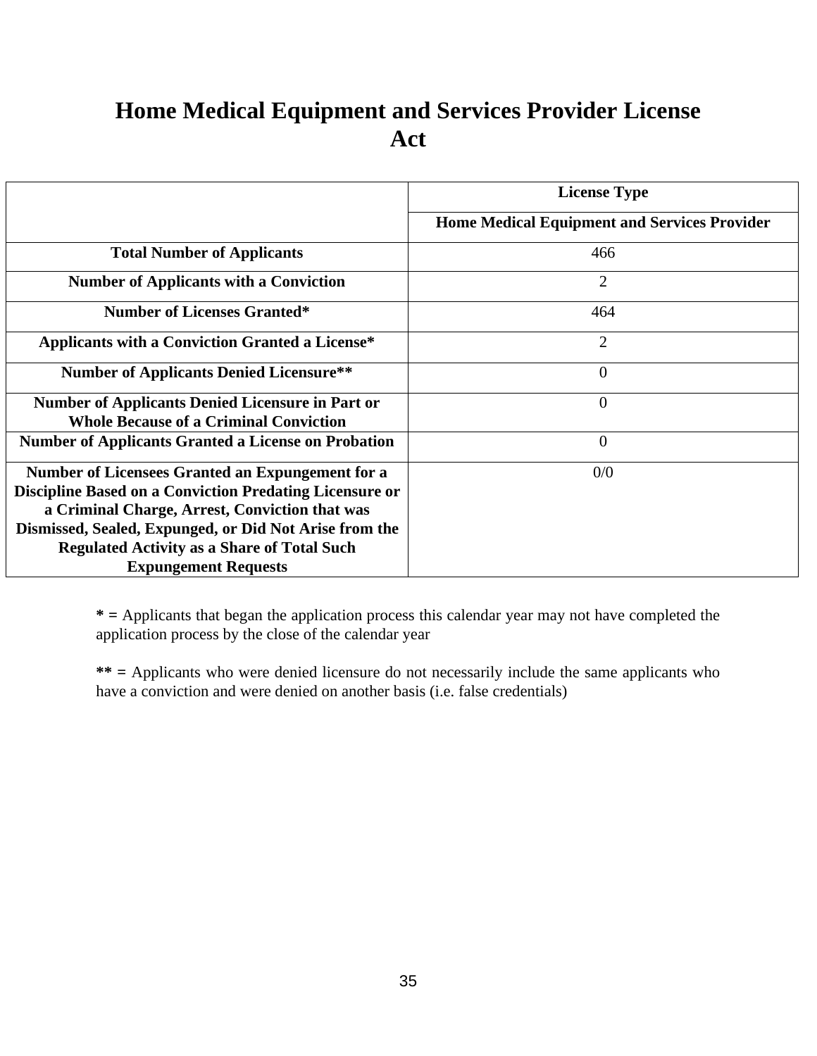# Home Medical Equipment and Services Provider License Act

| | License Type |
|---|---|
| | **Home Medical Equipment and Services Provider** |
| **Total Number of Applicants** | 466 |
| **Number of Applicants with a Conviction** | 2 |
| **Number of Licenses Granted*** | 464 |
| **Applicants with a Conviction Granted a License*** | 2 |
| **Number of Applicants Denied Licensure**** | 0 |
| **Number of Applicants Denied Licensure in Part or Whole Because of a Criminal Conviction** | 0 |
| **Number of Applicants Granted a License on Probation** | 0 |
| **Number of Licensees Granted an Expungement for a Discipline Based on a Conviction Predating Licensure or a Criminal Charge, Arrest, Conviction that was Dismissed, Sealed, Expunged, or Did Not Arise from the Regulated Activity as a Share of Total Such Expungement Requests** | 0/0 |

**\* =** Applicants that began the application process this calendar year may not have completed the application process by the close of the calendar year

**\*\* =** Applicants who were denied licensure do not necessarily include the same applicants who have a conviction and were denied on another basis (i.e. false credentials)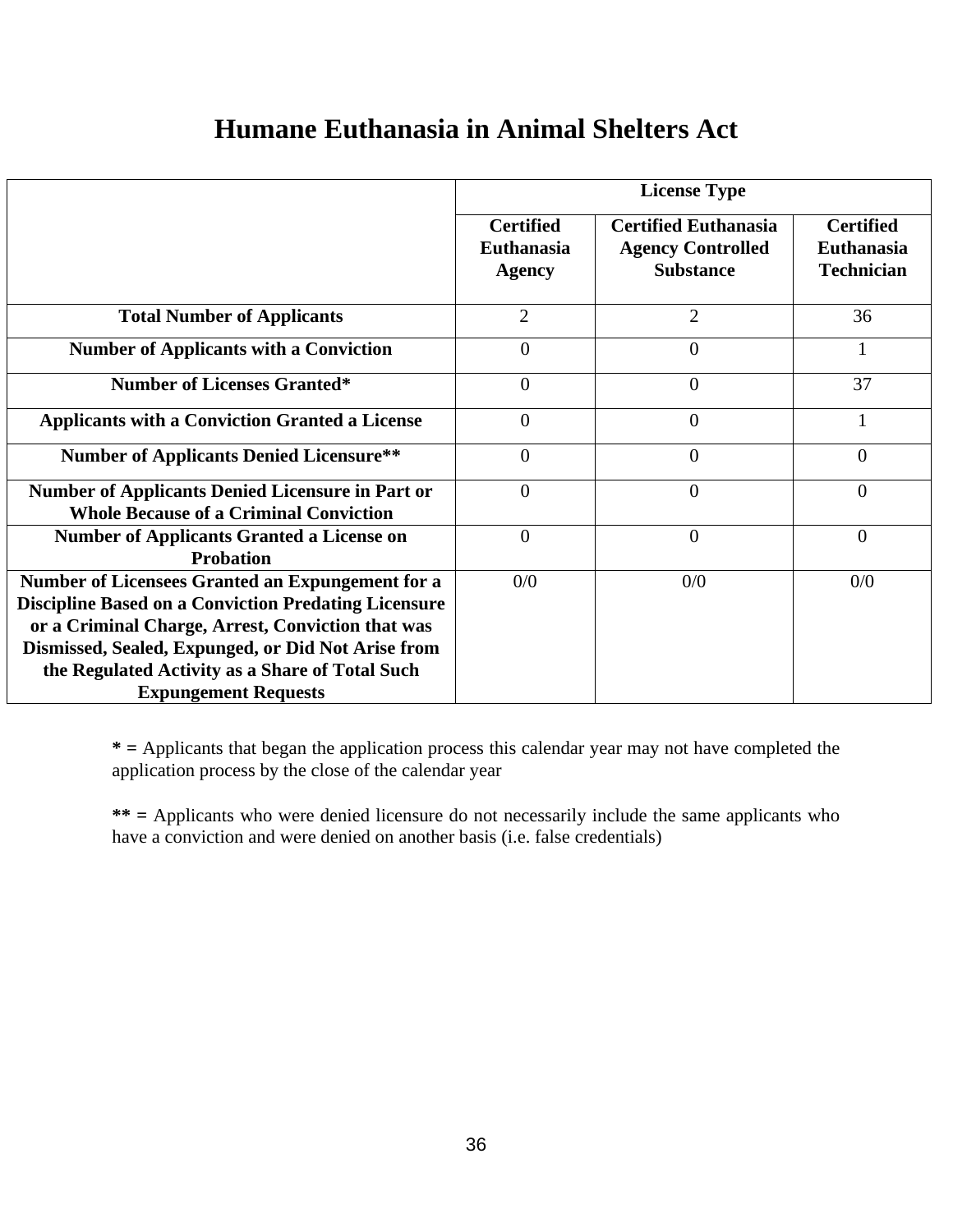# Humane Euthanasia in Animal Shelters Act

| | License Type | | |
|---|---|---|---|
| | **Certified Euthanasia Agency** | **Certified Euthanasia Agency Controlled Substance** | **Certified Euthanasia Technician** |
| **Total Number of Applicants** | 2 | 2 | 36 |
| **Number of Applicants with a Conviction** | 0 | 0 | 1 |
| **Number of Licenses Granted*** | 0 | 0 | 37 |
| **Applicants with a Conviction Granted a License** | 0 | 0 | 1 |
| **Number of Applicants Denied Licensure**** | 0 | 0 | 0 |
| **Number of Applicants Denied Licensure in Part or Whole Because of a Criminal Conviction** | 0 | 0 | 0 |
| **Number of Applicants Granted a License on Probation** | 0 | 0 | 0 |
| **Number of Licensees Granted an Expungement for a Discipline Based on a Conviction Predating Licensure or a Criminal Charge, Arrest, Conviction that was Dismissed, Sealed, Expunged, or Did Not Arise from the Regulated Activity as a Share of Total Such Expungement Requests** | 0/0 | 0/0 | 0/0 |

**\* =** Applicants that began the application process this calendar year may not have completed the application process by the close of the calendar year

**\*\* =** Applicants who were denied licensure do not necessarily include the same applicants who have a conviction and were denied on another basis (i.e. false credentials)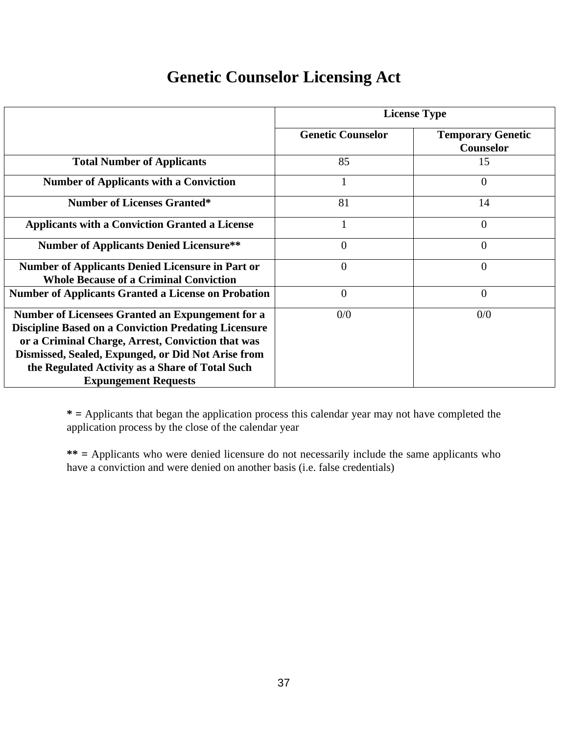# Genetic Counselor Licensing Act

| | License Type | |
|---|---|---|
| | Genetic Counselor | Temporary Genetic Counselor |
| **Total Number of Applicants** | 85 | 15 |
| **Number of Applicants with a Conviction** | 1 | 0 |
| **Number of Licenses Granted*** | 81 | 14 |
| **Applicants with a Conviction Granted a License** | 1 | 0 |
| **Number of Applicants Denied Licensure**** | 0 | 0 |
| **Number of Applicants Denied Licensure in Part or Whole Because of a Criminal Conviction** | 0 | 0 |
| **Number of Applicants Granted a License on Probation** | 0 | 0 |
| **Number of Licensees Granted an Expungement for a Discipline Based on a Conviction Predating Licensure or a Criminal Charge, Arrest, Conviction that was Dismissed, Sealed, Expunged, or Did Not Arise from the Regulated Activity as a Share of Total Such Expungement Requests** | 0/0 | 0/0 |

**\* =** Applicants that began the application process this calendar year may not have completed the application process by the close of the calendar year

**\*\* =** Applicants who were denied licensure do not necessarily include the same applicants who have a conviction and were denied on another basis (i.e. false credentials)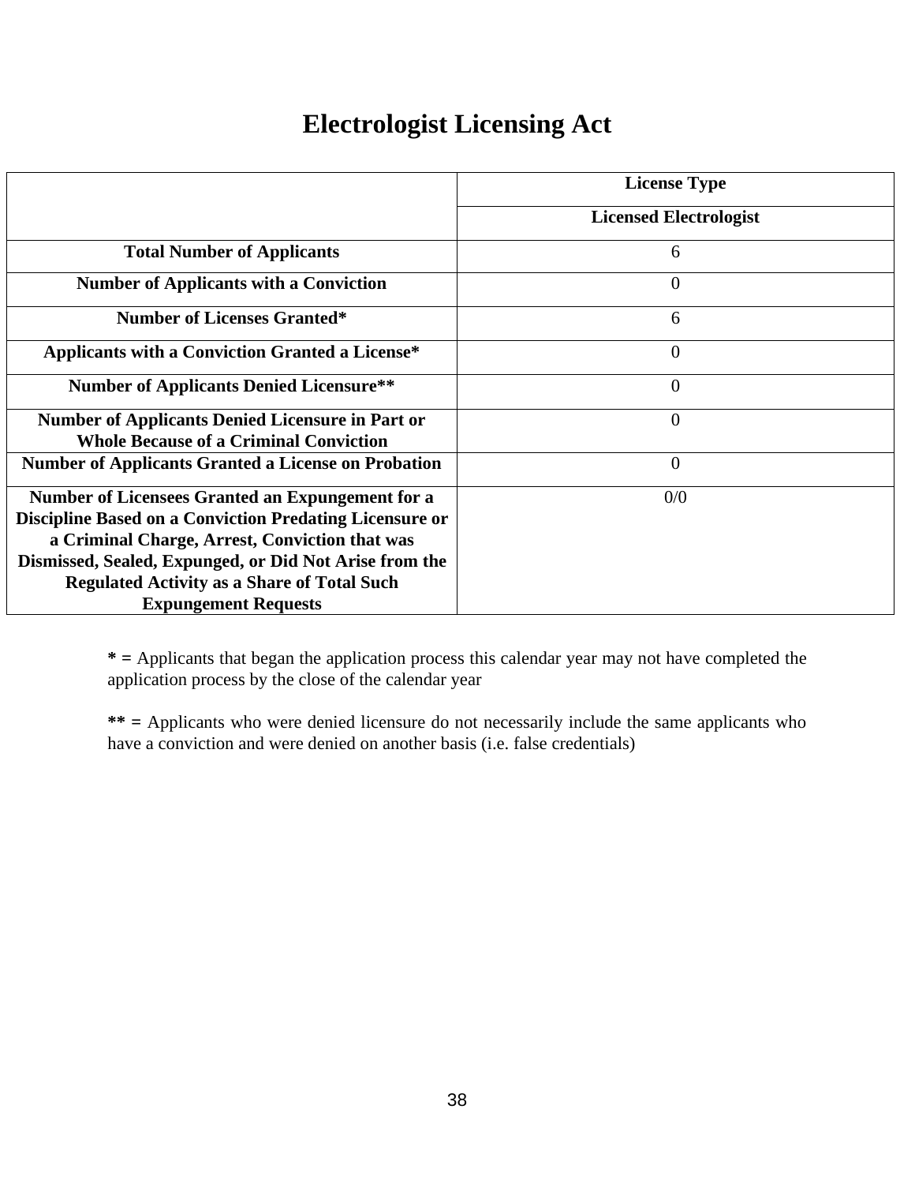# Electrolgist Licensing Act

| | License Type |
|---|---|
| | **Licensed Electrologist** |
| **Total Number of Applicants** | 6 |
| **Number of Applicants with a Conviction** | 0 |
| **Number of Licenses Granted*** | 6 |
| **Applicants with a Conviction Granted a License*** | 0 |
| **Number of Applicants Denied Licensure**** | 0 |
| **Number of Applicants Denied Licensure in Part or Whole Because of a Criminal Conviction** | 0 |
| **Number of Applicants Granted a License on Probation** | 0 |
| **Number of Licensees Granted an Expungement for a Discipline Based on a Conviction Predating Licensure or a Criminal Charge, Arrest, Conviction that was Dismissed, Sealed, Expunged, or Did Not Arise from the Regulated Activity as a Share of Total Such Expungement Requests** | 0/0 |

**\* =** Applicants that began the application process this calendar year may not have completed the application process by the close of the calendar year

**\*\* =** Applicants who were denied licensure do not necessarily include the same applicants who have a conviction and were denied on another basis (i.e. false credentials)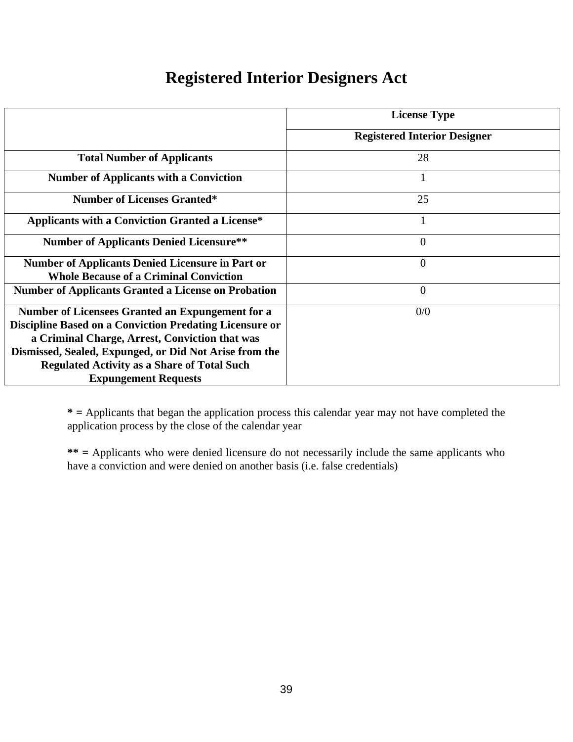# Registered Interior Designers Act

| | License Type |
|---|---|
| | **Registered Interior Designer** |
| **Total Number of Applicants** | 28 |
| **Number of Applicants with a Conviction** | 1 |
| **Number of Licenses Granted*** | 25 |
| **Applicants with a Conviction Granted a License*** | 1 |
| **Number of Applicants Denied Licensure**** | 0 |
| **Number of Applicants Denied Licensure in Part or Whole Because of a Criminal Conviction** | 0 |
| **Number of Applicants Granted a License on Probation** | 0 |
| **Number of Licensees Granted an Expungement for a Discipline Based on a Conviction Predating Licensure or a Criminal Charge, Arrest, Conviction that was Dismissed, Sealed, Expunged, or Did Not Arise from the Regulated Activity as a Share of Total Such Expungement Requests** | 0/0 |

**\* =** Applicants that began the application process this calendar year may not have completed the application process by the close of the calendar year

**\*\* =** Applicants who were denied licensure do not necessarily include the same applicants who have a conviction and were denied on another basis (i.e. false credentials)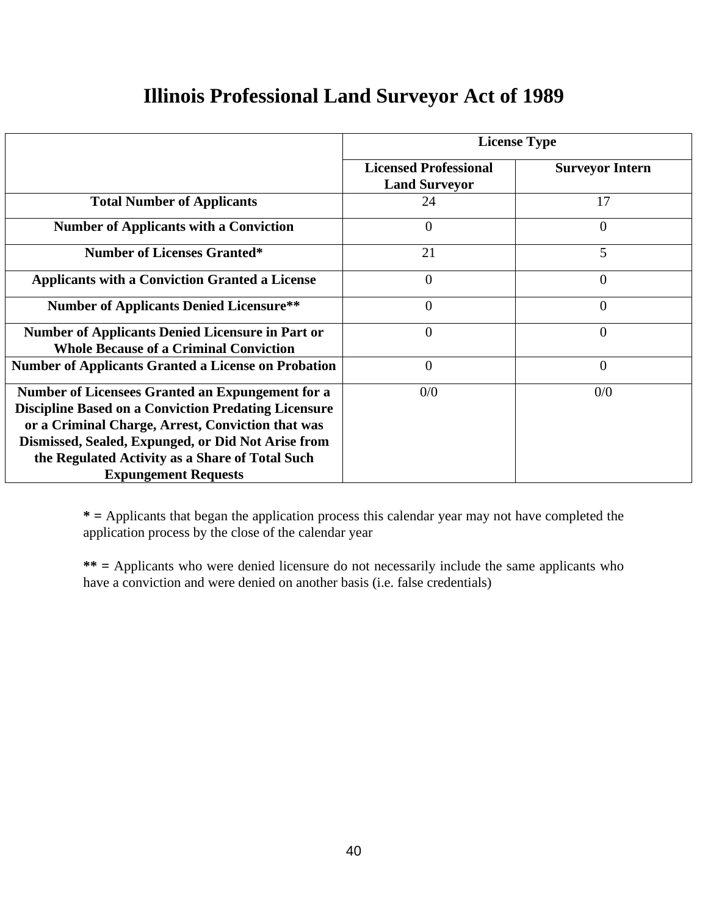# Illinois Professional Land Surveyor Act of 1989

| | License Type | |
|---|---|---|
| | **Licensed Professional Land Surveyor** | **Surveyor Intern** |
| **Total Number of Applicants** | 24 | 17 |
| **Number of Applicants with a Conviction** | 0 | 0 |
| **Number of Licenses Granted*** | 21 | 5 |
| **Applicants with a Conviction Granted a License** | 0 | 0 |
| **Number of Applicants Denied Licensure**** | 0 | 0 |
| **Number of Applicants Denied Licensure in Part or Whole Because of a Criminal Conviction** | 0 | 0 |
| **Number of Applicants Granted a License on Probation** | 0 | 0 |
| **Number of Licensees Granted an Expungement for a Discipline Based on a Conviction Predating Licensure or a Criminal Charge, Arrest, Conviction that was Dismissed, Sealed, Expunged, or Did Not Arise from the Regulated Activity as a Share of Total Such Expungement Requests** | 0/0 | 0/0 |

**\* =** Applicants that began the application process this calendar year may not have completed the application process by the close of the calendar year

**\*\* =** Applicants who were denied licensure do not necessarily include the same applicants who have a conviction and were denied on another basis (i.e. false credentials)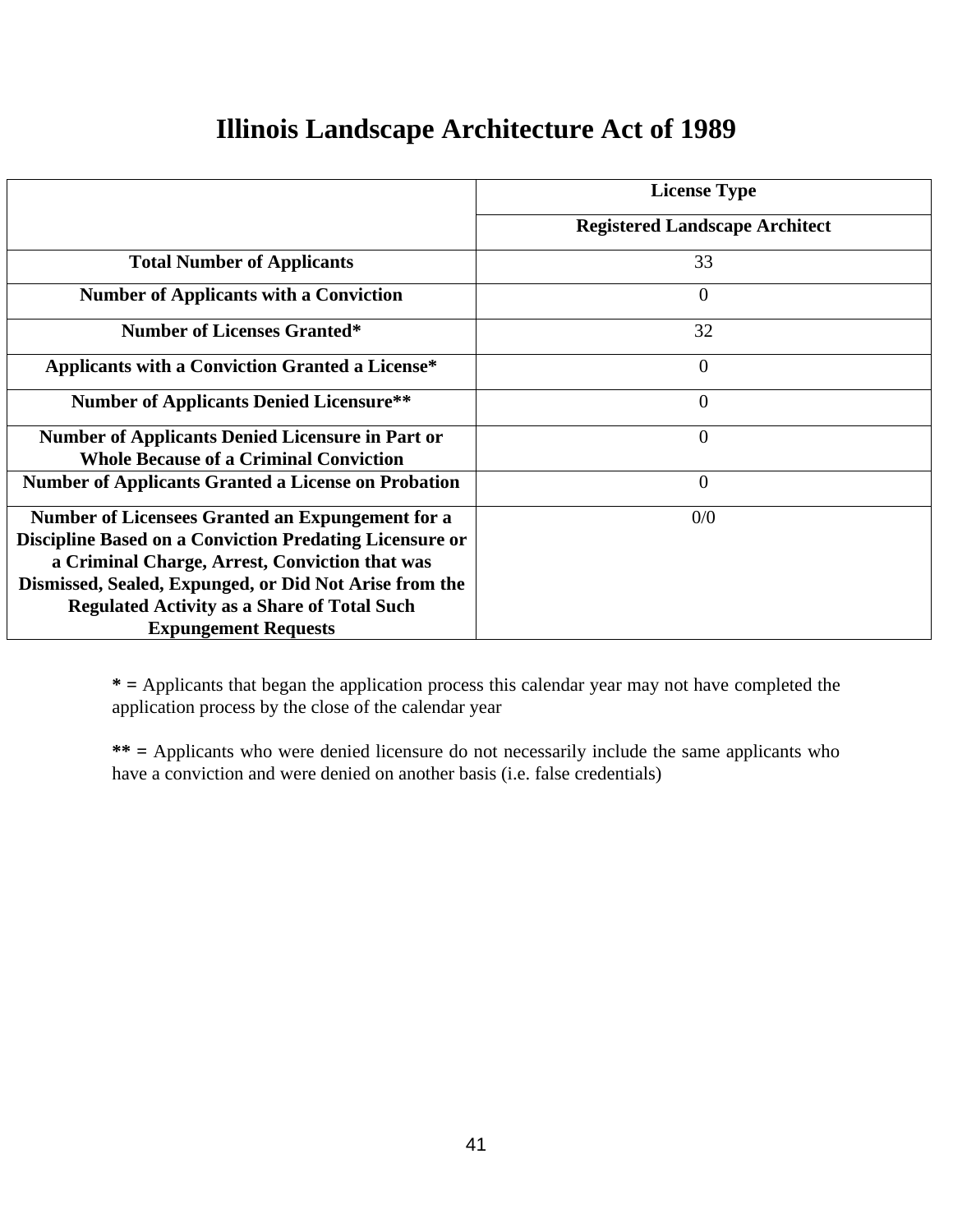# Illinois Landscape Architecture Act of 1989

| | License Type |
|---|---|
| | **Registered Landscape Architect** |
| **Total Number of Applicants** | 33 |
| **Number of Applicants with a Conviction** | 0 |
| **Number of Licenses Granted*** | 32 |
| **Applicants with a Conviction Granted a License*** | 0 |
| **Number of Applicants Denied Licensure**** | 0 |
| **Number of Applicants Denied Licensure in Part or Whole Because of a Criminal Conviction** | 0 |
| **Number of Applicants Granted a License on Probation** | 0 |
| **Number of Licensees Granted an Expungement for a Discipline Based on a Conviction Predating Licensure or a Criminal Charge, Arrest, Conviction that was Dismissed, Sealed, Expunged, or Did Not Arise from the Regulated Activity as a Share of Total Such Expungement Requests** | 0/0 |

**\* =** Applicants that began the application process this calendar year may not have completed the application process by the close of the calendar year

**\*\* =** Applicants who were denied licensure do not necessarily include the same applicants who have a conviction and were denied on another basis (i.e. false credentials)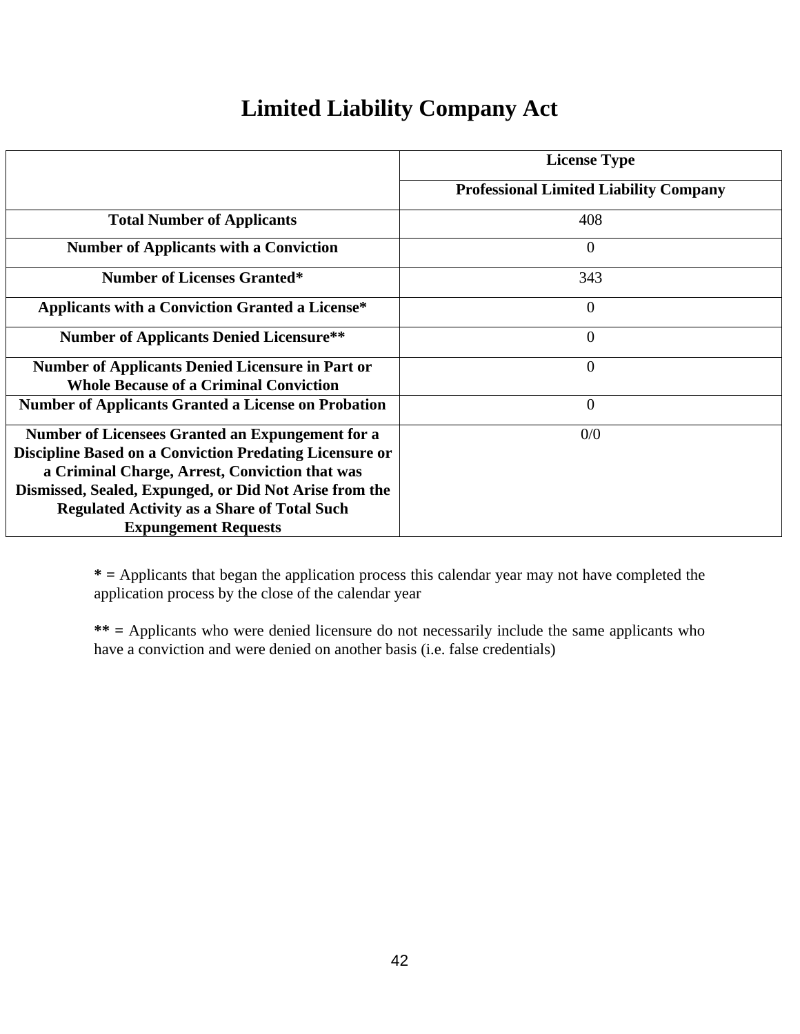# Limited Liability Company Act

| | License Type |
|---|---|
| | Professional Limited Liability Company |
| **Total Number of Applicants** | 408 |
| **Number of Applicants with a Conviction** | 0 |
| **Number of Licenses Granted*** | 343 |
| **Applicants with a Conviction Granted a License*** | 0 |
| **Number of Applicants Denied Licensure**** | 0 |
| **Number of Applicants Denied Licensure in Part or Whole Because of a Criminal Conviction** | 0 |
| **Number of Applicants Granted a License on Probation** | 0 |
| **Number of Licensees Granted an Expungement for a Discipline Based on a Conviction Predating Licensure or a Criminal Charge, Arrest, Conviction that was Dismissed, Sealed, Expunged, or Did Not Arise from the Regulated Activity as a Share of Total Such Expungement Requests** | 0/0 |

**\* =** Applicants that began the application process this calendar year may not have completed the application process by the close of the calendar year

**\*\* =** Applicants who were denied licensure do not necessarily include the same applicants who have a conviction and were denied on another basis (i.e. false credentials)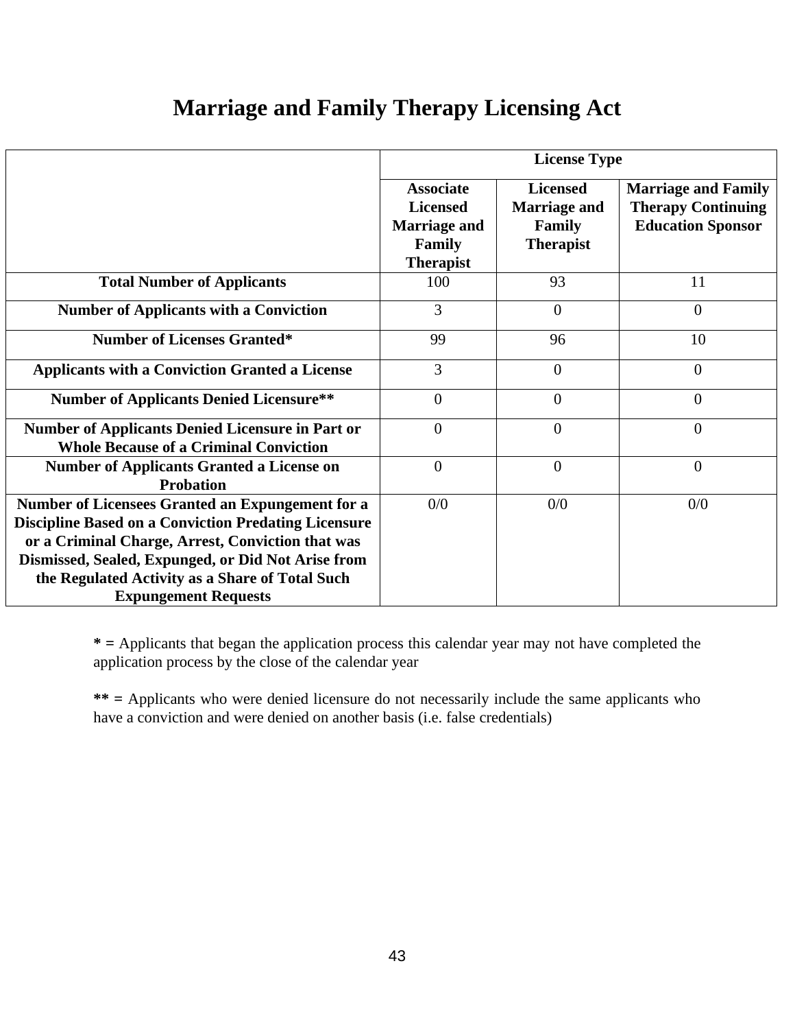# Marriage and Family Therapy Licensing Act

| | License Type | | |
|---|---|---|---|
| | **Associate Licensed Marriage and Family Therapist** | **Licensed Marriage and Family Therapist** | **Marriage and Family Therapy Continuing Education Sponsor** |
| **Total Number of Applicants** | 100 | 93 | 11 |
| **Number of Applicants with a Conviction** | 3 | 0 | 0 |
| **Number of Licenses Granted*** | 99 | 96 | 10 |
| **Applicants with a Conviction Granted a License** | 3 | 0 | 0 |
| **Number of Applicants Denied Licensure**** | 0 | 0 | 0 |
| **Number of Applicants Denied Licensure in Part or Whole Because of a Criminal Conviction** | 0 | 0 | 0 |
| **Number of Applicants Granted a License on Probation** | 0 | 0 | 0 |
| **Number of Licensees Granted an Expungement for a Discipline Based on a Conviction Predating Licensure or a Criminal Charge, Arrest, Conviction that was Dismissed, Sealed, Expunged, or Did Not Arise from the Regulated Activity as a Share of Total Such Expungement Requests** | 0/0 | 0/0 | 0/0 |

**\* =** Applicants that began the application process this calendar year may not have completed the application process by the close of the calendar year

**\*\* =** Applicants who were denied licensure do not necessarily include the same applicants who have a conviction and were denied on another basis (i.e. false credentials)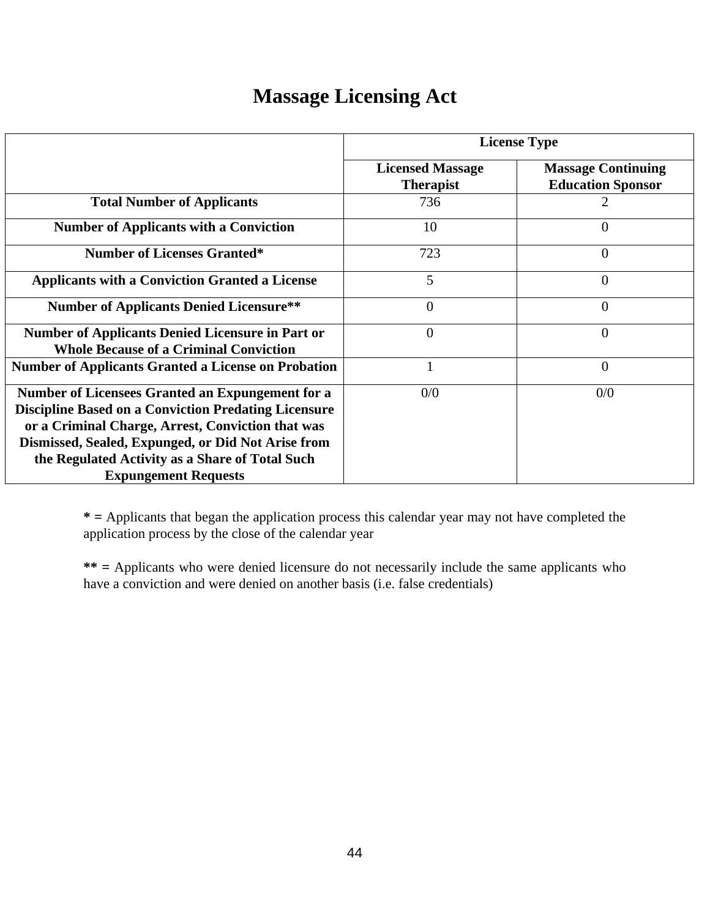# Massage Licensing Act

| | License Type | |
|---|---|---|
| | **Licensed Massage Therapist** | **Massage Continuing Education Sponsor** |
| **Total Number of Applicants** | 736 | 2 |
| **Number of Applicants with a Conviction** | 10 | 0 |
| **Number of Licenses Granted*** | 723 | 0 |
| **Applicants with a Conviction Granted a License** | 5 | 0 |
| **Number of Applicants Denied Licensure**** | 0 | 0 |
| **Number of Applicants Denied Licensure in Part or Whole Because of a Criminal Conviction** | 0 | 0 |
| **Number of Applicants Granted a License on Probation** | 1 | 0 |
| **Number of Licensees Granted an Expungement for a Discipline Based on a Conviction Predating Licensure or a Criminal Charge, Arrest, Conviction that was Dismissed, Sealed, Expunged, or Did Not Arise from the Regulated Activity as a Share of Total Such Expungement Requests** | 0/0 | 0/0 |

**\* =** Applicants that began the application process this calendar year may not have completed the application process by the close of the calendar year

**\*\* =** Applicants who were denied licensure do not necessarily include the same applicants who have a conviction and were denied on another basis (i.e. false credentials)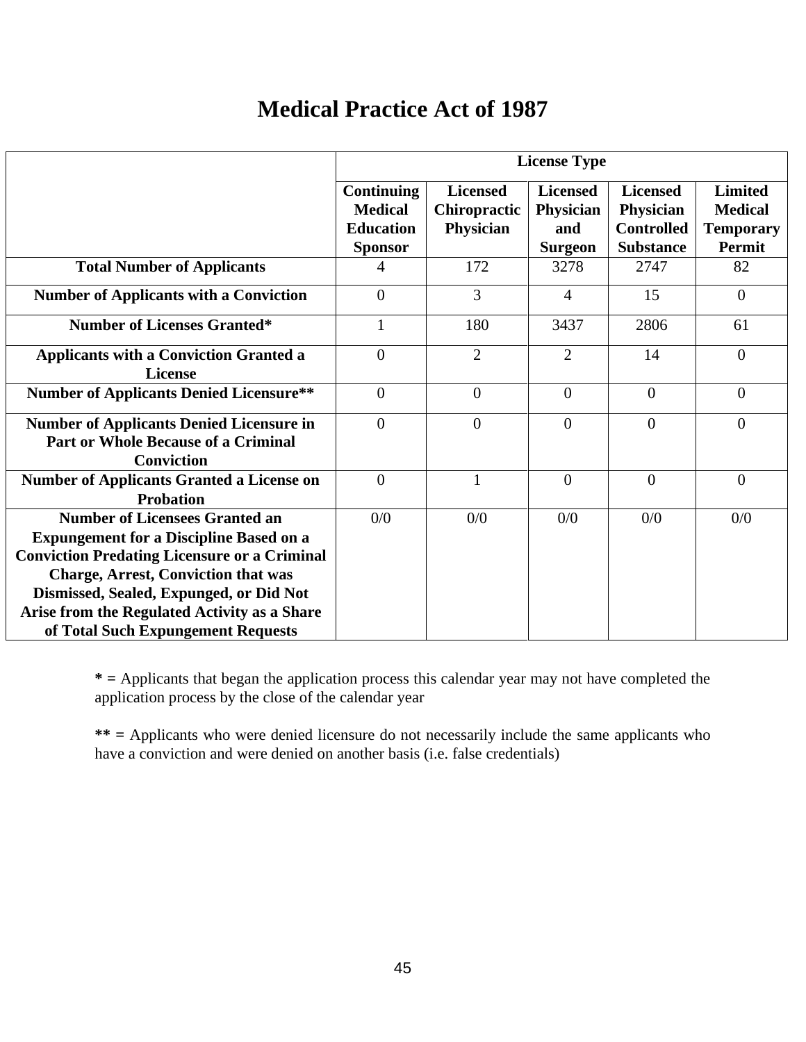# Medical Practice Act of 1987

| | License Type | | | | |
|---|---|---|---|---|---|
| | **Continuing Medical Education Sponsor** | **Licensed Chiropractic Physician** | **Licensed Physician and Surgeon** | **Licensed Physician Controlled Substance** | **Limited Medical Temporary Permit** |
| **Total Number of Applicants** | 4 | 172 | 3278 | 2747 | 82 |
| **Number of Applicants with a Conviction** | 0 | 3 | 4 | 15 | 0 |
| **Number of Licenses Granted*** | 1 | 180 | 3437 | 2806 | 61 |
| **Applicants with a Conviction Granted a License** | 0 | 2 | 2 | 14 | 0 |
| **Number of Applicants Denied Licensure**** | 0 | 0 | 0 | 0 | 0 |
| **Number of Applicants Denied Licensure in Part or Whole Because of a Criminal Conviction** | 0 | 0 | 0 | 0 | 0 |
| **Number of Applicants Granted a License on Probation** | 0 | 1 | 0 | 0 | 0 |
| **Number of Licensees Granted an Expungement for a Discipline Based on a Conviction Predating Licensure or a Criminal Charge, Arrest, Conviction that was Dismissed, Sealed, Expunged, or Did Not Arise from the Regulated Activity as a Share of Total Such Expungement Requests** | 0/0 | 0/0 | 0/0 | 0/0 | 0/0 |

**\* =** Applicants that began the application process this calendar year may not have completed the application process by the close of the calendar year

**\*\* =** Applicants who were denied licensure do not necessarily include the same applicants who have a conviction and were denied on another basis (i.e. false credentials)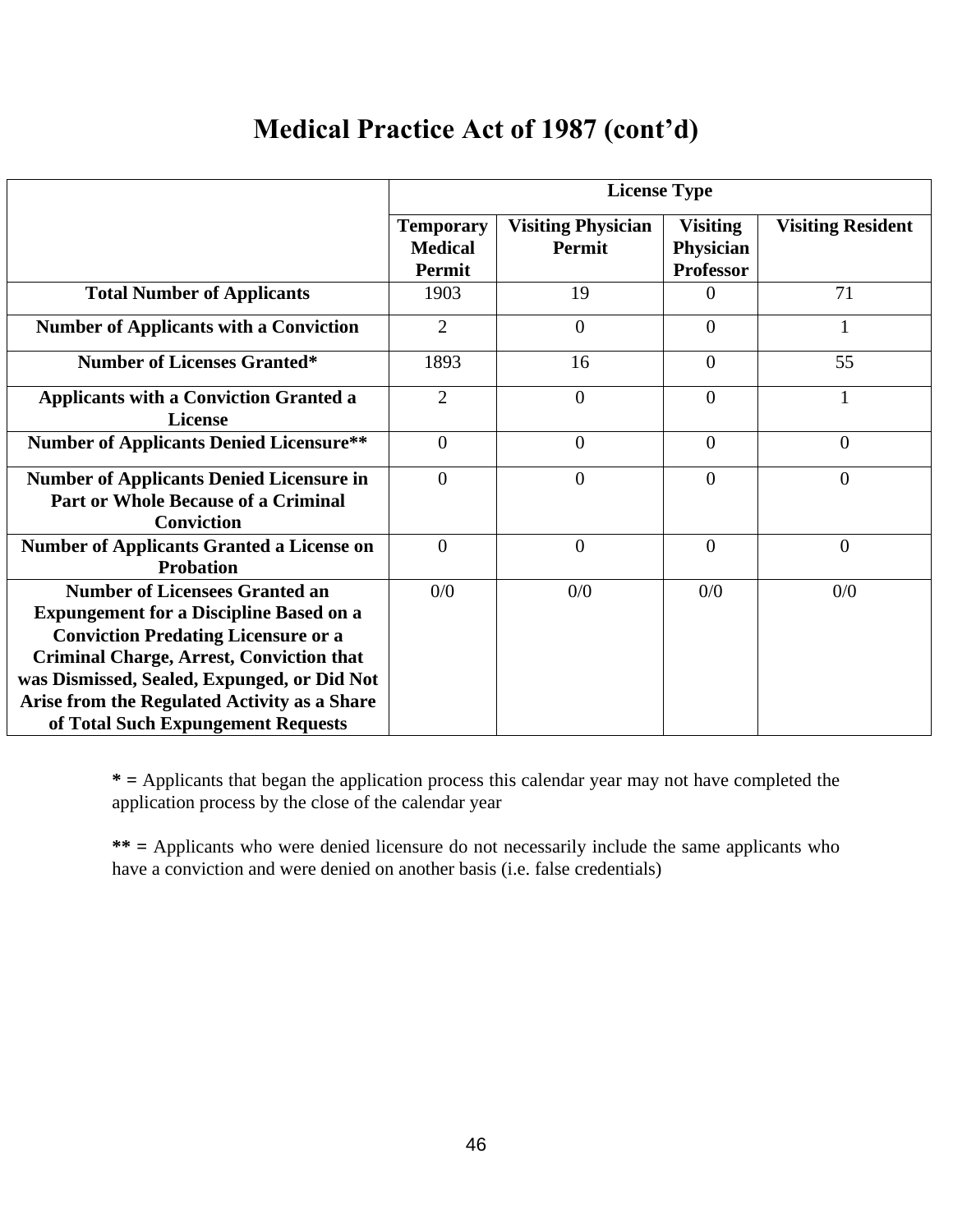# Medical Practice Act of 1987 (cont'd)

| | License Type | | | |
|---|---|---|---|---|
| | **Temporary Medical Permit** | **Visiting Physician Permit** | **Visiting Physician Professor** | **Visiting Resident** |
| **Total Number of Applicants** | 1903 | 19 | 0 | 71 |
| **Number of Applicants with a Conviction** | 2 | 0 | 0 | 1 |
| **Number of Licenses Granted*** | 1893 | 16 | 0 | 55 |
| **Applicants with a Conviction Granted a License** | 2 | 0 | 0 | 1 |
| **Number of Applicants Denied Licensure**** | 0 | 0 | 0 | 0 |
| **Number of Applicants Denied Licensure in Part or Whole Because of a Criminal Conviction** | 0 | 0 | 0 | 0 |
| **Number of Applicants Granted a License on Probation** | 0 | 0 | 0 | 0 |
| **Number of Licensees Granted an Expungement for a Discipline Based on a Conviction Predating Licensure or a Criminal Charge, Arrest, Conviction that was Dismissed, Sealed, Expunged, or Did Not Arise from the Regulated Activity as a Share of Total Such Expungement Requests** | 0/0 | 0/0 | 0/0 | 0/0 |

**\* =** Applicants that began the application process this calendar year may not have completed the application process by the close of the calendar year

**\*\* =** Applicants who were denied licensure do not necessarily include the same applicants who have a conviction and were denied on another basis (i.e. false credentials)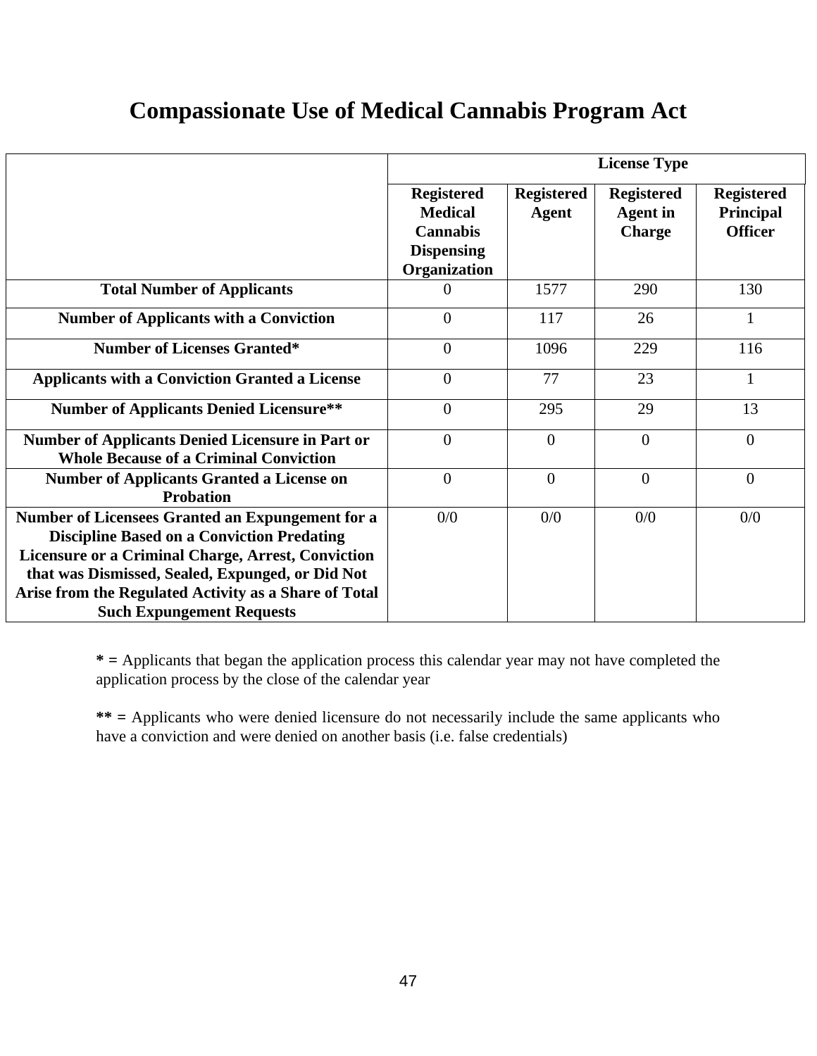# Compassionate Use of Medical Cannabis Program Act

| | License Type | | | |
|---|---|---|---|---|
| | Registered Medical Cannabis Dispensing Organization | Registered Agent | Registered Agent in Charge | Registered Principal Officer |
| **Total Number of Applicants** | 0 | 1577 | 290 | 130 |
| **Number of Applicants with a Conviction** | 0 | 117 | 26 | 1 |
| **Number of Licenses Granted*** | 0 | 1096 | 229 | 116 |
| **Applicants with a Conviction Granted a License** | 0 | 77 | 23 | 1 |
| **Number of Applicants Denied Licensure**** | 0 | 295 | 29 | 13 |
| **Number of Applicants Denied Licensure in Part or Whole Because of a Criminal Conviction** | 0 | 0 | 0 | 0 |
| **Number of Applicants Granted a License on Probation** | 0 | 0 | 0 | 0 |
| **Number of Licensees Granted an Expungement for a Discipline Based on a Conviction Predating Licensure or a Criminal Charge, Arrest, Conviction that was Dismissed, Sealed, Expunged, or Did Not Arise from the Regulated Activity as a Share of Total Such Expungement Requests** | 0/0 | 0/0 | 0/0 | 0/0 |

**\* =** Applicants that began the application process this calendar year may not have completed the application process by the close of the calendar year

**\*\* =** Applicants who were denied licensure do not necessarily include the same applicants who have a conviction and were denied on another basis (i.e. false credentials)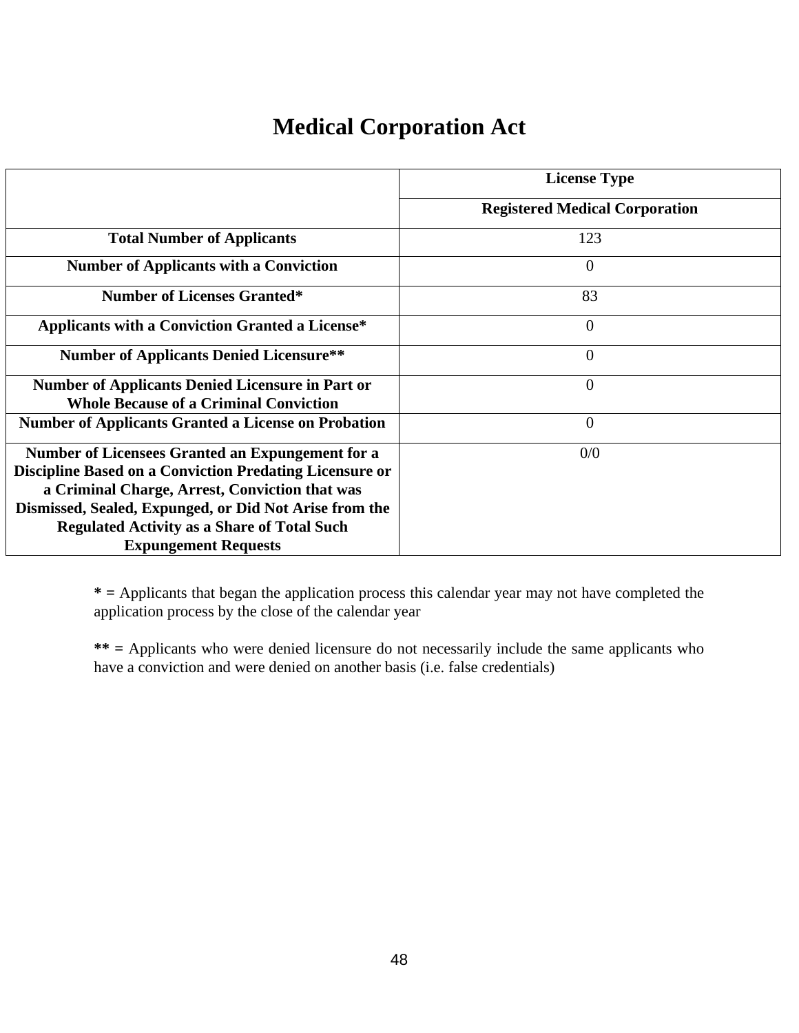# Medical Corporation Act

| | License Type |
|---|---|
| | **Registered Medical Corporation** |
| **Total Number of Applicants** | 123 |
| **Number of Applicants with a Conviction** | 0 |
| **Number of Licenses Granted*** | 83 |
| **Applicants with a Conviction Granted a License*** | 0 |
| **Number of Applicants Denied Licensure**** | 0 |
| **Number of Applicants Denied Licensure in Part or Whole Because of a Criminal Conviction** | 0 |
| **Number of Applicants Granted a License on Probation** | 0 |
| **Number of Licensees Granted an Expungement for a Discipline Based on a Conviction Predating Licensure or a Criminal Charge, Arrest, Conviction that was Dismissed, Sealed, Expunged, or Did Not Arise from the Regulated Activity as a Share of Total Such Expungement Requests** | 0/0 |

**\* =** Applicants that began the application process this calendar year may not have completed the application process by the close of the calendar year

**\*\* =** Applicants who were denied licensure do not necessarily include the same applicants who have a conviction and were denied on another basis (i.e. false credentials)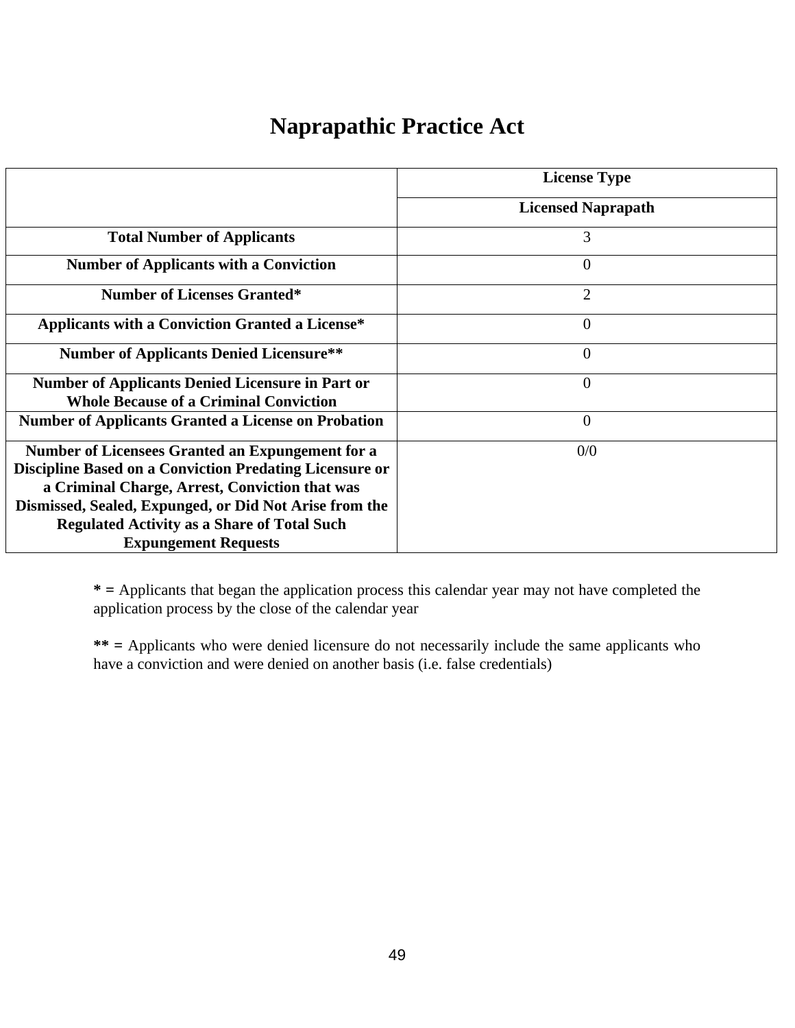# Naprapathic Practice Act

| | License Type |
|---|---|
| | **Licensed Naprapath** |
| **Total Number of Applicants** | 3 |
| **Number of Applicants with a Conviction** | 0 |
| **Number of Licenses Granted*** | 2 |
| **Applicants with a Conviction Granted a License*** | 0 |
| **Number of Applicants Denied Licensure**** | 0 |
| **Number of Applicants Denied Licensure in Part or Whole Because of a Criminal Conviction** | 0 |
| **Number of Applicants Granted a License on Probation** | 0 |
| **Number of Licensees Granted an Expungement for a Discipline Based on a Conviction Predating Licensure or a Criminal Charge, Arrest, Conviction that was Dismissed, Sealed, Expunged, or Did Not Arise from the Regulated Activity as a Share of Total Such Expungement Requests** | 0/0 |

**\* =** Applicants that began the application process this calendar year may not have completed the application process by the close of the calendar year

**\*\* =** Applicants who were denied licensure do not necessarily include the same applicants who have a conviction and were denied on another basis (i.e. false credentials)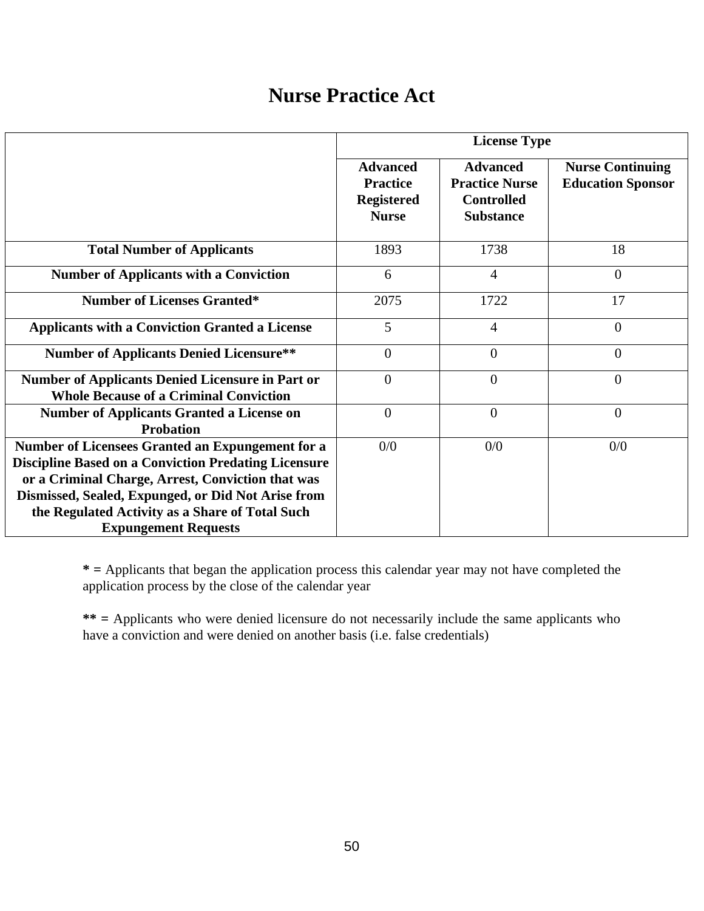# Nurse Practice Act

| | License Type | | |
|---|---|---|---|
| | **Advanced Practice Registered Nurse** | **Advanced Practice Nurse Controlled Substance** | **Nurse Continuing Education Sponsor** |
| **Total Number of Applicants** | 1893 | 1738 | 18 |
| **Number of Applicants with a Conviction** | 6 | 4 | 0 |
| **Number of Licenses Granted*** | 2075 | 1722 | 17 |
| **Applicants with a Conviction Granted a License** | 5 | 4 | 0 |
| **Number of Applicants Denied Licensure**** | 0 | 0 | 0 |
| **Number of Applicants Denied Licensure in Part or Whole Because of a Criminal Conviction** | 0 | 0 | 0 |
| **Number of Applicants Granted a License on Probation** | 0 | 0 | 0 |
| **Number of Licensees Granted an Expungement for a Discipline Based on a Conviction Predating Licensure or a Criminal Charge, Arrest, Conviction that was Dismissed, Sealed, Expunged, or Did Not Arise from the Regulated Activity as a Share of Total Such Expungement Requests** | 0/0 | 0/0 | 0/0 |

**\* =** Applicants that began the application process this calendar year may not have completed the application process by the close of the calendar year

**\*\* =** Applicants who were denied licensure do not necessarily include the same applicants who have a conviction and were denied on another basis (i.e. false credentials)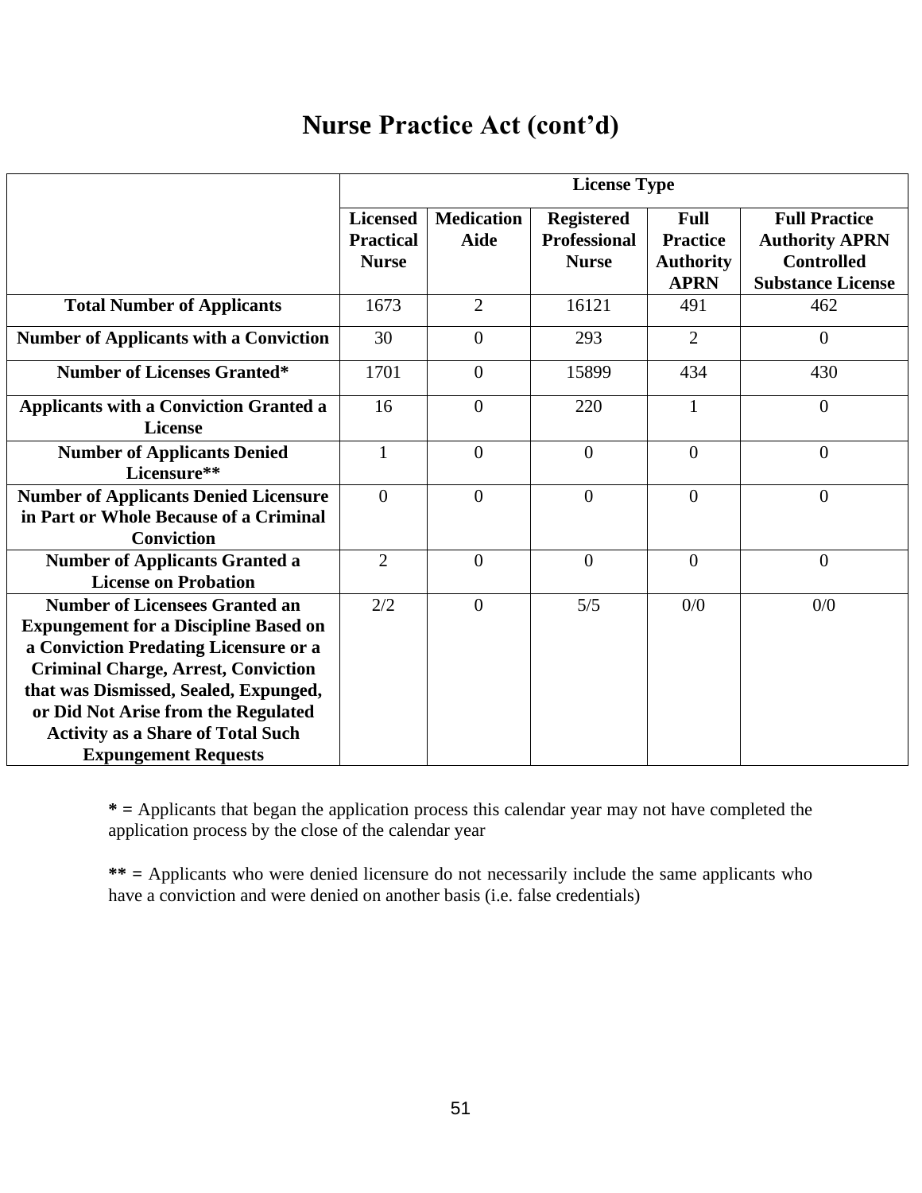# Nurse Practice Act (cont'd)

| | License Type | | | | |
|---|---|---|---|---|---|
| | **Licensed Practical Nurse** | **Medication Aide** | **Registered Professional Nurse** | **Full Practice Authority APRN** | **Full Practice Authority APRN Controlled Substance License** |
| **Total Number of Applicants** | 1673 | 2 | 16121 | 491 | 462 |
| **Number of Applicants with a Conviction** | 30 | 0 | 293 | 2 | 0 |
| **Number of Licenses Granted*** | 1701 | 0 | 15899 | 434 | 430 |
| **Applicants with a Conviction Granted a License** | 16 | 0 | 220 | 1 | 0 |
| **Number of Applicants Denied Licensure**** | 1 | 0 | 0 | 0 | 0 |
| **Number of Applicants Denied Licensure in Part or Whole Because of a Criminal Conviction** | 0 | 0 | 0 | 0 | 0 |
| **Number of Applicants Granted a License on Probation** | 2 | 0 | 0 | 0 | 0 |
| **Number of Licensees Granted an Expungement for a Discipline Based on a Conviction Predating Licensure or a Criminal Charge, Arrest, Conviction that was Dismissed, Sealed, Expunged, or Did Not Arise from the Regulated Activity as a Share of Total Such Expungement Requests** | 2/2 | 0 | 5/5 | 0/0 | 0/0 |

**\* =** Applicants that began the application process this calendar year may not have completed the application process by the close of the calendar year

**\*\* =** Applicants who were denied licensure do not necessarily include the same applicants who have a conviction and were denied on another basis (i.e. false credentials)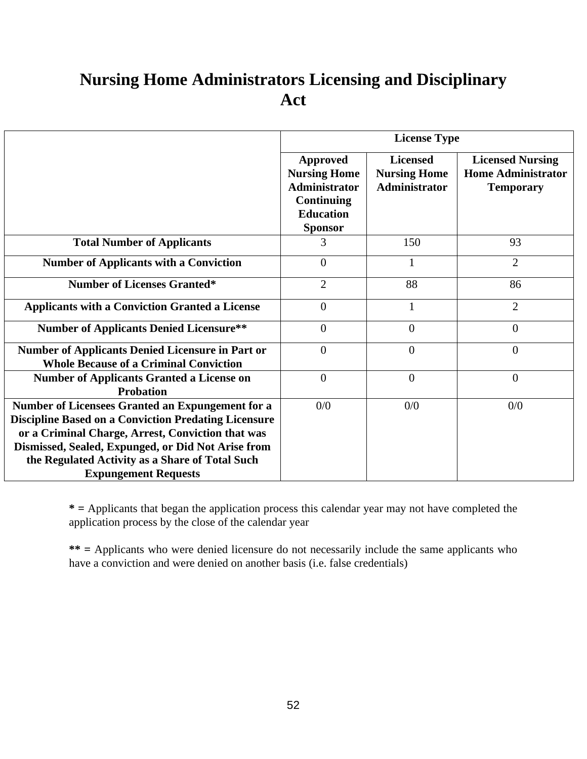# Nursing Home Administrators Licensing and Disciplinary Act

| | License Type | | |
|---|---|---|---|
| | **Approved Nursing Home Administrator Continuing Education Sponsor** | **Licensed Nursing Home Administrator** | **Licensed Nursing Home Administrator Temporary** |
| **Total Number of Applicants** | 3 | 150 | 93 |
| **Number of Applicants with a Conviction** | 0 | 1 | 2 |
| **Number of Licenses Granted*** | 2 | 88 | 86 |
| **Applicants with a Conviction Granted a License** | 0 | 1 | 2 |
| **Number of Applicants Denied Licensure**** | 0 | 0 | 0 |
| **Number of Applicants Denied Licensure in Part or Whole Because of a Criminal Conviction** | 0 | 0 | 0 |
| **Number of Applicants Granted a License on Probation** | 0 | 0 | 0 |
| **Number of Licensees Granted an Expungement for a Discipline Based on a Conviction Predating Licensure or a Criminal Charge, Arrest, Conviction that was Dismissed, Sealed, Expunged, or Did Not Arise from the Regulated Activity as a Share of Total Such Expungement Requests** | 0/0 | 0/0 | 0/0 |

**\* =** Applicants that began the application process this calendar year may not have completed the application process by the close of the calendar year

**\*\* =** Applicants who were denied licensure do not necessarily include the same applicants who have a conviction and were denied on another basis (i.e. false credentials)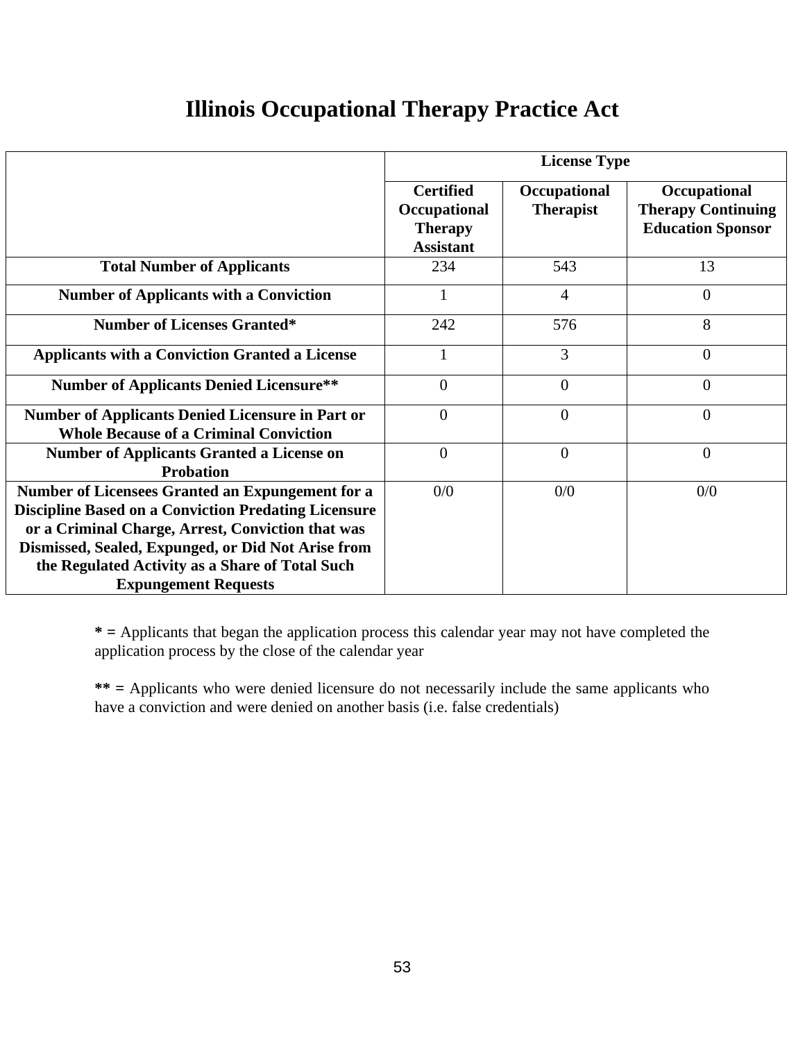# Illinois Occupational Therapy Practice Act

| | License Type | | |
|---|---|---|---|
| | **Certified Occupational Therapy Assistant** | **Occupational Therapist** | **Occupational Therapy Continuing Education Sponsor** |
| **Total Number of Applicants** | 234 | 543 | 13 |
| **Number of Applicants with a Conviction** | 1 | 4 | 0 |
| **Number of Licenses Granted*** | 242 | 576 | 8 |
| **Applicants with a Conviction Granted a License** | 1 | 3 | 0 |
| **Number of Applicants Denied Licensure**** | 0 | 0 | 0 |
| **Number of Applicants Denied Licensure in Part or Whole Because of a Criminal Conviction** | 0 | 0 | 0 |
| **Number of Applicants Granted a License on Probation** | 0 | 0 | 0 |
| **Number of Licensees Granted an Expungement for a Discipline Based on a Conviction Predating Licensure or a Criminal Charge, Arrest, Conviction that was Dismissed, Sealed, Expunged, or Did Not Arise from the Regulated Activity as a Share of Total Such Expungement Requests** | 0/0 | 0/0 | 0/0 |

**\* =** Applicants that began the application process this calendar year may not have completed the application process by the close of the calendar year

**\*\* =** Applicants who were denied licensure do not necessarily include the same applicants who have a conviction and were denied on another basis (i.e. false credentials)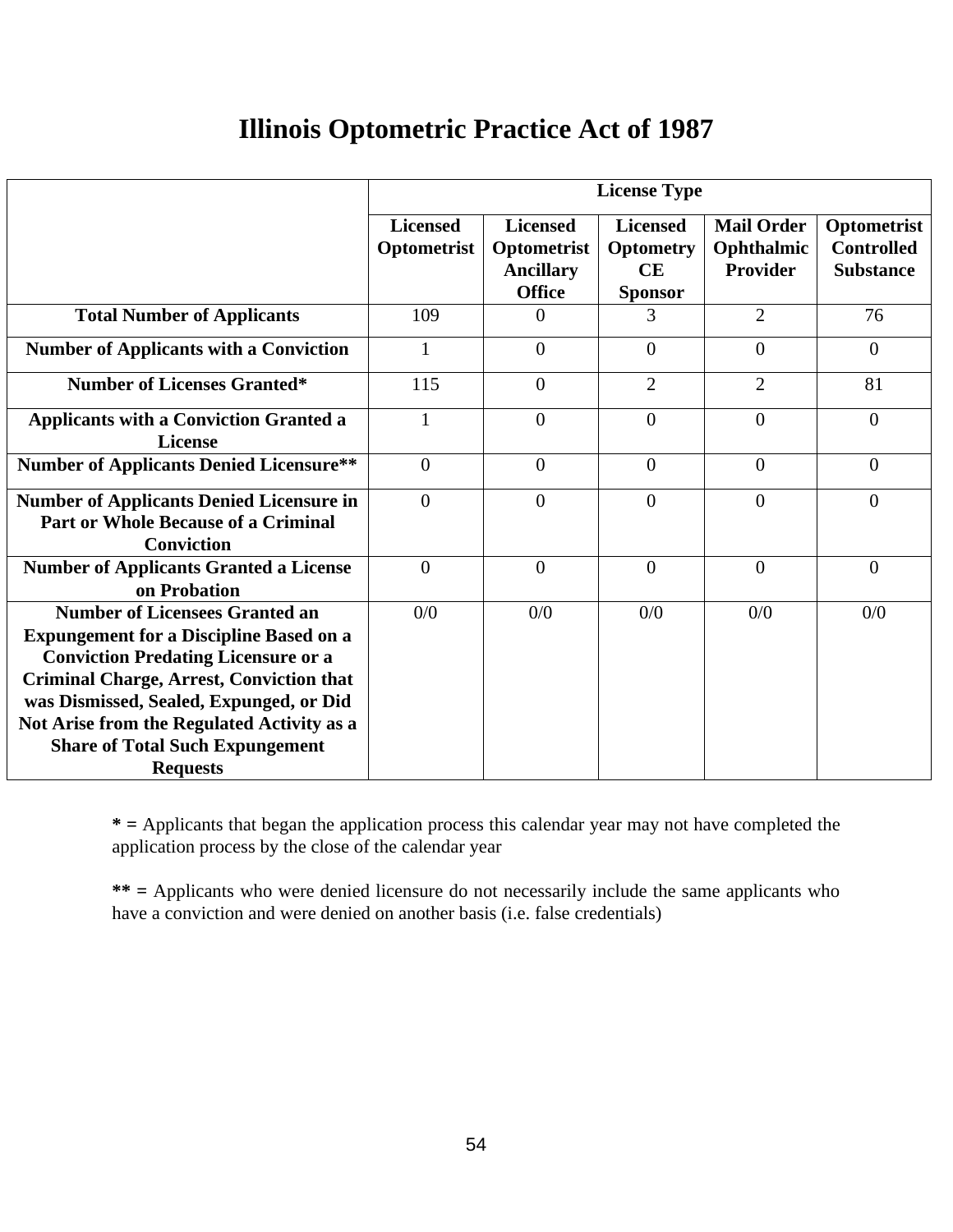# Illinois Optometric Practice Act of 1987

| | License Type | | | | |
|---|---|---|---|---|---|
| | **Licensed Optometrist** | **Licensed Optometrist Ancillary Office** | **Licensed Optometry CE Sponsor** | **Mail Order Ophthalmic Provider** | **Optometrist Controlled Substance** |
| **Total Number of Applicants** | 109 | 0 | 3 | 2 | 76 |
| **Number of Applicants with a Conviction** | 1 | 0 | 0 | 0 | 0 |
| **Number of Licenses Granted*** | 115 | 0 | 2 | 2 | 81 |
| **Applicants with a Conviction Granted a License** | 1 | 0 | 0 | 0 | 0 |
| **Number of Applicants Denied Licensure**** | 0 | 0 | 0 | 0 | 0 |
| **Number of Applicants Denied Licensure in Part or Whole Because of a Criminal Conviction** | 0 | 0 | 0 | 0 | 0 |
| **Number of Applicants Granted a License on Probation** | 0 | 0 | 0 | 0 | 0 |
| **Number of Licensees Granted an Expungement for a Discipline Based on a Conviction Predating Licensure or a Criminal Charge, Arrest, Conviction that was Dismissed, Sealed, Expunged, or Did Not Arise from the Regulated Activity as a Share of Total Such Expungement Requests** | 0/0 | 0/0 | 0/0 | 0/0 | 0/0 |

**\* =** Applicants that began the application process this calendar year may not have completed the application process by the close of the calendar year

**\*\* =** Applicants who were denied licensure do not necessarily include the same applicants who have a conviction and were denied on another basis (i.e. false credentials)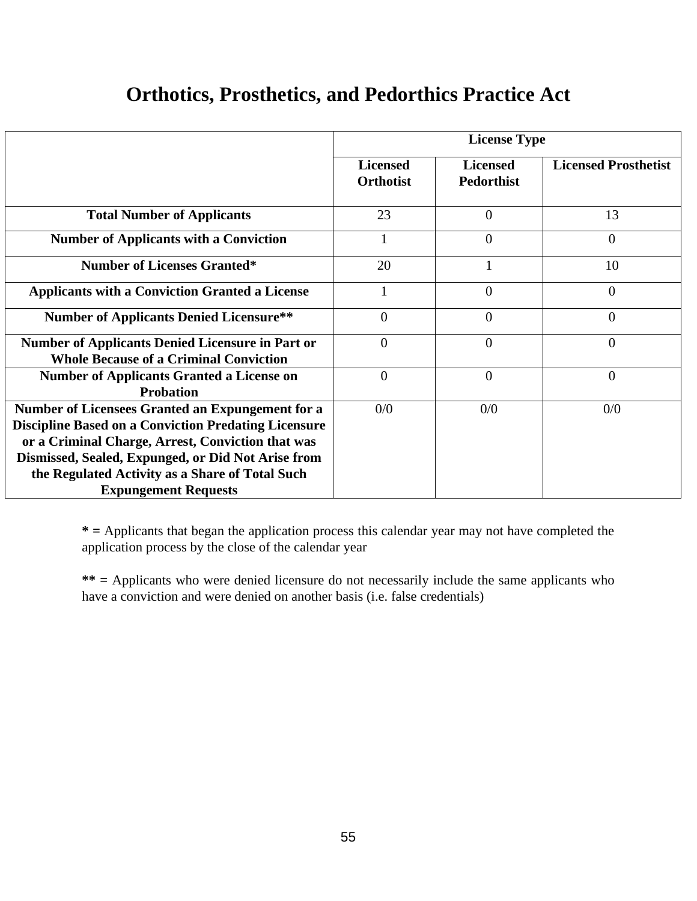# Orthotics, Prosthetics, and Pedorthics Practice Act

| | License Type | | |
|---|---|---|---|
| | **Licensed Orthotist** | **Licensed Pedorthist** | **Licensed Prosthetist** |
| **Total Number of Applicants** | 23 | 0 | 13 |
| **Number of Applicants with a Conviction** | 1 | 0 | 0 |
| **Number of Licenses Granted*** | 20 | 1 | 10 |
| **Applicants with a Conviction Granted a License** | 1 | 0 | 0 |
| **Number of Applicants Denied Licensure**** | 0 | 0 | 0 |
| **Number of Applicants Denied Licensure in Part or Whole Because of a Criminal Conviction** | 0 | 0 | 0 |
| **Number of Applicants Granted a License on Probation** | 0 | 0 | 0 |
| **Number of Licensees Granted an Expungement for a Discipline Based on a Conviction Predating Licensure or a Criminal Charge, Arrest, Conviction that was Dismissed, Sealed, Expunged, or Did Not Arise from the Regulated Activity as a Share of Total Such Expungement Requests** | 0/0 | 0/0 | 0/0 |

**\* =** Applicants that began the application process this calendar year may not have completed the application process by the close of the calendar year

**\*\* =** Applicants who were denied licensure do not necessarily include the same applicants who have a conviction and were denied on another basis (i.e. false credentials)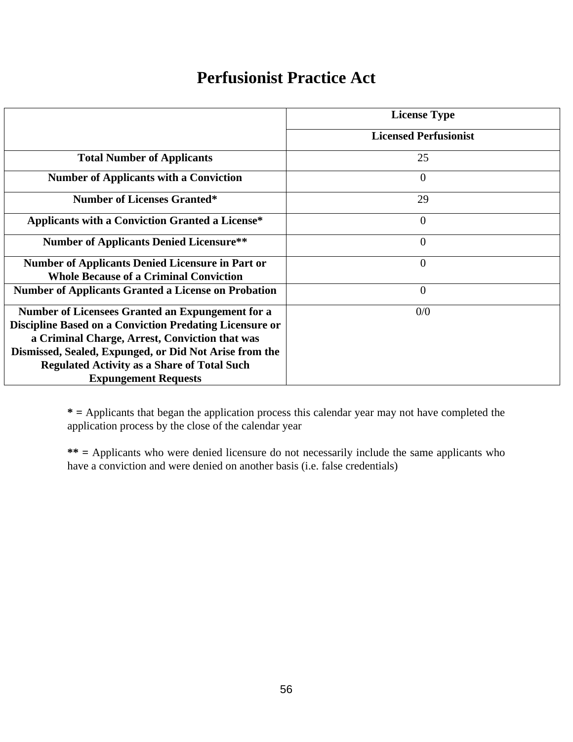# Perfusionist Practice Act

| | License Type |
|---|---|
| | **Licensed Perfusionist** |
| **Total Number of Applicants** | 25 |
| **Number of Applicants with a Conviction** | 0 |
| **Number of Licenses Granted*** | 29 |
| **Applicants with a Conviction Granted a License*** | 0 |
| **Number of Applicants Denied Licensure**** | 0 |
| **Number of Applicants Denied Licensure in Part or Whole Because of a Criminal Conviction** | 0 |
| **Number of Applicants Granted a License on Probation** | 0 |
| **Number of Licensees Granted an Expungement for a Discipline Based on a Conviction Predating Licensure or a Criminal Charge, Arrest, Conviction that was Dismissed, Sealed, Expunged, or Did Not Arise from the Regulated Activity as a Share of Total Such Expungement Requests** | 0/0 |

**\* =** Applicants that began the application process this calendar year may not have completed the application process by the close of the calendar year

**\*\* =** Applicants who were denied licensure do not necessarily include the same applicants who have a conviction and were denied on another basis (i.e. false credentials)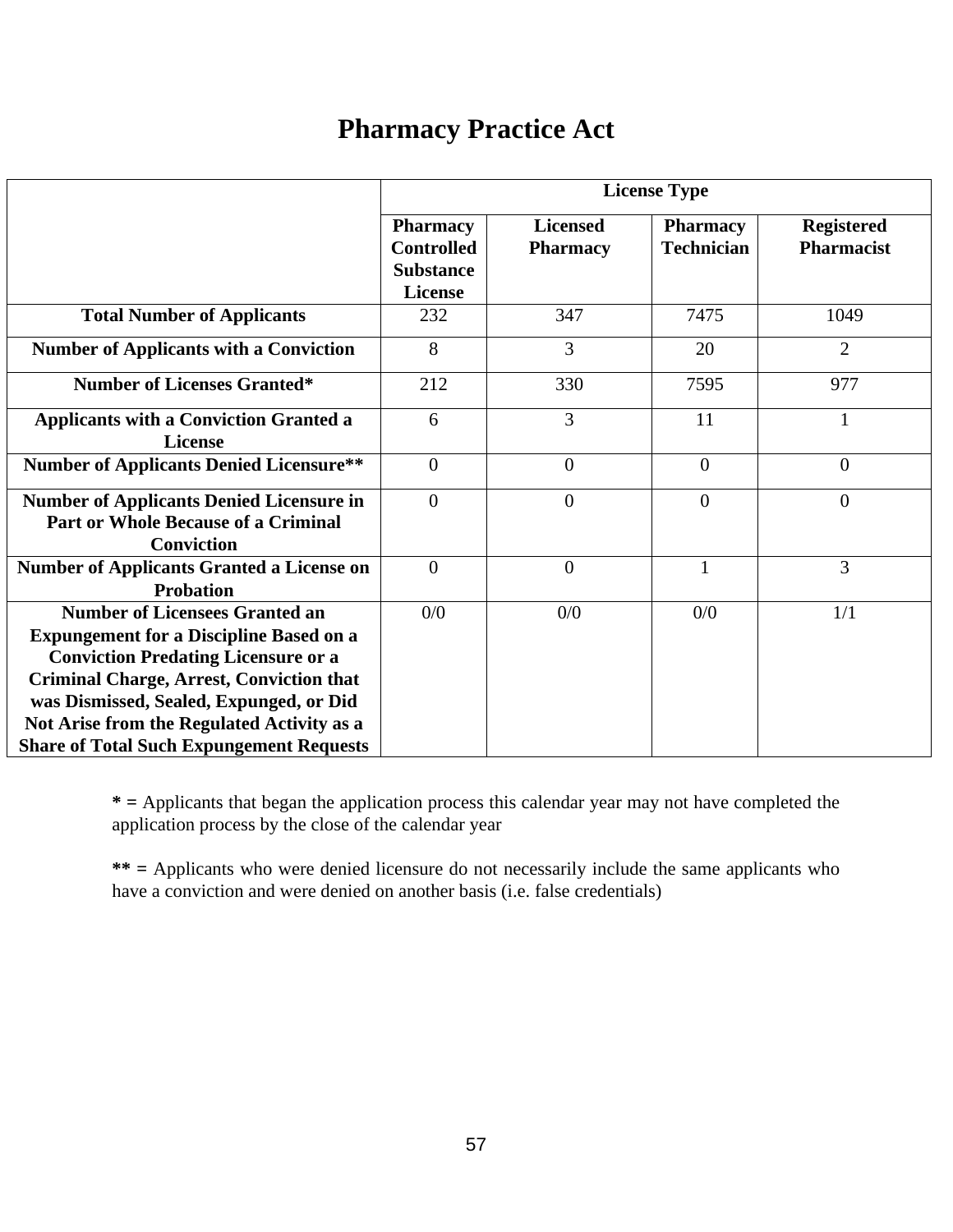# Pharmacy Practice Act

| | License Type | | | |
|---|---|---|---|---|
| | **Pharmacy Controlled Substance License** | **Licensed Pharmacy** | **Pharmacy Technician** | **Registered Pharmacist** |
| **Total Number of Applicants** | 232 | 347 | 7475 | 1049 |
| **Number of Applicants with a Conviction** | 8 | 3 | 20 | 2 |
| **Number of Licenses Granted*** | 212 | 330 | 7595 | 977 |
| **Applicants with a Conviction Granted a License** | 6 | 3 | 11 | 1 |
| **Number of Applicants Denied Licensure**** | 0 | 0 | 0 | 0 |
| **Number of Applicants Denied Licensure in Part or Whole Because of a Criminal Conviction** | 0 | 0 | 0 | 0 |
| **Number of Applicants Granted a License on Probation** | 0 | 0 | 1 | 3 |
| **Number of Licensees Granted an Expungement for a Discipline Based on a Conviction Predating Licensure or a Criminal Charge, Arrest, Conviction that was Dismissed, Sealed, Expunged, or Did Not Arise from the Regulated Activity as a Share of Total Such Expungement Requests** | 0/0 | 0/0 | 0/0 | 1/1 |

**\* =** Applicants that began the application process this calendar year may not have completed the application process by the close of the calendar year

**\*\* =** Applicants who were denied licensure do not necessarily include the same applicants who have a conviction and were denied on another basis (i.e. false credentials)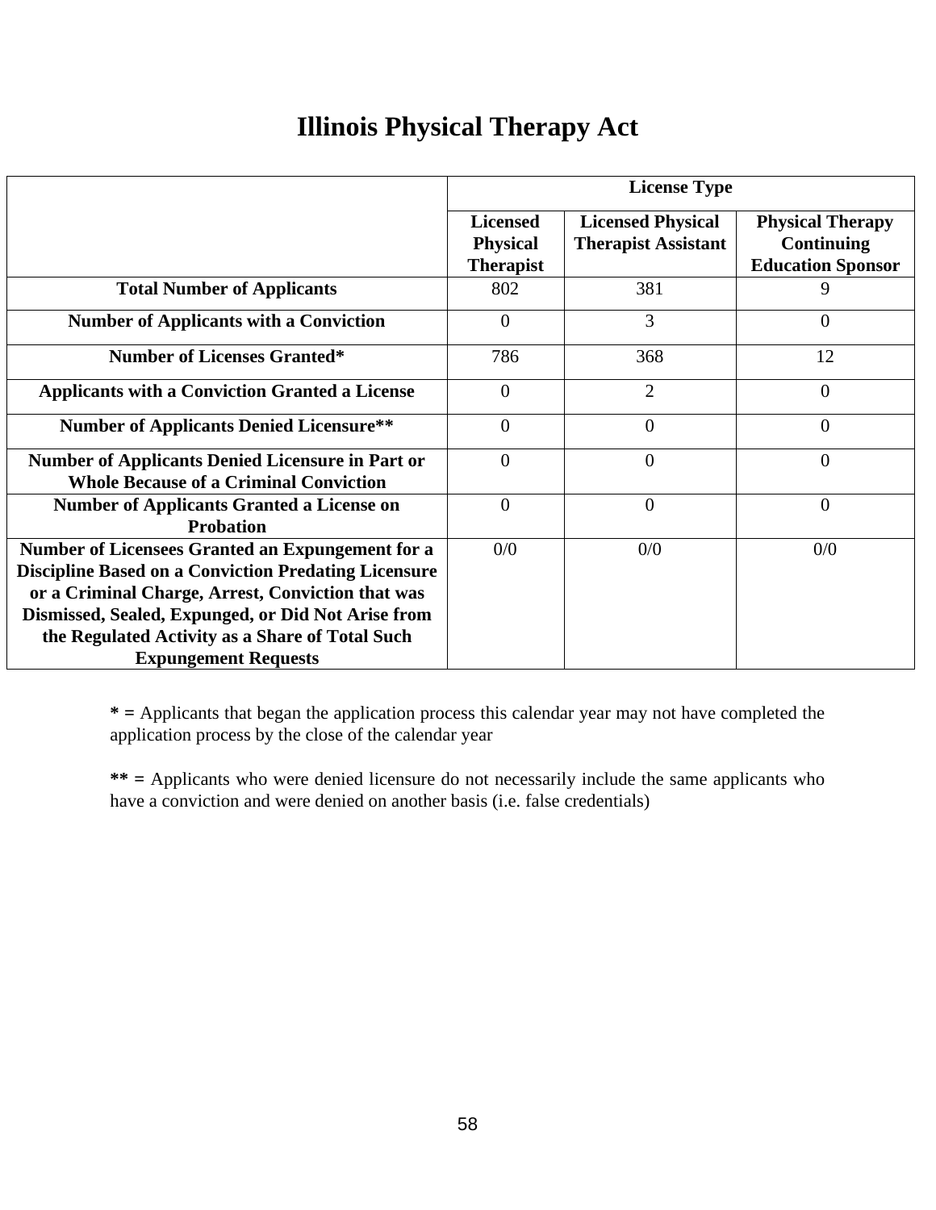# Illinois Physical Therapy Act

| | License Type | | |
|---|---|---|---|
| | **Licensed Physical Therapist** | **Licensed Physical Therapist Assistant** | **Physical Therapy Continuing Education Sponsor** |
| **Total Number of Applicants** | 802 | 381 | 9 |
| **Number of Applicants with a Conviction** | 0 | 3 | 0 |
| **Number of Licenses Granted*** | 786 | 368 | 12 |
| **Applicants with a Conviction Granted a License** | 0 | 2 | 0 |
| **Number of Applicants Denied Licensure**** | 0 | 0 | 0 |
| **Number of Applicants Denied Licensure in Part or Whole Because of a Criminal Conviction** | 0 | 0 | 0 |
| **Number of Applicants Granted a License on Probation** | 0 | 0 | 0 |
| **Number of Licensees Granted an Expungement for a Discipline Based on a Conviction Predating Licensure or a Criminal Charge, Arrest, Conviction that was Dismissed, Sealed, Expunged, or Did Not Arise from the Regulated Activity as a Share of Total Such Expungement Requests** | 0/0 | 0/0 | 0/0 |

**\* =** Applicants that began the application process this calendar year may not have completed the application process by the close of the calendar year

**\*\* =** Applicants who were denied licensure do not necessarily include the same applicants who have a conviction and were denied on another basis (i.e. false credentials)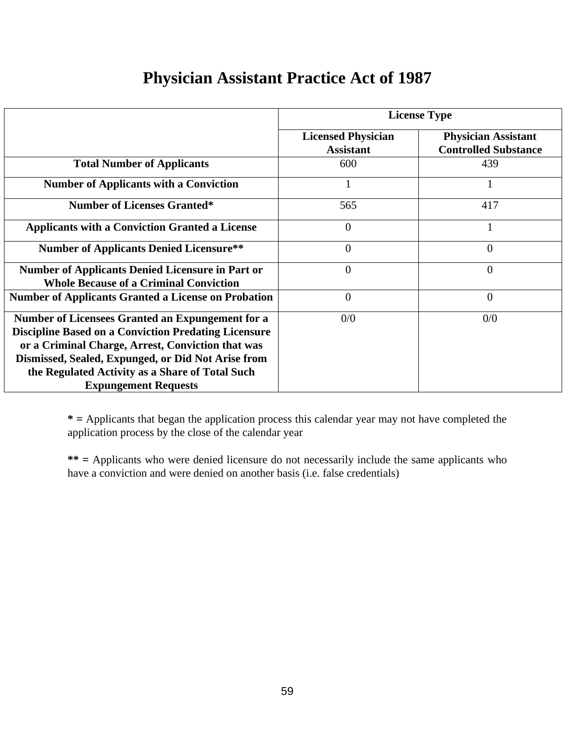# Physician Assistant Practice Act of 1987

| | License Type | |
|---|---|---|
| | **Licensed Physician Assistant** | **Physician Assistant Controlled Substance** |
| **Total Number of Applicants** | 600 | 439 |
| **Number of Applicants with a Conviction** | 1 | 1 |
| **Number of Licenses Granted*** | 565 | 417 |
| **Applicants with a Conviction Granted a License** | 0 | 1 |
| **Number of Applicants Denied Licensure**** | 0 | 0 |
| **Number of Applicants Denied Licensure in Part or Whole Because of a Criminal Conviction** | 0 | 0 |
| **Number of Applicants Granted a License on Probation** | 0 | 0 |
| **Number of Licensees Granted an Expungement for a Discipline Based on a Conviction Predating Licensure or a Criminal Charge, Arrest, Conviction that was Dismissed, Sealed, Expunged, or Did Not Arise from the Regulated Activity as a Share of Total Such Expungement Requests** | 0/0 | 0/0 |

**\* =** Applicants that began the application process this calendar year may not have completed the application process by the close of the calendar year

**\*\* =** Applicants who were denied licensure do not necessarily include the same applicants who have a conviction and were denied on another basis (i.e. false credentials)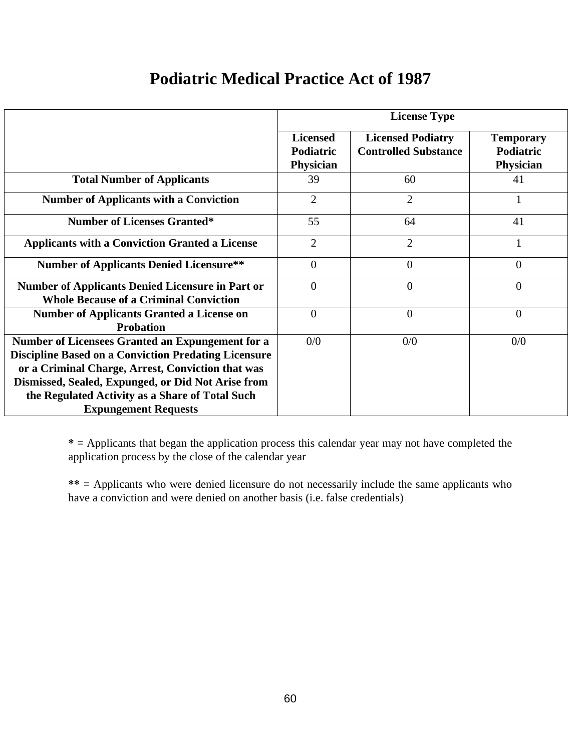# Podiatric Medical Practice Act of 1987

| | License Type | | |
|---|---|---|---|
| | **Licensed Podiatric Physician** | **Licensed Podiatry Controlled Substance** | **Temporary Podiatric Physician** |
| **Total Number of Applicants** | 39 | 60 | 41 |
| **Number of Applicants with a Conviction** | 2 | 2 | 1 |
| **Number of Licenses Granted*** | 55 | 64 | 41 |
| **Applicants with a Conviction Granted a License** | 2 | 2 | 1 |
| **Number of Applicants Denied Licensure**** | 0 | 0 | 0 |
| **Number of Applicants Denied Licensure in Part or Whole Because of a Criminal Conviction** | 0 | 0 | 0 |
| **Number of Applicants Granted a License on Probation** | 0 | 0 | 0 |
| **Number of Licensees Granted an Expungement for a Discipline Based on a Conviction Predating Licensure or a Criminal Charge, Arrest, Conviction that was Dismissed, Sealed, Expunged, or Did Not Arise from the Regulated Activity as a Share of Total Such Expungement Requests** | 0/0 | 0/0 | 0/0 |

**\* =** Applicants that began the application process this calendar year may not have completed the application process by the close of the calendar year

**\*\* =** Applicants who were denied licensure do not necessarily include the same applicants who have a conviction and were denied on another basis (i.e. false credentials)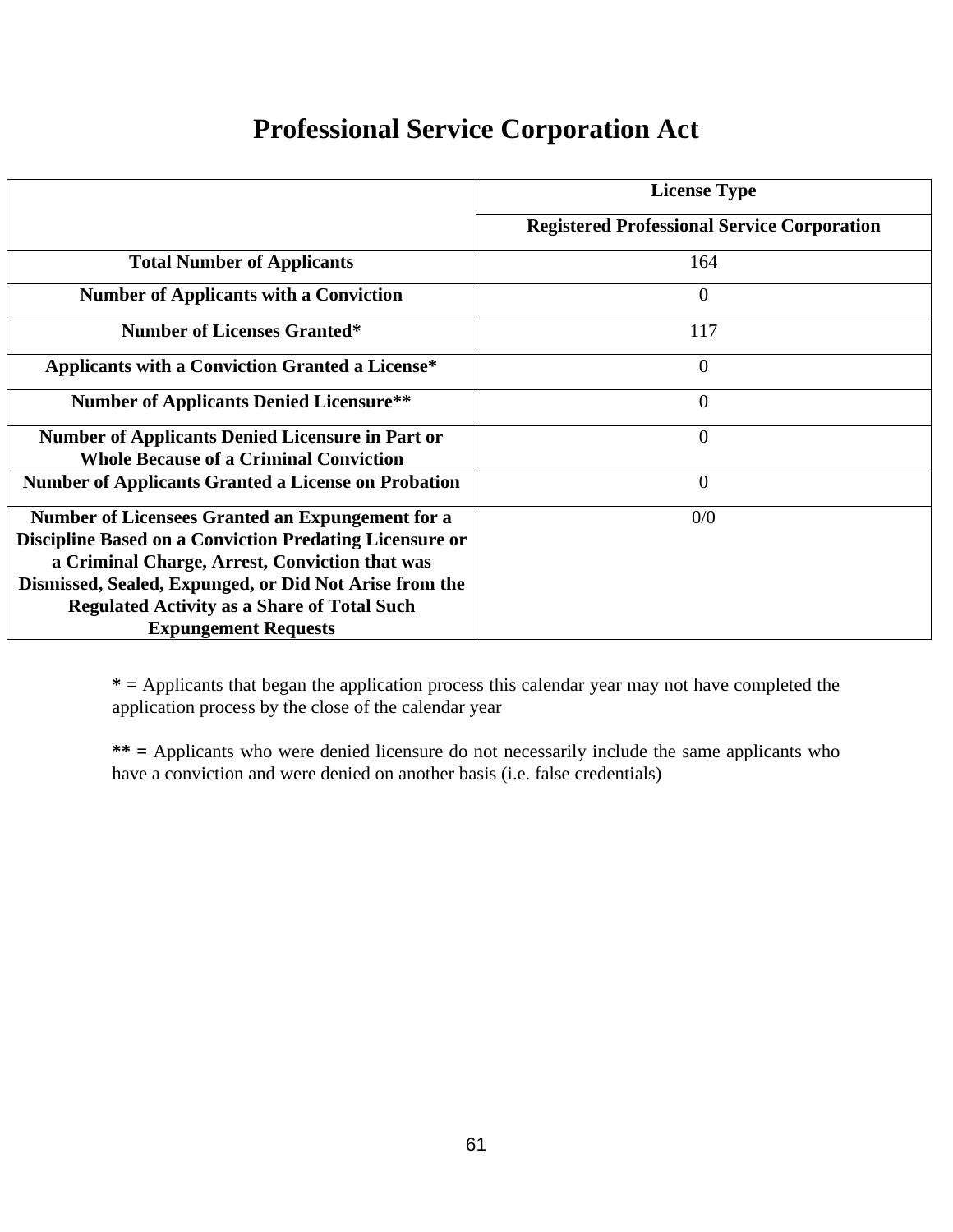# Professional Service Corporation Act

| | License Type |
|---|---|
| | Registered Professional Service Corporation |
| Total Number of Applicants | 164 |
| Number of Applicants with a Conviction | 0 |
| Number of Licenses Granted* | 117 |
| Applicants with a Conviction Granted a License* | 0 |
| Number of Applicants Denied Licensure** | 0 |
| Number of Applicants Denied Licensure in Part or Whole Because of a Criminal Conviction | 0 |
| Number of Applicants Granted a License on Probation | 0 |
| Number of Licensees Granted an Expungement for a Discipline Based on a Conviction Predating Licensure or a Criminal Charge, Arrest, Conviction that was Dismissed, Sealed, Expunged, or Did Not Arise from the Regulated Activity as a Share of Total Such Expungement Requests | 0/0 |

**\* =** Applicants that began the application process this calendar year may not have completed the application process by the close of the calendar year

**\*\* =** Applicants who were denied licensure do not necessarily include the same applicants who have a conviction and were denied on another basis (i.e. false credentials)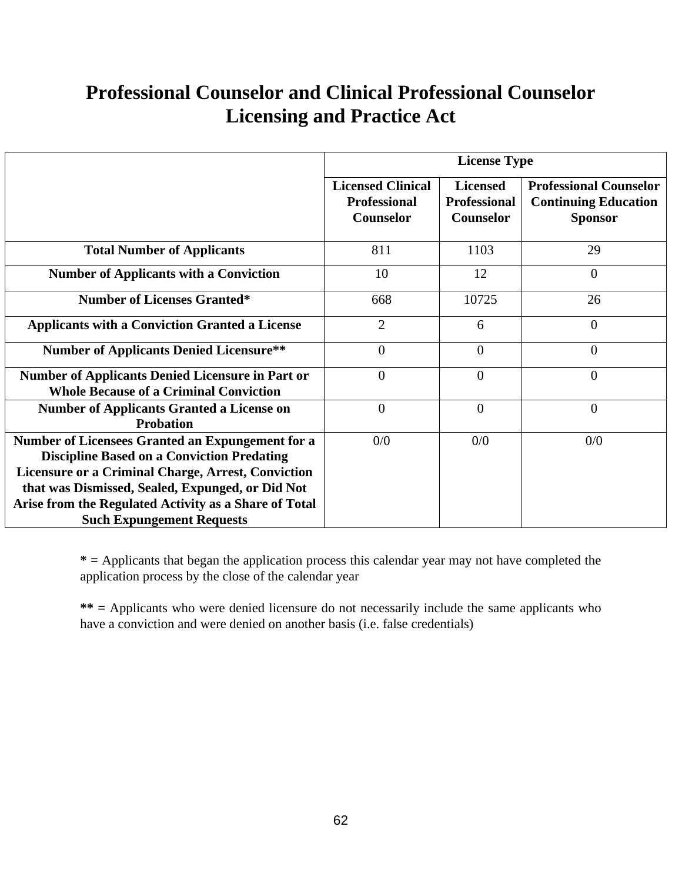# Professional Counselor and Clinical Professional Counselor Licensing and Practice Act

| | License Type | | |
|---|---|---|---|
| | **Licensed Clinical Professional Counselor** | **Licensed Professional Counselor** | **Professional Counselor Continuing Education Sponsor** |
| **Total Number of Applicants** | 811 | 1103 | 29 |
| **Number of Applicants with a Conviction** | 10 | 12 | 0 |
| **Number of Licenses Granted*** | 668 | 10725 | 26 |
| **Applicants with a Conviction Granted a License** | 2 | 6 | 0 |
| **Number of Applicants Denied Licensure**** | 0 | 0 | 0 |
| **Number of Applicants Denied Licensure in Part or Whole Because of a Criminal Conviction** | 0 | 0 | 0 |
| **Number of Applicants Granted a License on Probation** | 0 | 0 | 0 |
| **Number of Licensees Granted an Expungement for a Discipline Based on a Conviction Predating Licensure or a Criminal Charge, Arrest, Conviction that was Dismissed, Sealed, Expunged, or Did Not Arise from the Regulated Activity as a Share of Total Such Expungement Requests** | 0/0 | 0/0 | 0/0 |

**\* =** Applicants that began the application process this calendar year may not have completed the application process by the close of the calendar year

**\*\* =** Applicants who were denied licensure do not necessarily include the same applicants who have a conviction and were denied on another basis (i.e. false credentials)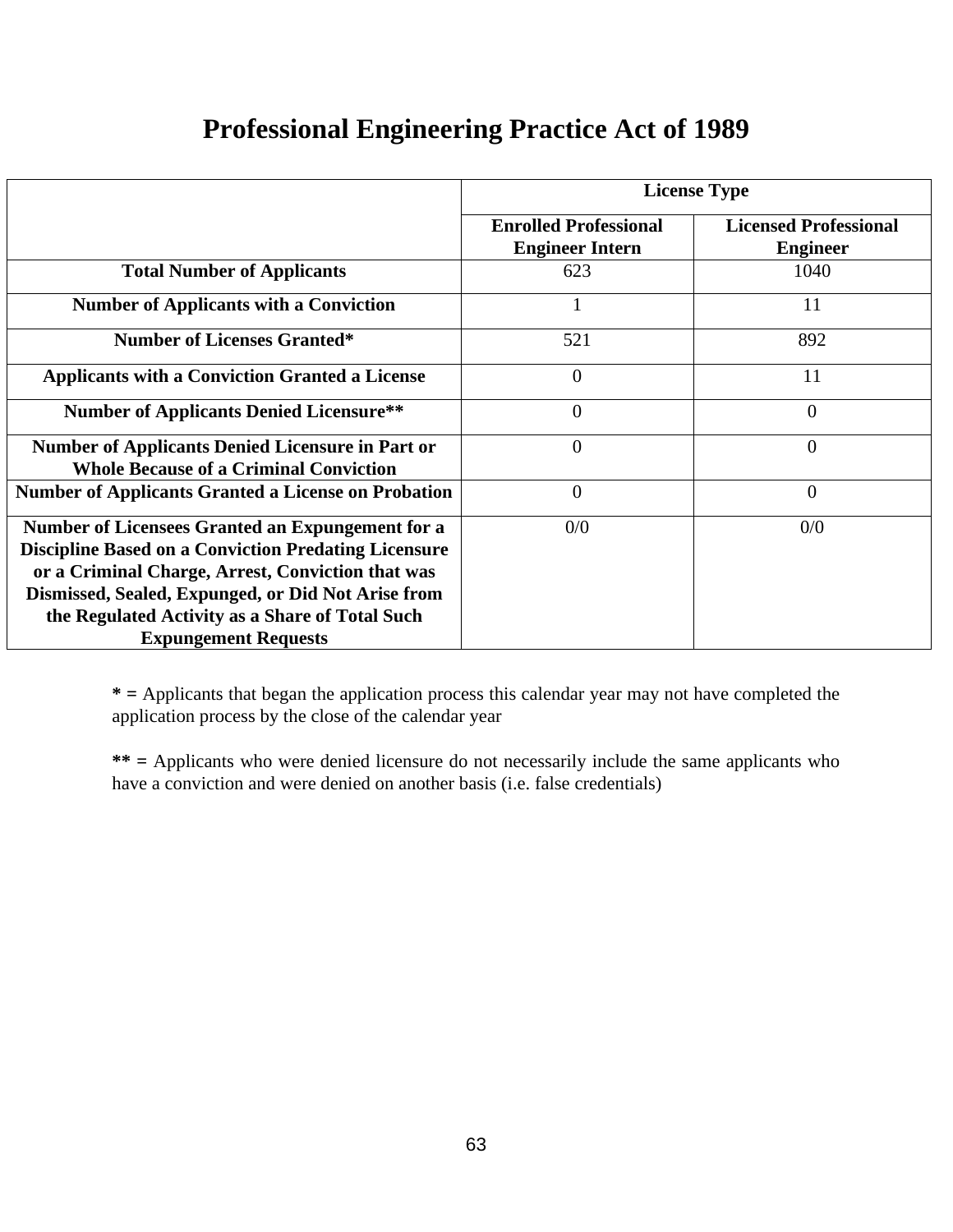# Professional Engineering Practice Act of 1989

| | License Type | |
|---|---|---|
| | **Enrolled Professional Engineer Intern** | **Licensed Professional Engineer** |
| **Total Number of Applicants** | 623 | 1040 |
| **Number of Applicants with a Conviction** | 1 | 11 |
| **Number of Licenses Granted*** | 521 | 892 |
| **Applicants with a Conviction Granted a License** | 0 | 11 |
| **Number of Applicants Denied Licensure**** | 0 | 0 |
| **Number of Applicants Denied Licensure in Part or Whole Because of a Criminal Conviction** | 0 | 0 |
| **Number of Applicants Granted a License on Probation** | 0 | 0 |
| **Number of Licensees Granted an Expungement for a Discipline Based on a Conviction Predating Licensure or a Criminal Charge, Arrest, Conviction that was Dismissed, Sealed, Expunged, or Did Not Arise from the Regulated Activity as a Share of Total Such Expungement Requests** | 0/0 | 0/0 |

**\* =** Applicants that began the application process this calendar year may not have completed the application process by the close of the calendar year

**\*\* =** Applicants who were denied licensure do not necessarily include the same applicants who have a conviction and were denied on another basis (i.e. false credentials)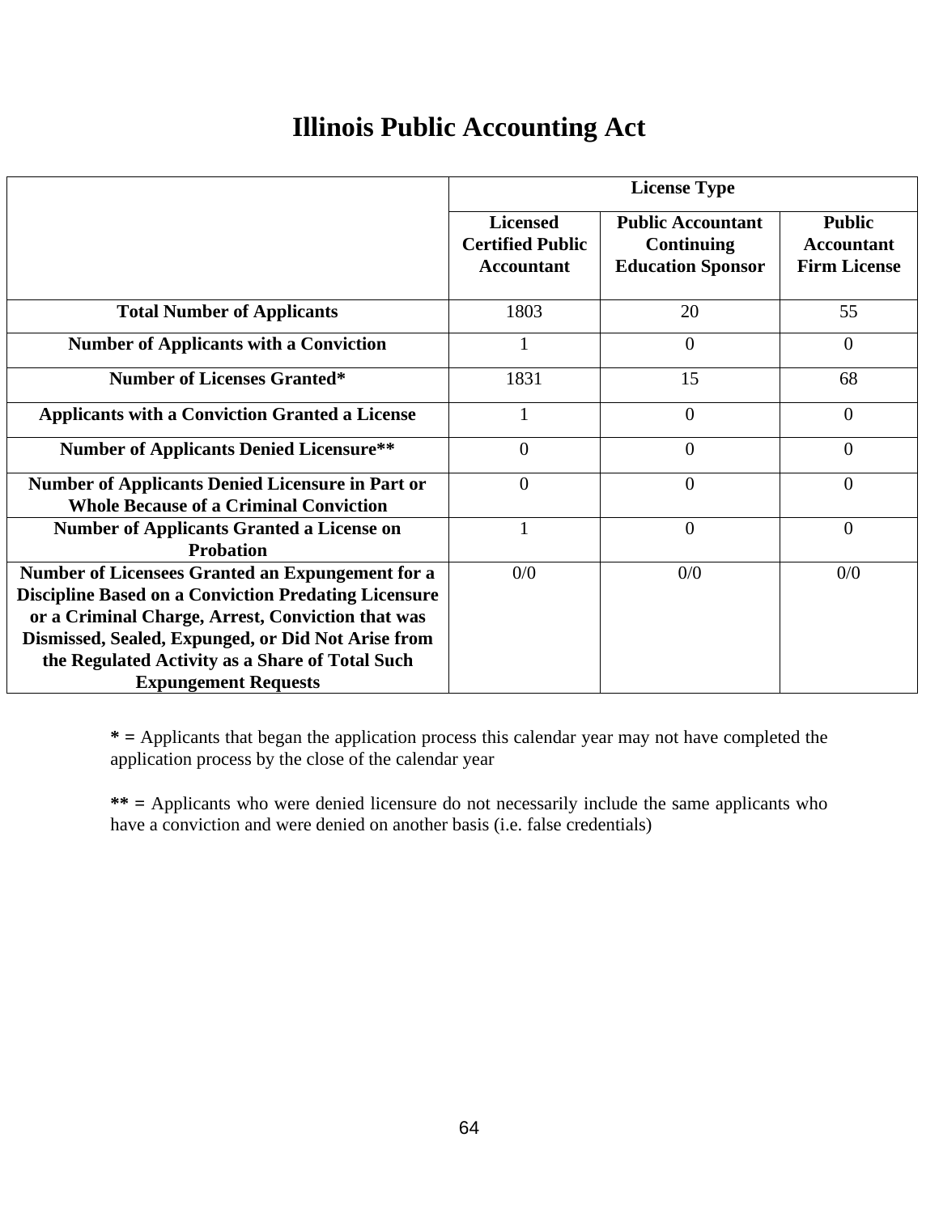# Illinois Public Accounting Act

| | License Type | | |
|---|---|---|---|
| | **Licensed Certified Public Accountant** | **Public Accountant Continuing Education Sponsor** | **Public Accountant Firm License** |
| **Total Number of Applicants** | 1803 | 20 | 55 |
| **Number of Applicants with a Conviction** | 1 | 0 | 0 |
| **Number of Licenses Granted*** | 1831 | 15 | 68 |
| **Applicants with a Conviction Granted a License** | 1 | 0 | 0 |
| **Number of Applicants Denied Licensure**** | 0 | 0 | 0 |
| **Number of Applicants Denied Licensure in Part or Whole Because of a Criminal Conviction** | 0 | 0 | 0 |
| **Number of Applicants Granted a License on Probation** | 1 | 0 | 0 |
| **Number of Licensees Granted an Expungement for a Discipline Based on a Conviction Predating Licensure or a Criminal Charge, Arrest, Conviction that was Dismissed, Sealed, Expunged, or Did Not Arise from the Regulated Activity as a Share of Total Such Expungement Requests** | 0/0 | 0/0 | 0/0 |

**\* =** Applicants that began the application process this calendar year may not have completed the application process by the close of the calendar year

**\*\* =** Applicants who were denied licensure do not necessarily include the same applicants who have a conviction and were denied on another basis (i.e. false credentials)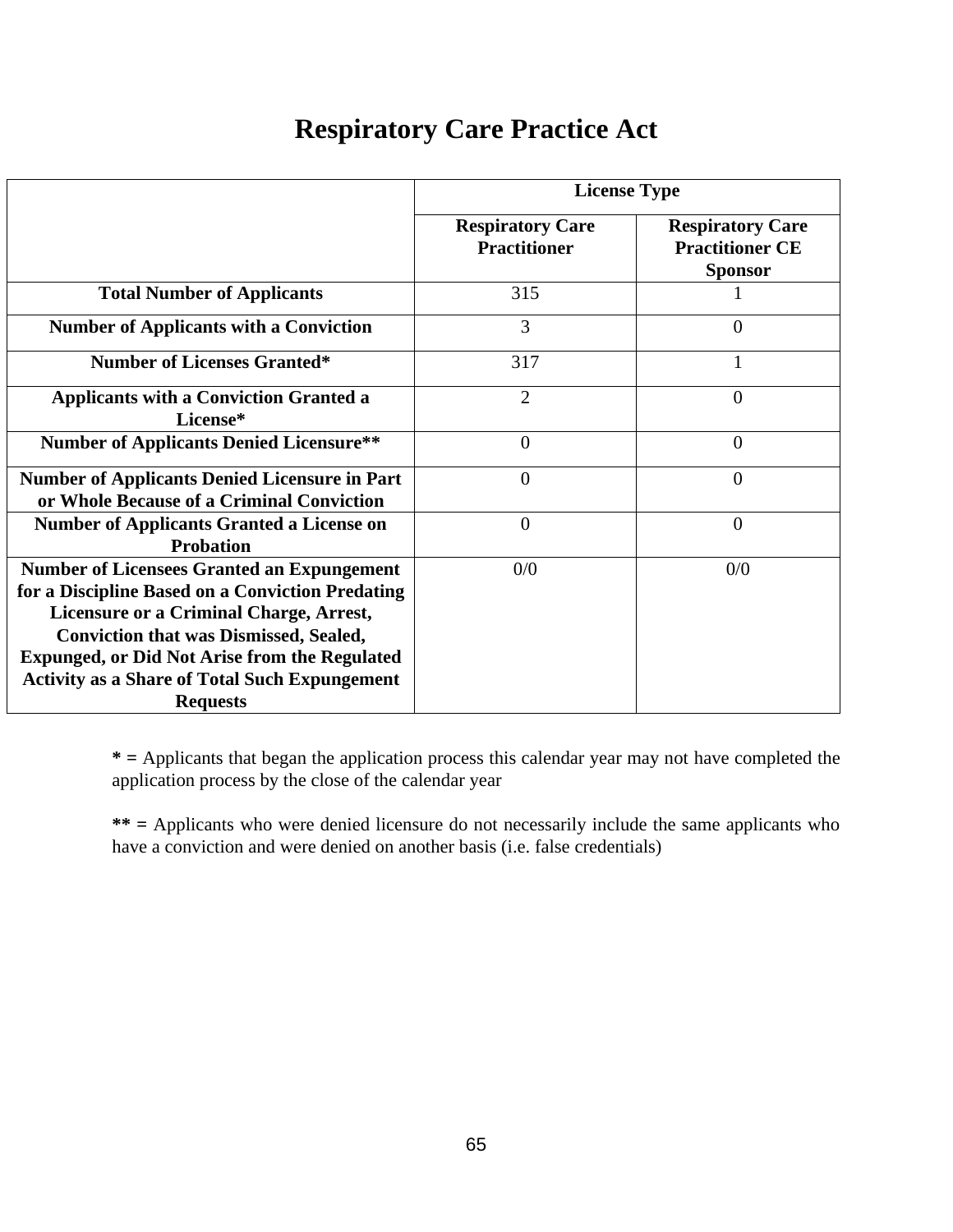# Respiratory Care Practice Act

| | License Type | |
|---|---|---|
| | **Respiratory Care Practitioner** | **Respiratory Care Practitioner CE Sponsor** |
| **Total Number of Applicants** | 315 | 1 |
| **Number of Applicants with a Conviction** | 3 | 0 |
| **Number of Licenses Granted*** | 317 | 1 |
| **Applicants with a Conviction Granted a License*** | 2 | 0 |
| **Number of Applicants Denied Licensure**** | 0 | 0 |
| **Number of Applicants Denied Licensure in Part or Whole Because of a Criminal Conviction** | 0 | 0 |
| **Number of Applicants Granted a License on Probation** | 0 | 0 |
| **Number of Licensees Granted an Expungement for a Discipline Based on a Conviction Predating Licensure or a Criminal Charge, Arrest, Conviction that was Dismissed, Sealed, Expunged, or Did Not Arise from the Regulated Activity as a Share of Total Such Expungement Requests** | 0/0 | 0/0 |

**\* =** Applicants that began the application process this calendar year may not have completed the application process by the close of the calendar year

**\*\* =** Applicants who were denied licensure do not necessarily include the same applicants who have a conviction and were denied on another basis (i.e. false credentials)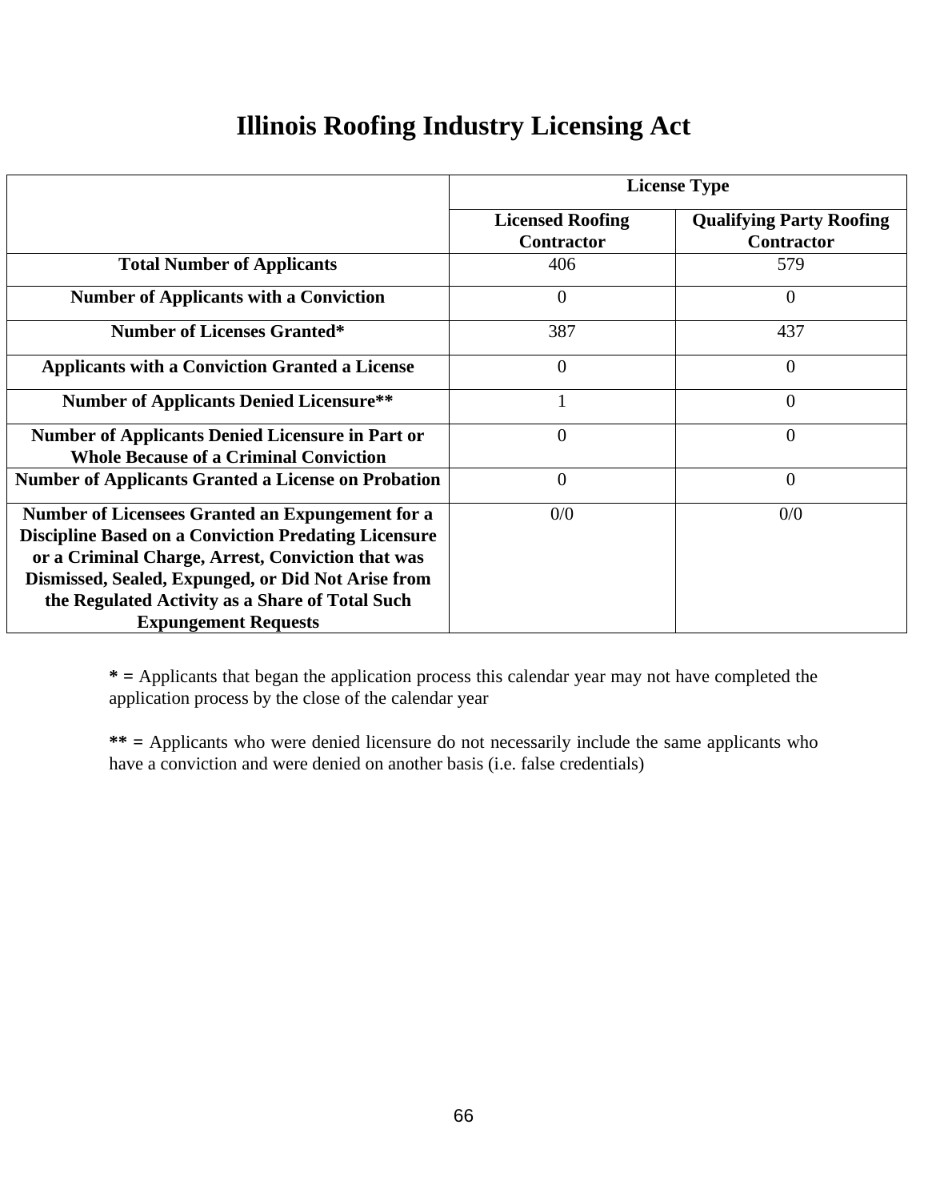# Illinois Roofing Industry Licensing Act

| | License Type | |
|---|---|---|
| | Licensed Roofing Contractor | Qualifying Party Roofing Contractor |
| **Total Number of Applicants** | 406 | 579 |
| **Number of Applicants with a Conviction** | 0 | 0 |
| **Number of Licenses Granted*** | 387 | 437 |
| **Applicants with a Conviction Granted a License** | 0 | 0 |
| **Number of Applicants Denied Licensure**** | 1 | 0 |
| **Number of Applicants Denied Licensure in Part or Whole Because of a Criminal Conviction** | 0 | 0 |
| **Number of Applicants Granted a License on Probation** | 0 | 0 |
| **Number of Licensees Granted an Expungement for a Discipline Based on a Conviction Predating Licensure or a Criminal Charge, Arrest, Conviction that was Dismissed, Sealed, Expunged, or Did Not Arise from the Regulated Activity as a Share of Total Such Expungement Requests** | 0/0 | 0/0 |

**\* =** Applicants that began the application process this calendar year may not have completed the application process by the close of the calendar year

**\*\* =** Applicants who were denied licensure do not necessarily include the same applicants who have a conviction and were denied on another basis (i.e. false credentials)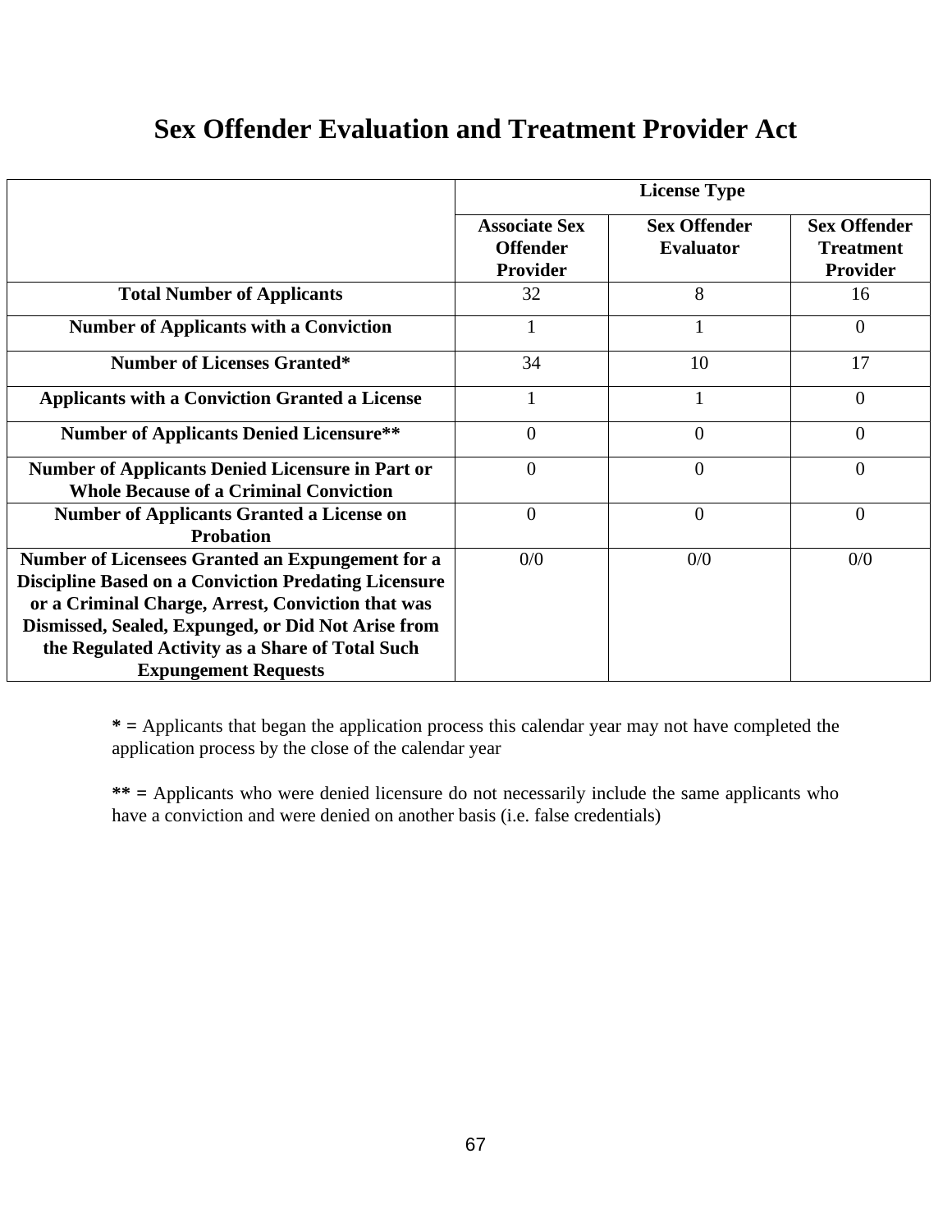# Sex Offender Evaluation and Treatment Provider Act

| | License Type | | |
|---|---|---|---|
| | **Associate Sex Offender Provider** | **Sex Offender Evaluator** | **Sex Offender Treatment Provider** |
| **Total Number of Applicants** | 32 | 8 | 16 |
| **Number of Applicants with a Conviction** | 1 | 1 | 0 |
| **Number of Licenses Granted*** | 34 | 10 | 17 |
| **Applicants with a Conviction Granted a License** | 1 | 1 | 0 |
| **Number of Applicants Denied Licensure**** | 0 | 0 | 0 |
| **Number of Applicants Denied Licensure in Part or Whole Because of a Criminal Conviction** | 0 | 0 | 0 |
| **Number of Applicants Granted a License on Probation** | 0 | 0 | 0 |
| **Number of Licensees Granted an Expungement for a Discipline Based on a Conviction Predating Licensure or a Criminal Charge, Arrest, Conviction that was Dismissed, Sealed, Expunged, or Did Not Arise from the Regulated Activity as a Share of Total Such Expungement Requests** | 0/0 | 0/0 | 0/0 |

**\* =** Applicants that began the application process this calendar year may not have completed the application process by the close of the calendar year

**\*\* =** Applicants who were denied licensure do not necessarily include the same applicants who have a conviction and were denied on another basis (i.e. false credentials)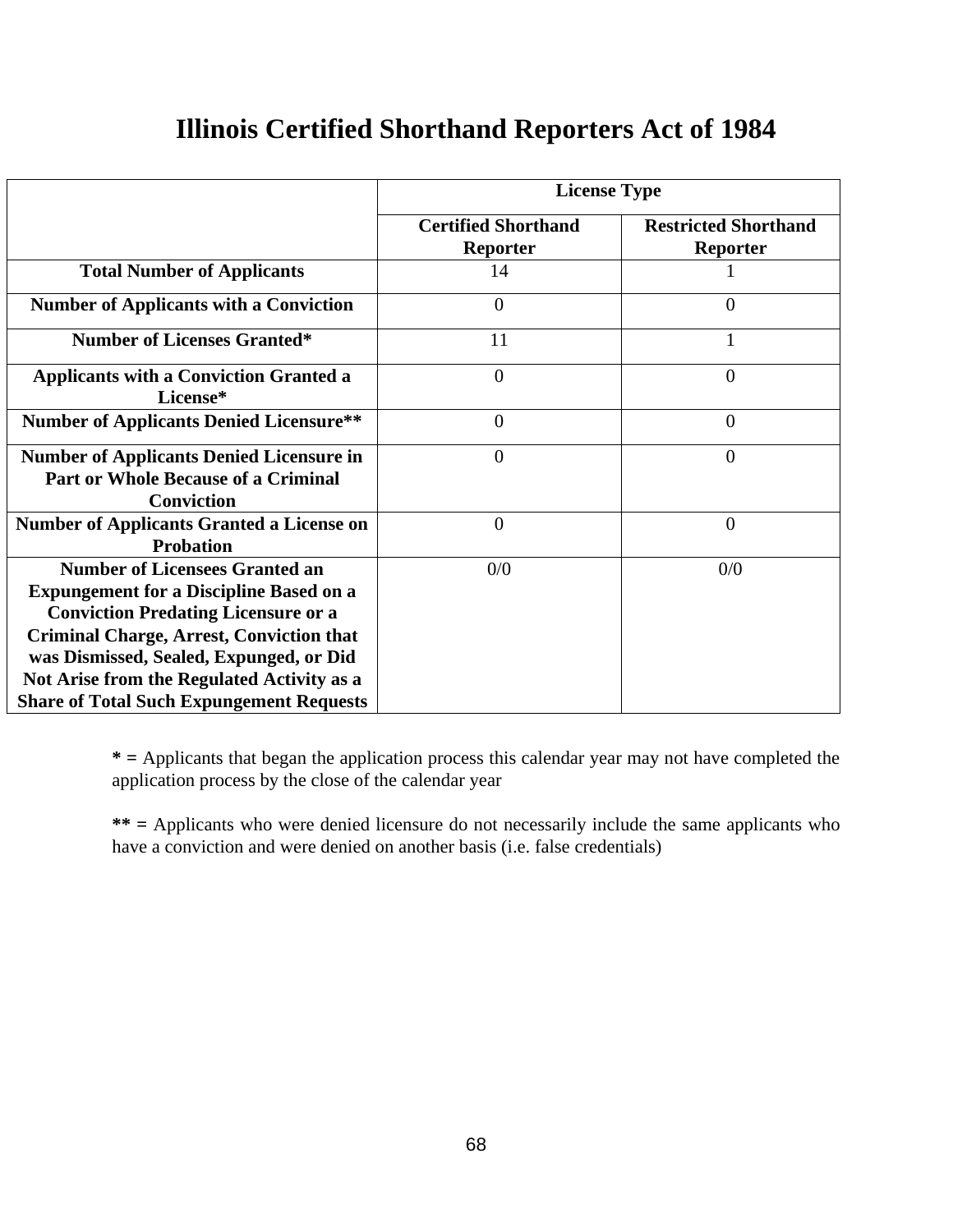# Illinois Certified Shorthand Reporters Act of 1984

| | License Type | |
|---|---|---|
| | **Certified Shorthand Reporter** | **Restricted Shorthand Reporter** |
| **Total Number of Applicants** | 14 | 1 |
| **Number of Applicants with a Conviction** | 0 | 0 |
| **Number of Licenses Granted*** | 11 | 1 |
| **Applicants with a Conviction Granted a License*** | 0 | 0 |
| **Number of Applicants Denied Licensure**** | 0 | 0 |
| **Number of Applicants Denied Licensure in Part or Whole Because of a Criminal Conviction** | 0 | 0 |
| **Number of Applicants Granted a License on Probation** | 0 | 0 |
| **Number of Licensees Granted an Expungement for a Discipline Based on a Conviction Predating Licensure or a Criminal Charge, Arrest, Conviction that was Dismissed, Sealed, Expunged, or Did Not Arise from the Regulated Activity as a Share of Total Such Expungement Requests** | 0/0 | 0/0 |

**\* =** Applicants that began the application process this calendar year may not have completed the application process by the close of the calendar year

**\*\* =** Applicants who were denied licensure do not necessarily include the same applicants who have a conviction and were denied on another basis (i.e. false credentials)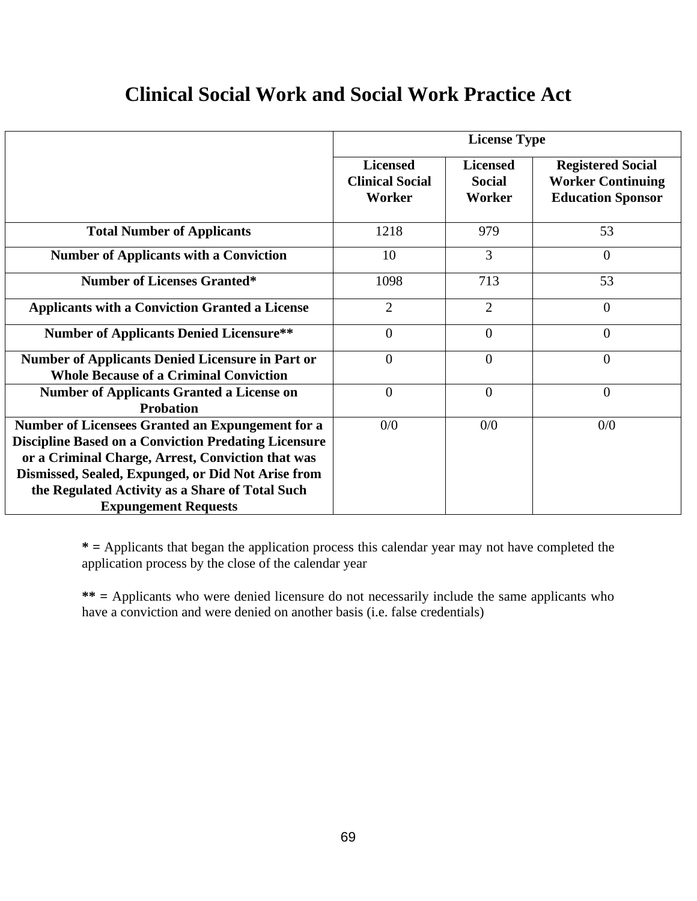# Clinical Social Work and Social Work Practice Act

| | License Type | | |
|---|---|---|---|
| | **Licensed Clinical Social Worker** | **Licensed Social Worker** | **Registered Social Worker Continuing Education Sponsor** |
| **Total Number of Applicants** | 1218 | 979 | 53 |
| **Number of Applicants with a Conviction** | 10 | 3 | 0 |
| **Number of Licenses Granted*** | 1098 | 713 | 53 |
| **Applicants with a Conviction Granted a License** | 2 | 2 | 0 |
| **Number of Applicants Denied Licensure**** | 0 | 0 | 0 |
| **Number of Applicants Denied Licensure in Part or Whole Because of a Criminal Conviction** | 0 | 0 | 0 |
| **Number of Applicants Granted a License on Probation** | 0 | 0 | 0 |
| **Number of Licensees Granted an Expungement for a Discipline Based on a Conviction Predating Licensure or a Criminal Charge, Arrest, Conviction that was Dismissed, Sealed, Expunged, or Did Not Arise from the Regulated Activity as a Share of Total Such Expungement Requests** | 0/0 | 0/0 | 0/0 |

**\* =** Applicants that began the application process this calendar year may not have completed the application process by the close of the calendar year

**\*\* =** Applicants who were denied licensure do not necessarily include the same applicants who have a conviction and were denied on another basis (i.e. false credentials)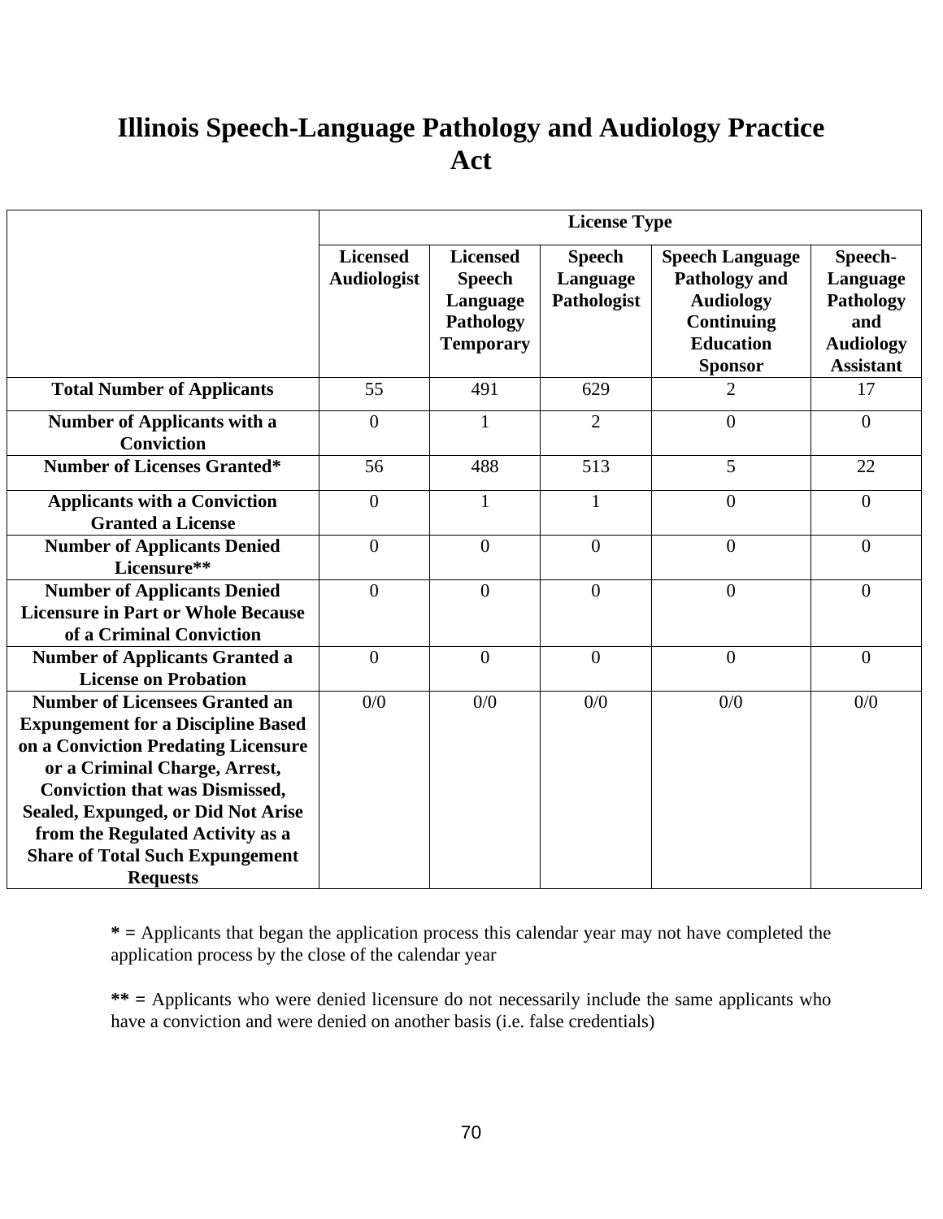# Illinois Speech-Language Pathology and Audiology Practice Act

| | License Type | | | | |
|---|---|---|---|---|---|
| | **Licensed Audiologist** | **Licensed Speech Language Pathology Temporary** | **Speech Language Pathologist** | **Speech Language Pathology and Audiology Continuing Education Sponsor** | **Speech-Language Pathology and Audiology Assistant** |
| **Total Number of Applicants** | 55 | 491 | 629 | 2 | 17 |
| **Number of Applicants with a Conviction** | 0 | 1 | 2 | 0 | 0 |
| **Number of Licenses Granted*** | 56 | 488 | 513 | 5 | 22 |
| **Applicants with a Conviction Granted a License** | 0 | 1 | 1 | 0 | 0 |
| **Number of Applicants Denied Licensure**** | 0 | 0 | 0 | 0 | 0 |
| **Number of Applicants Denied Licensure in Part or Whole Because of a Criminal Conviction** | 0 | 0 | 0 | 0 | 0 |
| **Number of Applicants Granted a License on Probation** | 0 | 0 | 0 | 0 | 0 |
| **Number of Licensees Granted an Expungement for a Discipline Based on a Conviction Predating Licensure or a Criminal Charge, Arrest, Conviction that was Dismissed, Sealed, Expunged, or Did Not Arise from the Regulated Activity as a Share of Total Such Expungement Requests** | 0/0 | 0/0 | 0/0 | 0/0 | 0/0 |

**\* =** Applicants that began the application process this calendar year may not have completed the application process by the close of the calendar year

**\*\* =** Applicants who were denied licensure do not necessarily include the same applicants who have a conviction and were denied on another basis (i.e. false credentials)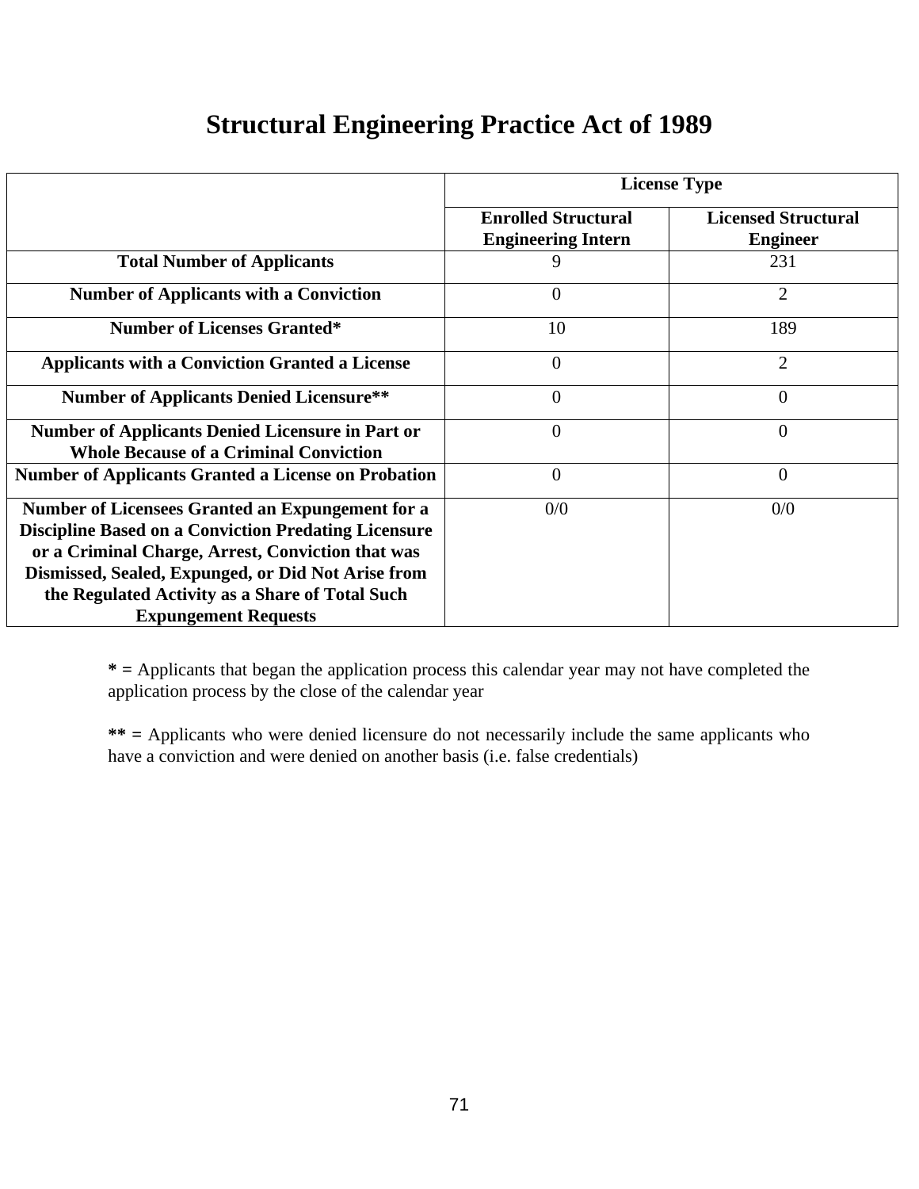# Structural Engineering Practice Act of 1989

| | License Type | |
|---|---|---|
| | **Enrolled Structural Engineering Intern** | **Licensed Structural Engineer** |
| **Total Number of Applicants** | 9 | 231 |
| **Number of Applicants with a Conviction** | 0 | 2 |
| **Number of Licenses Granted*** | 10 | 189 |
| **Applicants with a Conviction Granted a License** | 0 | 2 |
| **Number of Applicants Denied Licensure**** | 0 | 0 |
| **Number of Applicants Denied Licensure in Part or Whole Because of a Criminal Conviction** | 0 | 0 |
| **Number of Applicants Granted a License on Probation** | 0 | 0 |
| **Number of Licensees Granted an Expungement for a Discipline Based on a Conviction Predating Licensure or a Criminal Charge, Arrest, Conviction that was Dismissed, Sealed, Expunged, or Did Not Arise from the Regulated Activity as a Share of Total Such Expungement Requests** | 0/0 | 0/0 |

**\* =** Applicants that began the application process this calendar year may not have completed the application process by the close of the calendar year

**\*\* =** Applicants who were denied licensure do not necessarily include the same applicants who have a conviction and were denied on another basis (i.e. false credentials)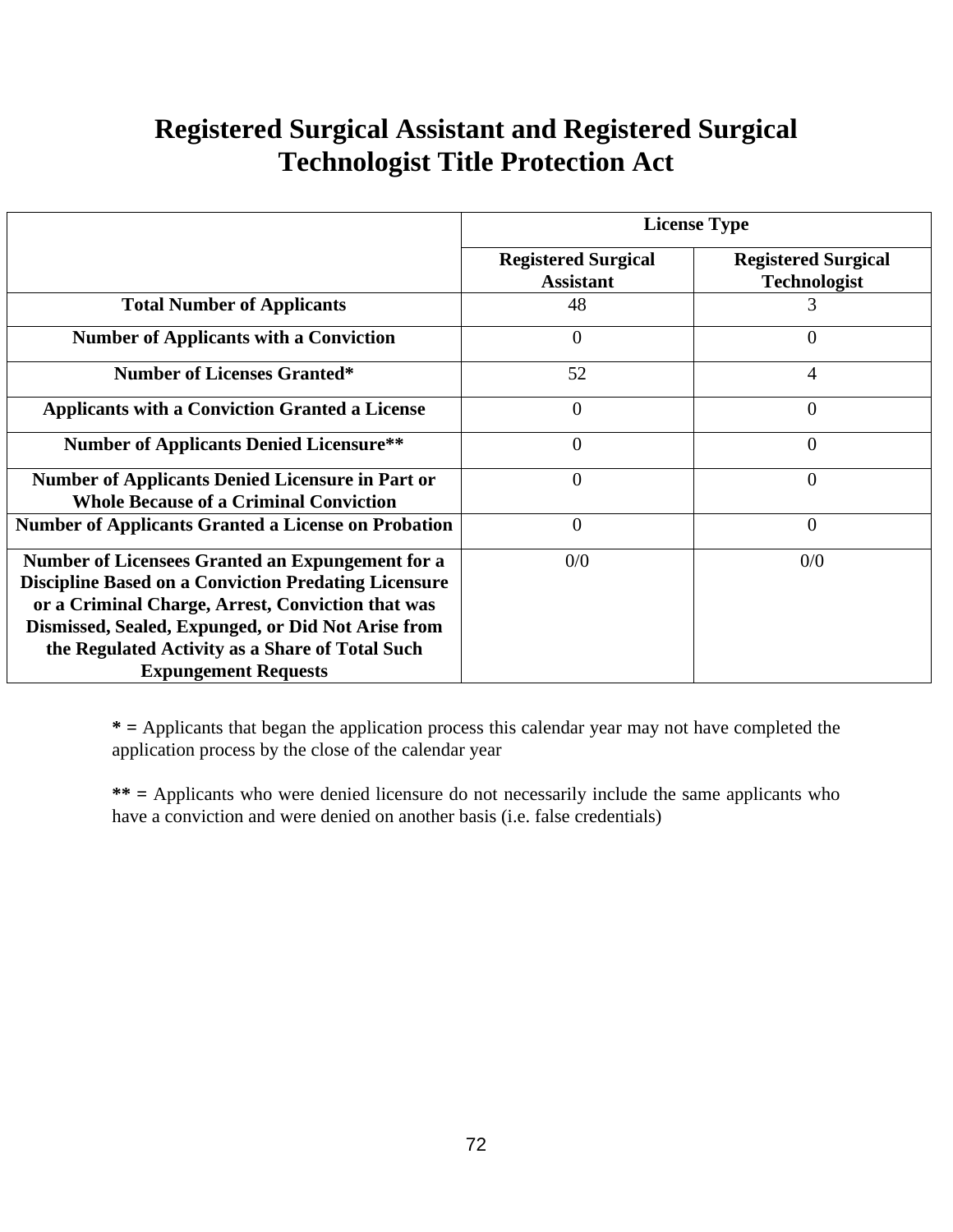# Registered Surgical Assistant and Registered Surgical Technologist Title Protection Act

| | License Type | |
|---|---|---|
| | Registered Surgical Assistant | Registered Surgical Technologist |
| **Total Number of Applicants** | 48 | 3 |
| **Number of Applicants with a Conviction** | 0 | 0 |
| **Number of Licenses Granted*** | 52 | 4 |
| **Applicants with a Conviction Granted a License** | 0 | 0 |
| **Number of Applicants Denied Licensure**** | 0 | 0 |
| **Number of Applicants Denied Licensure in Part or Whole Because of a Criminal Conviction** | 0 | 0 |
| **Number of Applicants Granted a License on Probation** | 0 | 0 |
| **Number of Licensees Granted an Expungement for a Discipline Based on a Conviction Predating Licensure or a Criminal Charge, Arrest, Conviction that was Dismissed, Sealed, Expunged, or Did Not Arise from the Regulated Activity as a Share of Total Such Expungement Requests** | 0/0 | 0/0 |

**\* =** Applicants that began the application process this calendar year may not have completed the application process by the close of the calendar year

**\*\* =** Applicants who were denied licensure do not necessarily include the same applicants who have a conviction and were denied on another basis (i.e. false credentials)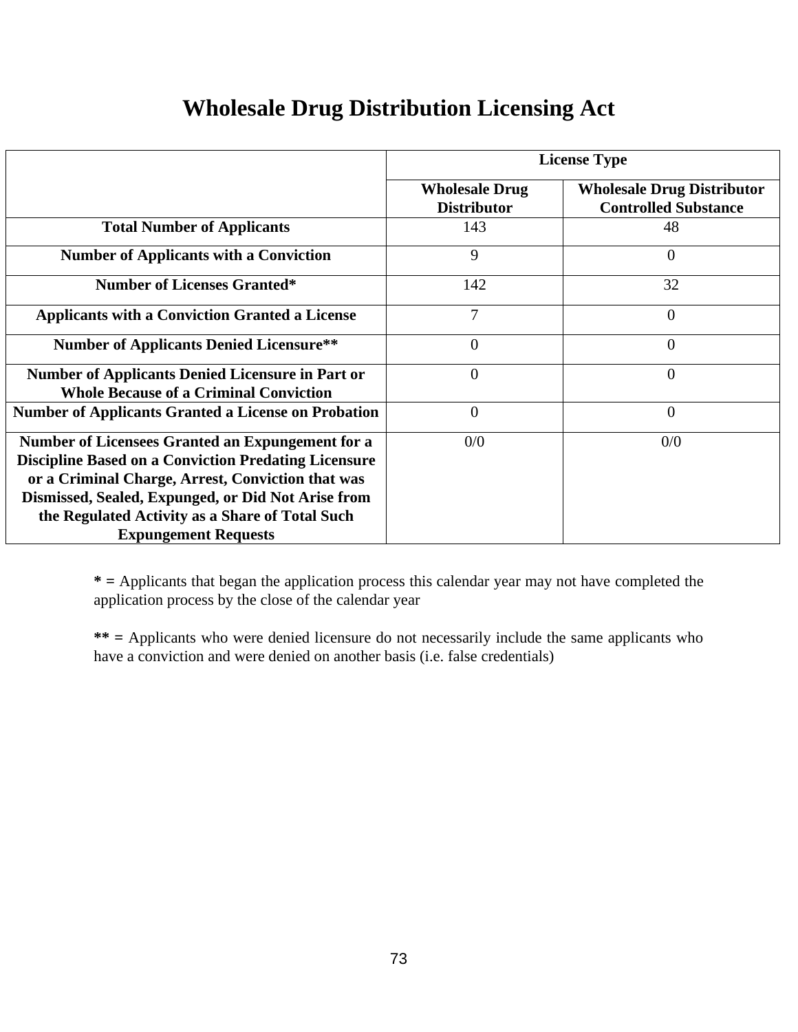# Wholesale Drug Distribution Licensing Act

| | License Type | |
|---|---|---|
| | **Wholesale Drug Distributor** | **Wholesale Drug Distributor Controlled Substance** |
| **Total Number of Applicants** | 143 | 48 |
| **Number of Applicants with a Conviction** | 9 | 0 |
| **Number of Licenses Granted*** | 142 | 32 |
| **Applicants with a Conviction Granted a License** | 7 | 0 |
| **Number of Applicants Denied Licensure**** | 0 | 0 |
| **Number of Applicants Denied Licensure in Part or Whole Because of a Criminal Conviction** | 0 | 0 |
| **Number of Applicants Granted a License on Probation** | 0 | 0 |
| **Number of Licensees Granted an Expungement for a Discipline Based on a Conviction Predating Licensure or a Criminal Charge, Arrest, Conviction that was Dismissed, Sealed, Expunged, or Did Not Arise from the Regulated Activity as a Share of Total Such Expungement Requests** | 0/0 | 0/0 |

**\* =** Applicants that began the application process this calendar year may not have completed the application process by the close of the calendar year

**\*\* =** Applicants who were denied licensure do not necessarily include the same applicants who have a conviction and were denied on another basis (i.e. false credentials)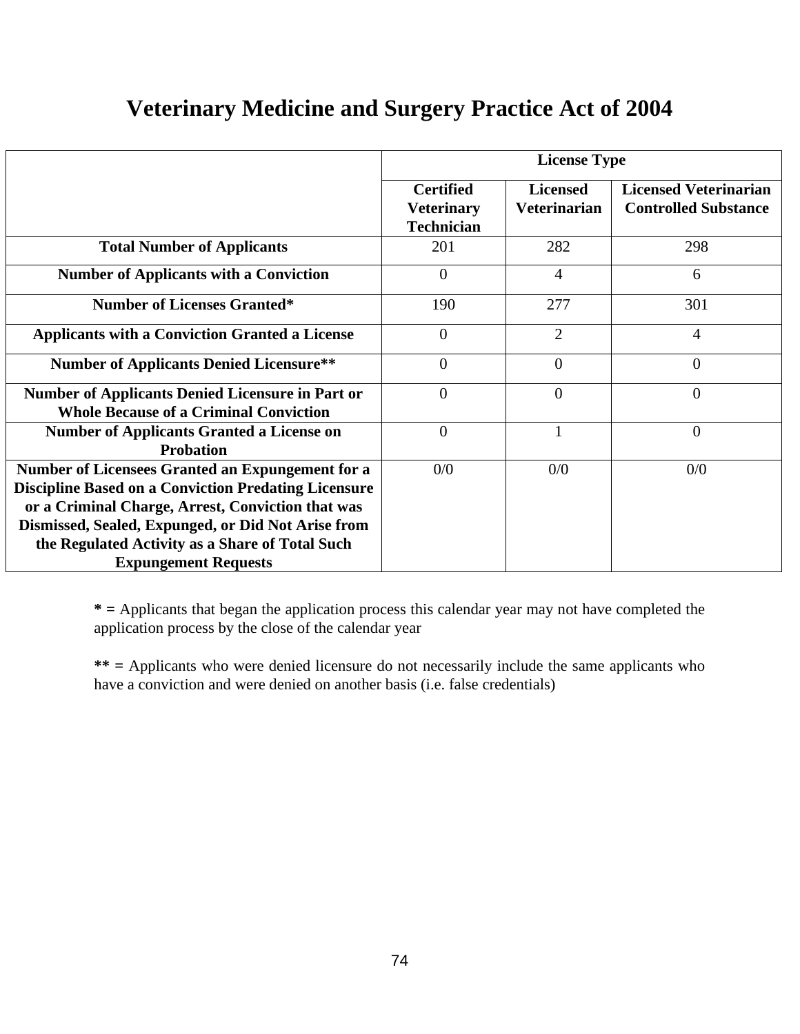# Veterinary Medicine and Surgery Practice Act of 2004

| | License Type | | |
|---|---|---|---|
| | **Certified Veterinary Technician** | **Licensed Veterinarian** | **Licensed Veterinarian Controlled Substance** |
| **Total Number of Applicants** | 201 | 282 | 298 |
| **Number of Applicants with a Conviction** | 0 | 4 | 6 |
| **Number of Licenses Granted*** | 190 | 277 | 301 |
| **Applicants with a Conviction Granted a License** | 0 | 2 | 4 |
| **Number of Applicants Denied Licensure**** | 0 | 0 | 0 |
| **Number of Applicants Denied Licensure in Part or Whole Because of a Criminal Conviction** | 0 | 0 | 0 |
| **Number of Applicants Granted a License on Probation** | 0 | 1 | 0 |
| **Number of Licensees Granted an Expungement for a Discipline Based on a Conviction Predating Licensure or a Criminal Charge, Arrest, Conviction that was Dismissed, Sealed, Expunged, or Did Not Arise from the Regulated Activity as a Share of Total Such Expungement Requests** | 0/0 | 0/0 | 0/0 |

**\* =** Applicants that began the application process this calendar year may not have completed the application process by the close of the calendar year

**\*\* =** Applicants who were denied licensure do not necessarily include the same applicants who have a conviction and were denied on another basis (i.e. false credentials)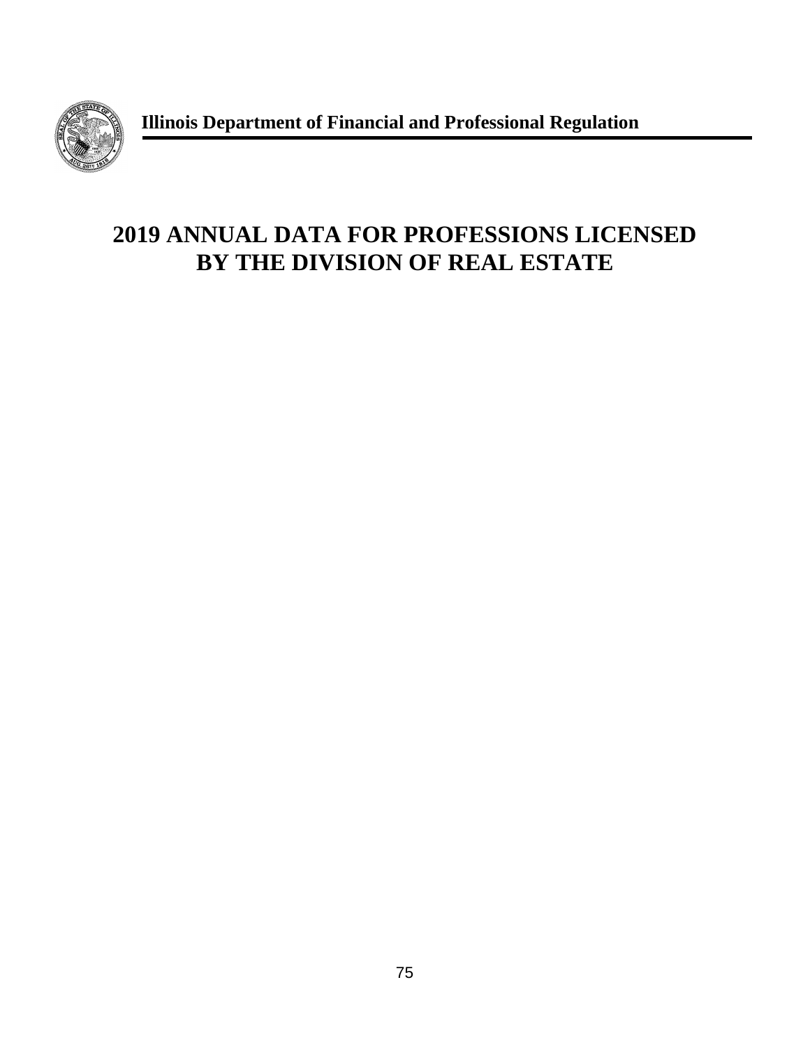**Illinois Department of Financial and Professional Regulation**

# 2019 ANNUAL DATA FOR PROFESSIONS LICENSED BY THE DIVISION OF REAL ESTATE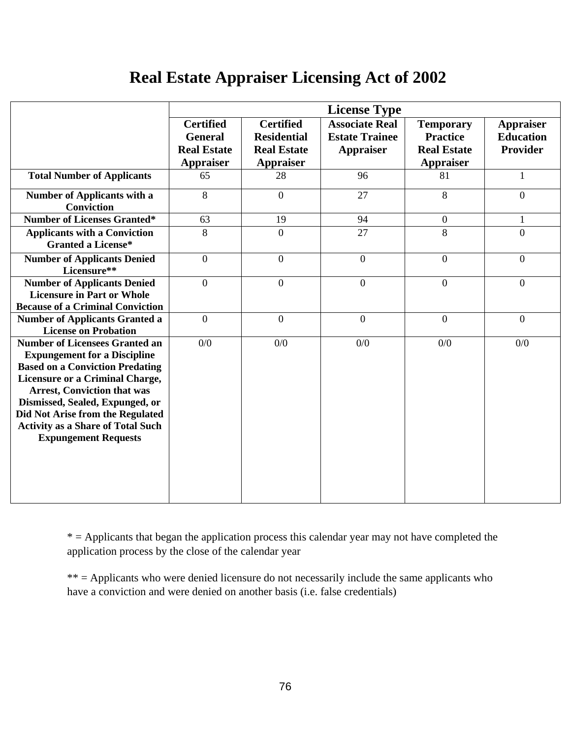# Real Estate Appraiser Licensing Act of 2002

| | License Type | | | | |
|---|---|---|---|---|---|
| | **Certified General Real Estate Appraiser** | **Certified Residential Real Estate Appraiser** | **Associate Real Estate Trainee Appraiser** | **Temporary Practice Real Estate Appraiser** | **Appraiser Education Provider** |
| **Total Number of Applicants** | 65 | 28 | 96 | 81 | 1 |
| **Number of Applicants with a Conviction** | 8 | 0 | 27 | 8 | 0 |
| **Number of Licenses Granted*** | 63 | 19 | 94 | 0 | 1 |
| **Applicants with a Conviction Granted a License*** | 8 | 0 | 27 | 8 | 0 |
| **Number of Applicants Denied Licensure**** | 0 | 0 | 0 | 0 | 0 |
| **Number of Applicants Denied Licensure in Part or Whole Because of a Criminal Conviction** | 0 | 0 | 0 | 0 | 0 |
| **Number of Applicants Granted a License on Probation** | 0 | 0 | 0 | 0 | 0 |
| **Number of Licensees Granted an Expungement for a Discipline Based on a Conviction Predating Licensure or a Criminal Charge, Arrest, Conviction that was Dismissed, Sealed, Expunged, or Did Not Arise from the Regulated Activity as a Share of Total Such Expungement Requests** | 0/0 | 0/0 | 0/0 | 0/0 | 0/0 |

* = Applicants that began the application process this calendar year may not have completed the application process by the close of the calendar year

** = Applicants who were denied licensure do not necessarily include the same applicants who have a conviction and were denied on another basis (i.e. false credentials)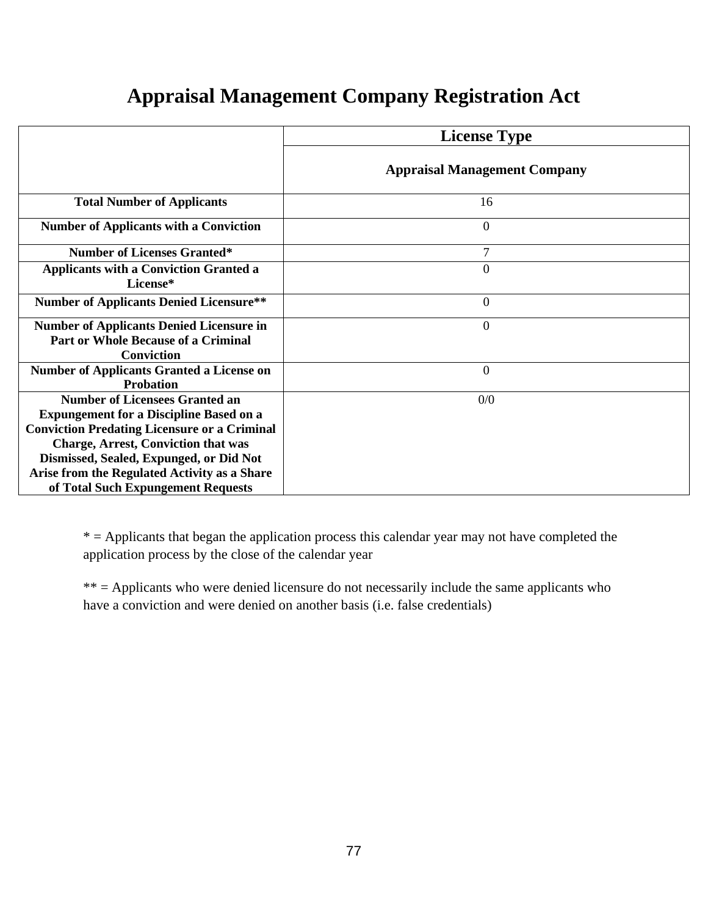# Appraisal Management Company Registration Act

| | License Type |
|---|---|
| | **Appraisal Management Company** |
| **Total Number of Applicants** | 16 |
| **Number of Applicants with a Conviction** | 0 |
| **Number of Licenses Granted*** | 7 |
| **Applicants with a Conviction Granted a License*** | 0 |
| **Number of Applicants Denied Licensure**** | 0 |
| **Number of Applicants Denied Licensure in Part or Whole Because of a Criminal Conviction** | 0 |
| **Number of Applicants Granted a License on Probation** | 0 |
| **Number of Licensees Granted an Expungement for a Discipline Based on a Conviction Predating Licensure or a Criminal Charge, Arrest, Conviction that was Dismissed, Sealed, Expunged, or Did Not Arise from the Regulated Activity as a Share of Total Such Expungement Requests** | 0/0 |

* = Applicants that began the application process this calendar year may not have completed the application process by the close of the calendar year

** = Applicants who were denied licensure do not necessarily include the same applicants who have a conviction and were denied on another basis (i.e. false credentials)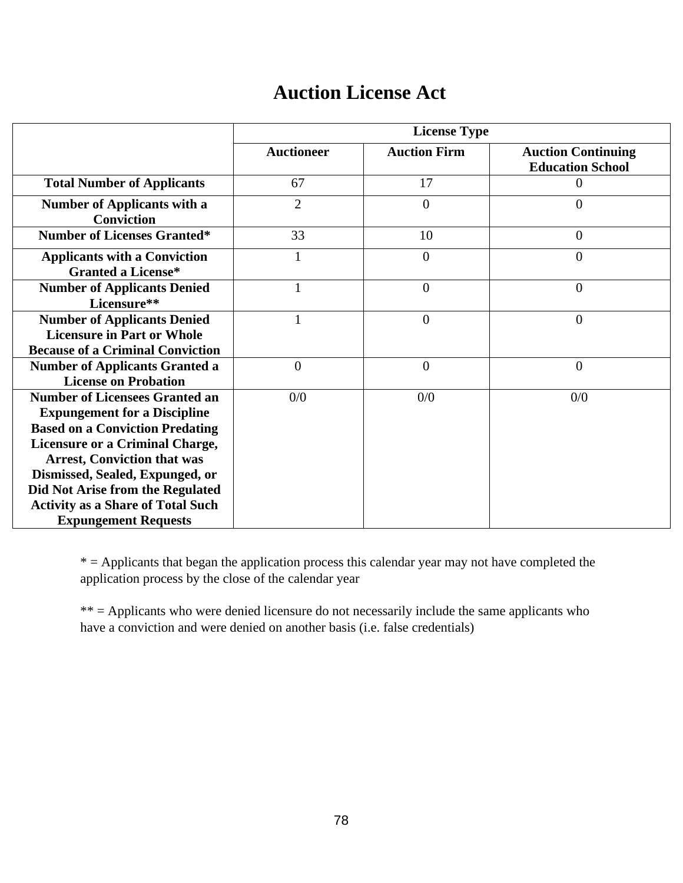# Auction License Act

| | License Type | | |
|---|---|---|---|
| | **Auctioneer** | **Auction Firm** | **Auction Continuing Education School** |
| **Total Number of Applicants** | 67 | 17 | 0 |
| **Number of Applicants with a Conviction** | 2 | 0 | 0 |
| **Number of Licenses Granted*** | 33 | 10 | 0 |
| **Applicants with a Conviction Granted a License*** | 1 | 0 | 0 |
| **Number of Applicants Denied Licensure**** | 1 | 0 | 0 |
| **Number of Applicants Denied Licensure in Part or Whole Because of a Criminal Conviction** | 1 | 0 | 0 |
| **Number of Applicants Granted a License on Probation** | 0 | 0 | 0 |
| **Number of Licensees Granted an Expungement for a Discipline Based on a Conviction Predating Licensure or a Criminal Charge, Arrest, Conviction that was Dismissed, Sealed, Expunged, or Did Not Arise from the Regulated Activity as a Share of Total Such Expungement Requests** | 0/0 | 0/0 | 0/0 |

* = Applicants that began the application process this calendar year may not have completed the application process by the close of the calendar year

** = Applicants who were denied licensure do not necessarily include the same applicants who have a conviction and were denied on another basis (i.e. false credentials)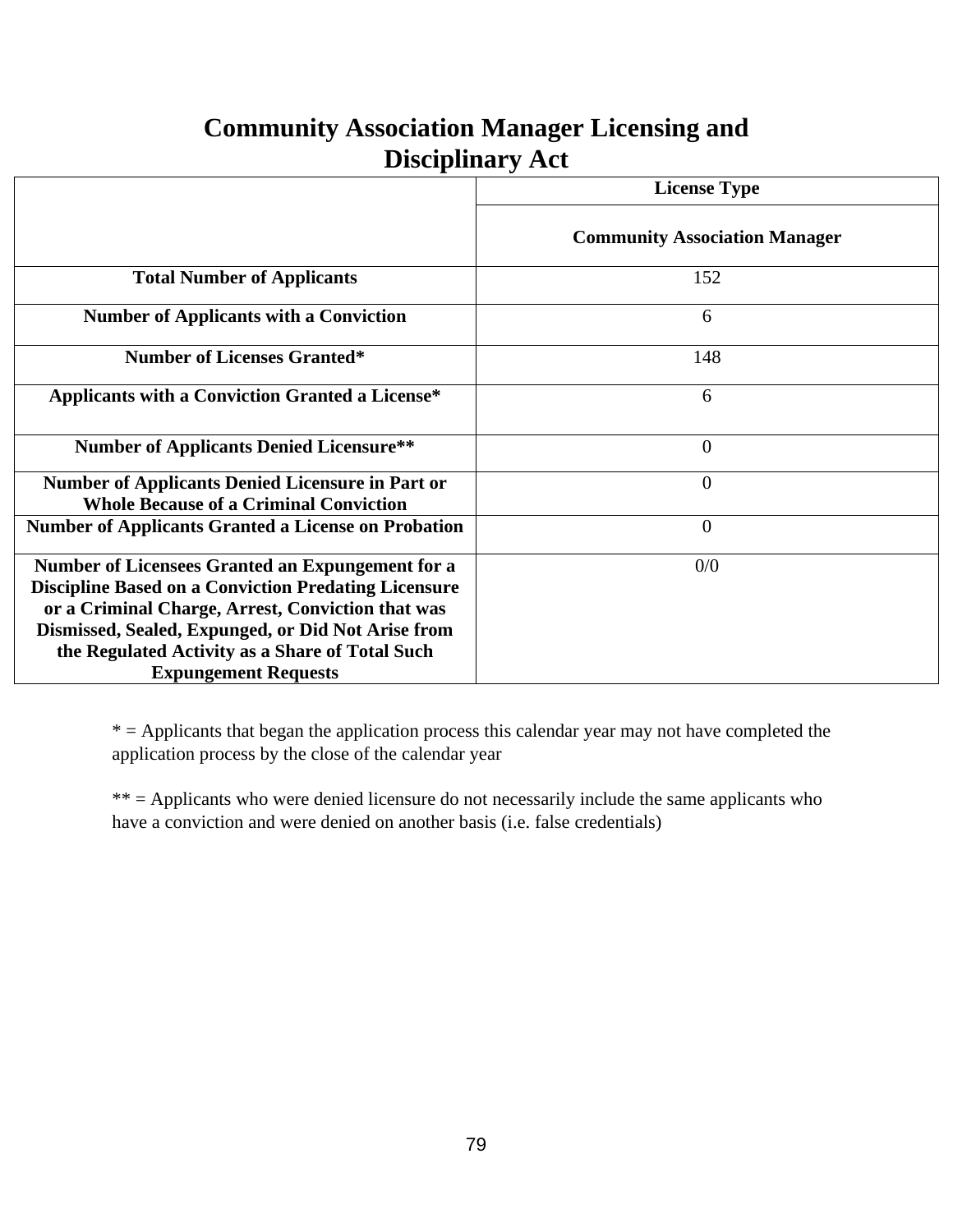# Community Association Manager Licensing and Disciplinary Act

| | License Type |
|---|---|
| | **Community Association Manager** |
| **Total Number of Applicants** | 152 |
| **Number of Applicants with a Conviction** | 6 |
| **Number of Licenses Granted*** | 148 |
| **Applicants with a Conviction Granted a License*** | 6 |
| **Number of Applicants Denied Licensure**** | 0 |
| **Number of Applicants Denied Licensure in Part or Whole Because of a Criminal Conviction** | 0 |
| **Number of Applicants Granted a License on Probation** | 0 |
| **Number of Licensees Granted an Expungement for a Discipline Based on a Conviction Predating Licensure or a Criminal Charge, Arrest, Conviction that was Dismissed, Sealed, Expunged, or Did Not Arise from the Regulated Activity as a Share of Total Such Expungement Requests** | 0/0 |

* = Applicants that began the application process this calendar year may not have completed the application process by the close of the calendar year

** = Applicants who were denied licensure do not necessarily include the same applicants who have a conviction and were denied on another basis (i.e. false credentials)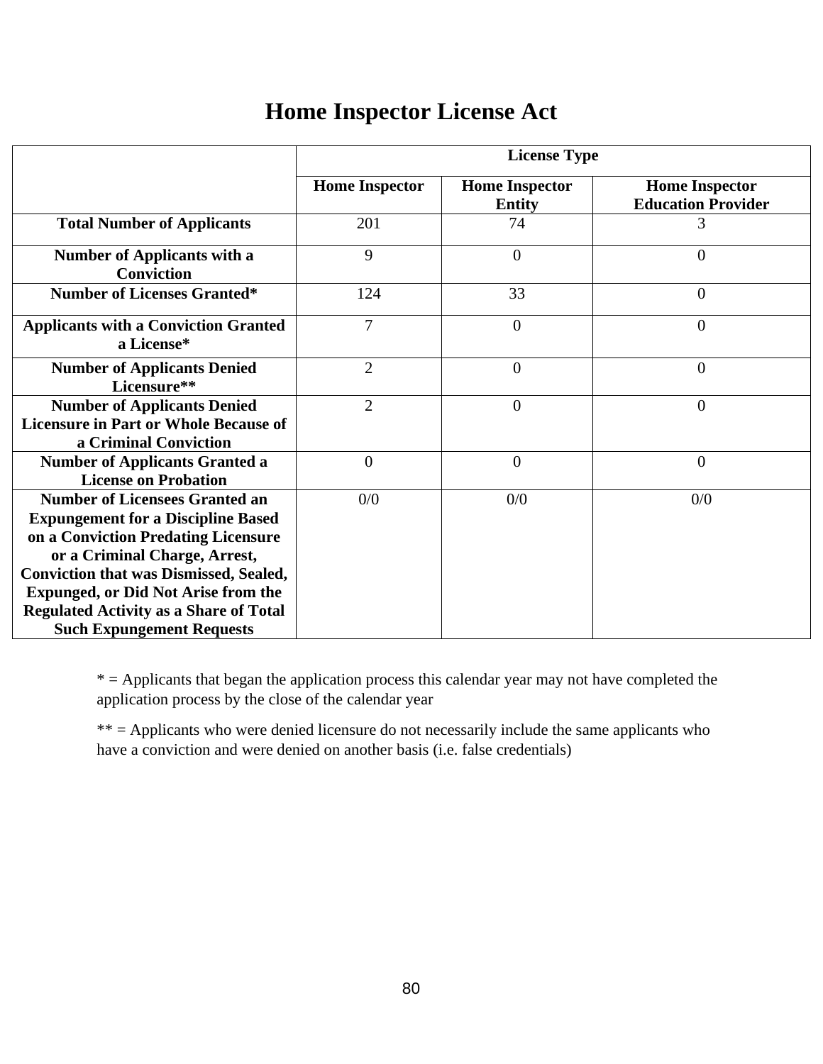# Home Inspector License Act

| | License Type | | |
|---|---|---|---|
| | Home Inspector | Home Inspector Entity | Home Inspector Education Provider |
| **Total Number of Applicants** | 201 | 74 | 3 |
| **Number of Applicants with a Conviction** | 9 | 0 | 0 |
| **Number of Licenses Granted*** | 124 | 33 | 0 |
| **Applicants with a Conviction Granted a License*** | 7 | 0 | 0 |
| **Number of Applicants Denied Licensure**** | 2 | 0 | 0 |
| **Number of Applicants Denied Licensure in Part or Whole Because of a Criminal Conviction** | 2 | 0 | 0 |
| **Number of Applicants Granted a License on Probation** | 0 | 0 | 0 |
| **Number of Licensees Granted an Expungement for a Discipline Based on a Conviction Predating Licensure or a Criminal Charge, Arrest, Conviction that was Dismissed, Sealed, Expunged, or Did Not Arise from the Regulated Activity as a Share of Total Such Expungement Requests** | 0/0 | 0/0 | 0/0 |

* = Applicants that began the application process this calendar year may not have completed the application process by the close of the calendar year

** = Applicants who were denied licensure do not necessarily include the same applicants who have a conviction and were denied on another basis (i.e. false credentials)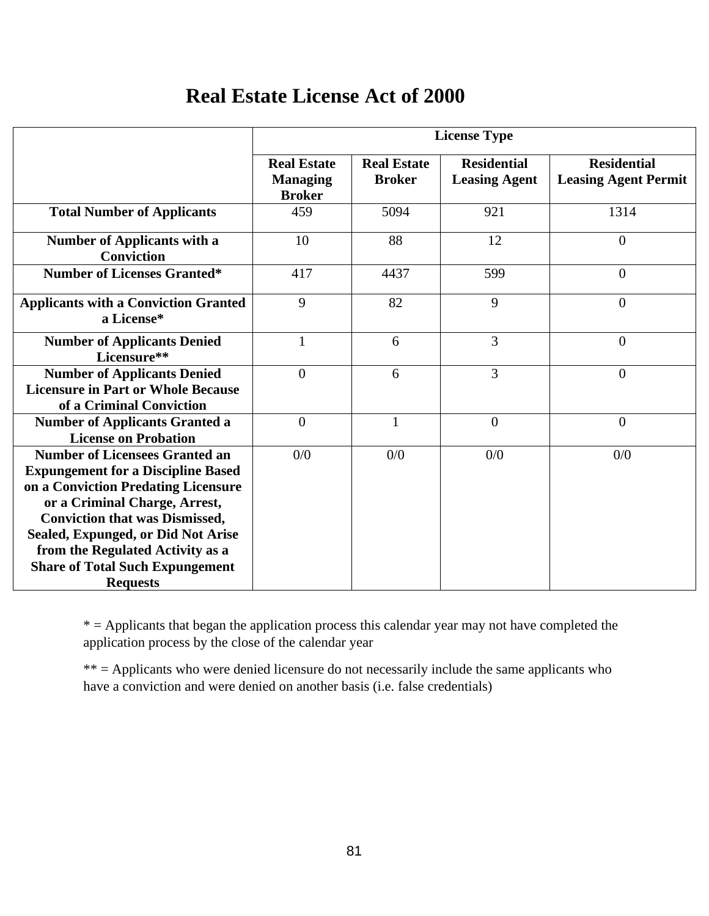# Real Estate License Act of 2000

| | License Type | | | |
|---|---|---|---|---|
| | Real Estate Managing Broker | Real Estate Broker | Residential Leasing Agent | Residential Leasing Agent Permit |
| **Total Number of Applicants** | 459 | 5094 | 921 | 1314 |
| **Number of Applicants with a Conviction** | 10 | 88 | 12 | 0 |
| **Number of Licenses Granted*** | 417 | 4437 | 599 | 0 |
| **Applicants with a Conviction Granted a License*** | 9 | 82 | 9 | 0 |
| **Number of Applicants Denied Licensure**** | 1 | 6 | 3 | 0 |
| **Number of Applicants Denied Licensure in Part or Whole Because of a Criminal Conviction** | 0 | 6 | 3 | 0 |
| **Number of Applicants Granted a License on Probation** | 0 | 1 | 0 | 0 |
| **Number of Licensees Granted an Expungement for a Discipline Based on a Conviction Predating Licensure or a Criminal Charge, Arrest, Conviction that was Dismissed, Sealed, Expunged, or Did Not Arise from the Regulated Activity as a Share of Total Such Expungement Requests** | 0/0 | 0/0 | 0/0 | 0/0 |

* = Applicants that began the application process this calendar year may not have completed the application process by the close of the calendar year

** = Applicants who were denied licensure do not necessarily include the same applicants who have a conviction and were denied on another basis (i.e. false credentials)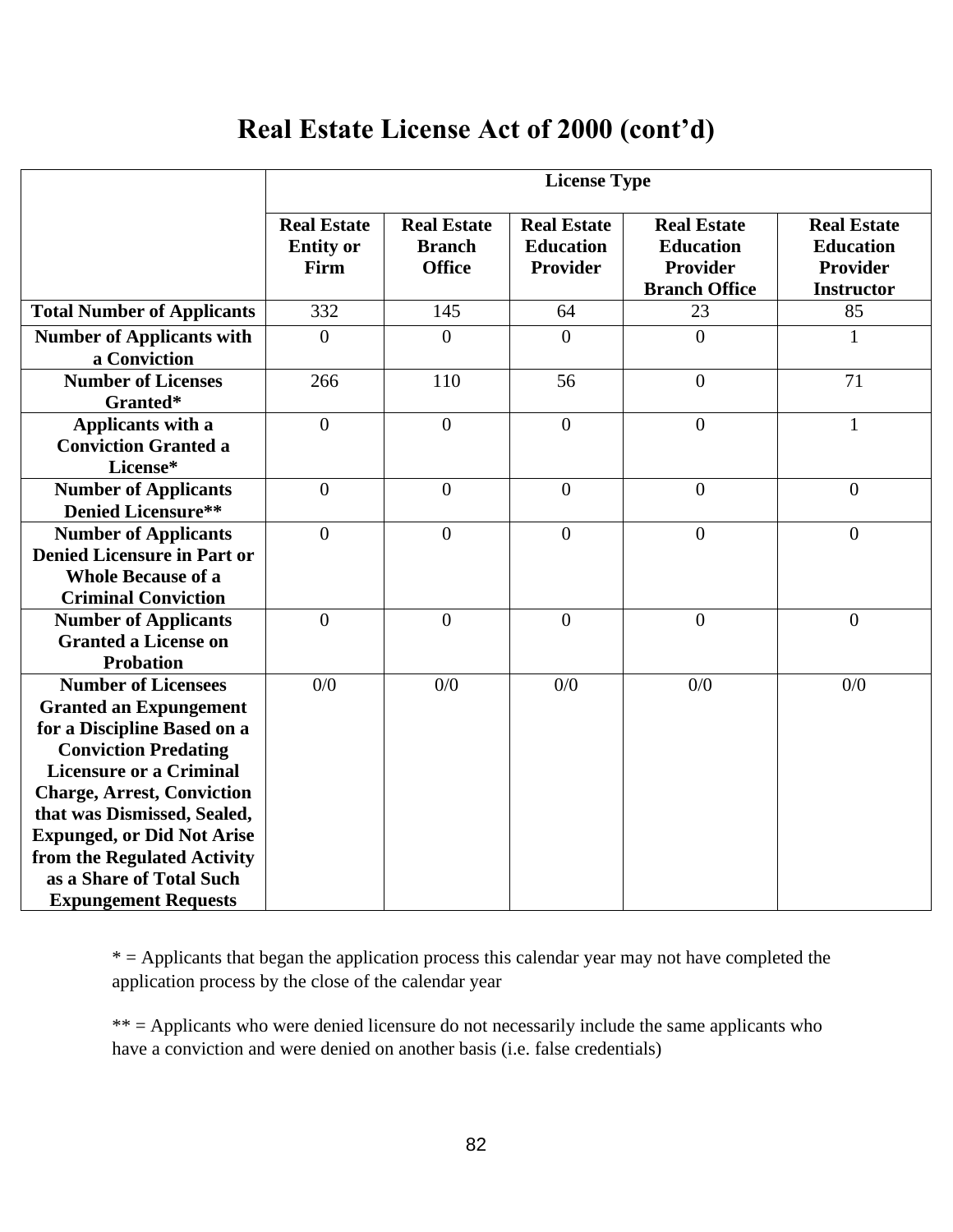# Real Estate License Act of 2000 (cont'd)

| | License Type | | | | |
|---|---|---|---|---|---|
| | **Real Estate Entity or Firm** | **Real Estate Branch Office** | **Real Estate Education Provider** | **Real Estate Education Provider Branch Office** | **Real Estate Education Provider Instructor** |
| **Total Number of Applicants** | 332 | 145 | 64 | 23 | 85 |
| **Number of Applicants with a Conviction** | 0 | 0 | 0 | 0 | 1 |
| **Number of Licenses Granted*** | 266 | 110 | 56 | 0 | 71 |
| **Applicants with a Conviction Granted a License*** | 0 | 0 | 0 | 0 | 1 |
| **Number of Applicants Denied Licensure**** | 0 | 0 | 0 | 0 | 0 |
| **Number of Applicants Denied Licensure in Part or Whole Because of a Criminal Conviction** | 0 | 0 | 0 | 0 | 0 |
| **Number of Applicants Granted a License on Probation** | 0 | 0 | 0 | 0 | 0 |
| **Number of Licensees Granted an Expungement for a Discipline Based on a Conviction Predating Licensure or a Criminal Charge, Arrest, Conviction that was Dismissed, Sealed, Expunged, or Did Not Arise from the Regulated Activity as a Share of Total Such Expungement Requests** | 0/0 | 0/0 | 0/0 | 0/0 | 0/0 |

* = Applicants that began the application process this calendar year may not have completed the application process by the close of the calendar year

** = Applicants who were denied licensure do not necessarily include the same applicants who have a conviction and were denied on another basis (i.e. false credentials)